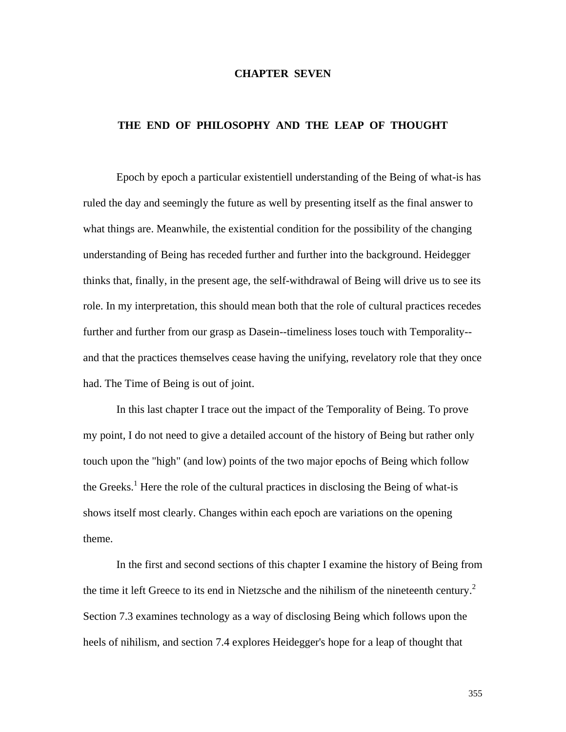# CHAPTER SEVEN

## THE END OF PHILOSOPHY AND THE LEAP OF THOUGHT

Epoch by epoch a particular existentiell understanding of the Being of what-is has ruled the day and seemingly the future as well by presenting itself as the final answer to what things are. Meanwhile, the existential condition for the possibility of the changing understanding of Being has receded further and further into the background. Heidegger thinks that, finally, in the present age, the self-withdrawal of Being will drive us to see its role. In my interpretation, this should mean both that the role of cultural practices recedes further and further from our grasp as Dasein--timeliness loses touch with Temporality--and that the practices themselves cease having the unifying, revelatory role that they once had. The Time of Being is out of joint.

In this last chapter I trace out the impact of the Temporality of Being. To prove my point, I do not need to give a detailed account of the history of Being but rather only touch upon the "high" (and low) points of the two major epochs of Being which follow the Greeks.[1] Here the role of the cultural practices in disclosing the Being of what-is shows itself most clearly. Changes within each epoch are variations on the opening theme.

In the first and second sections of this chapter I examine the history of Being from the time it left Greece to its end in Nietzsche and the nihilism of the nineteenth century.[2] Section 7.3 examines technology as a way of disclosing Being which follows upon the heels of nihilism, and section 7.4 explores Heidegger's hope for a leap of thought that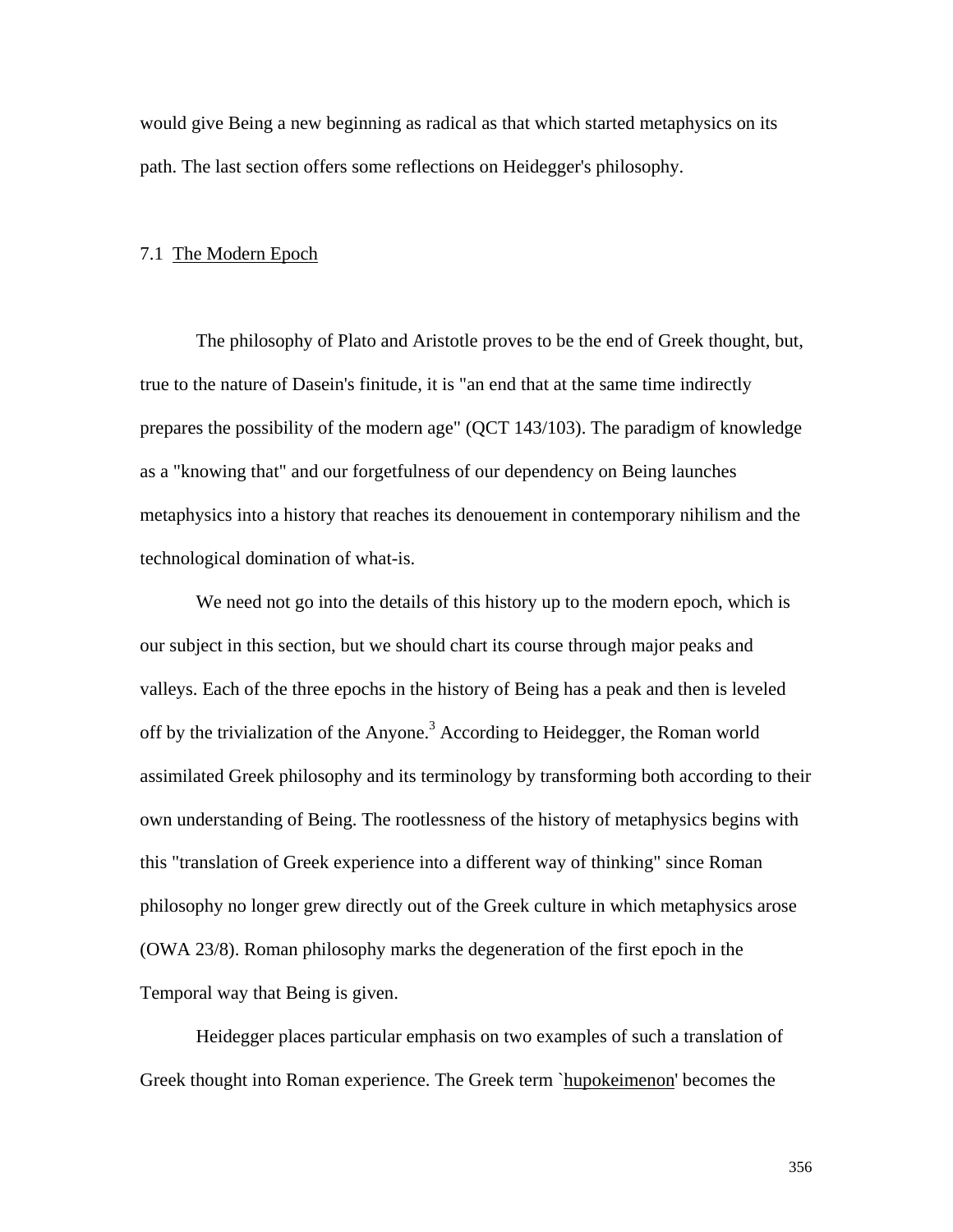would give Being a new beginning as radical as that which started metaphysics on its path. The last section offers some reflections on Heidegger's philosophy.

## 7.1 The Modern Epoch

The philosophy of Plato and Aristotle proves to be the end of Greek thought, but, true to the nature of Dasein's finitude, it is "an end that at the same time indirectly prepares the possibility of the modern age" (QCT 143/103). The paradigm of knowledge as a "knowing that" and our forgetfulness of our dependency on Being launches metaphysics into a history that reaches its denouement in contemporary nihilism and the technological domination of what-is.

We need not go into the details of this history up to the modern epoch, which is our subject in this section, but we should chart its course through major peaks and valleys. Each of the three epochs in the history of Being has a peak and then is leveled off by the trivialization of the Anyone.[3] According to Heidegger, the Roman world assimilated Greek philosophy and its terminology by transforming both according to their own understanding of Being. The rootlessness of the history of metaphysics begins with this "translation of Greek experience into a different way of thinking" since Roman philosophy no longer grew directly out of the Greek culture in which metaphysics arose (OWA 23/8). Roman philosophy marks the degeneration of the first epoch in the Temporal way that Being is given.

Heidegger places particular emphasis on two examples of such a translation of Greek thought into Roman experience. The Greek term `hupokeimenon' becomes the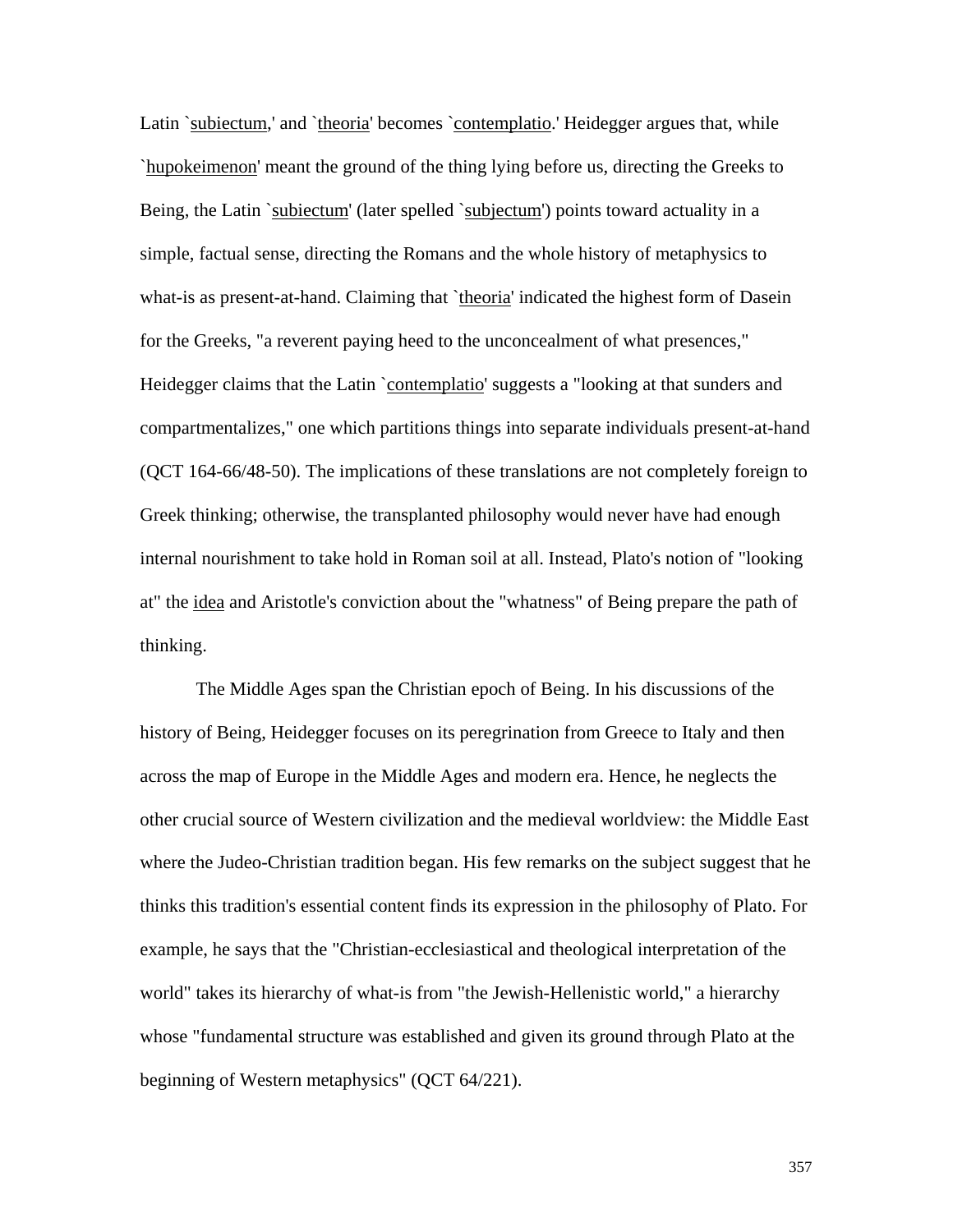Latin `<u>subiectum</u>,' and `<u>theoria</u>' becomes `<u>contemplatio</u>.' Heidegger argues that, while `<u>hupokeimenon</u>' meant the ground of the thing lying before us, directing the Greeks to Being, the Latin `<u>subiectum</u>' (later spelled `<u>subjectum</u>') points toward actuality in a simple, factual sense, directing the Romans and the whole history of metaphysics to what-is as present-at-hand. Claiming that `<u>theoria</u>' indicated the highest form of Dasein for the Greeks, "a reverent paying heed to the unconcealment of what presences," Heidegger claims that the Latin `<u>contemplatio</u>' suggests a "looking at that sunders and compartmentalizes," one which partitions things into separate individuals present-at-hand (QCT 164-66/48-50). The implications of these translations are not completely foreign to Greek thinking; otherwise, the transplanted philosophy would never have had enough internal nourishment to take hold in Roman soil at all. Instead, Plato's notion of "looking at" the <u>idea</u> and Aristotle's conviction about the "whatness" of Being prepare the path of thinking.

The Middle Ages span the Christian epoch of Being. In his discussions of the history of Being, Heidegger focuses on its peregrination from Greece to Italy and then across the map of Europe in the Middle Ages and modern era. Hence, he neglects the other crucial source of Western civilization and the medieval worldview: the Middle East where the Judeo-Christian tradition began. His few remarks on the subject suggest that he thinks this tradition's essential content finds its expression in the philosophy of Plato. For example, he says that the "Christian-ecclesiastical and theological interpretation of the world" takes its hierarchy of what-is from "the Jewish-Hellenistic world," a hierarchy whose "fundamental structure was established and given its ground through Plato at the beginning of Western metaphysics" (QCT 64/221).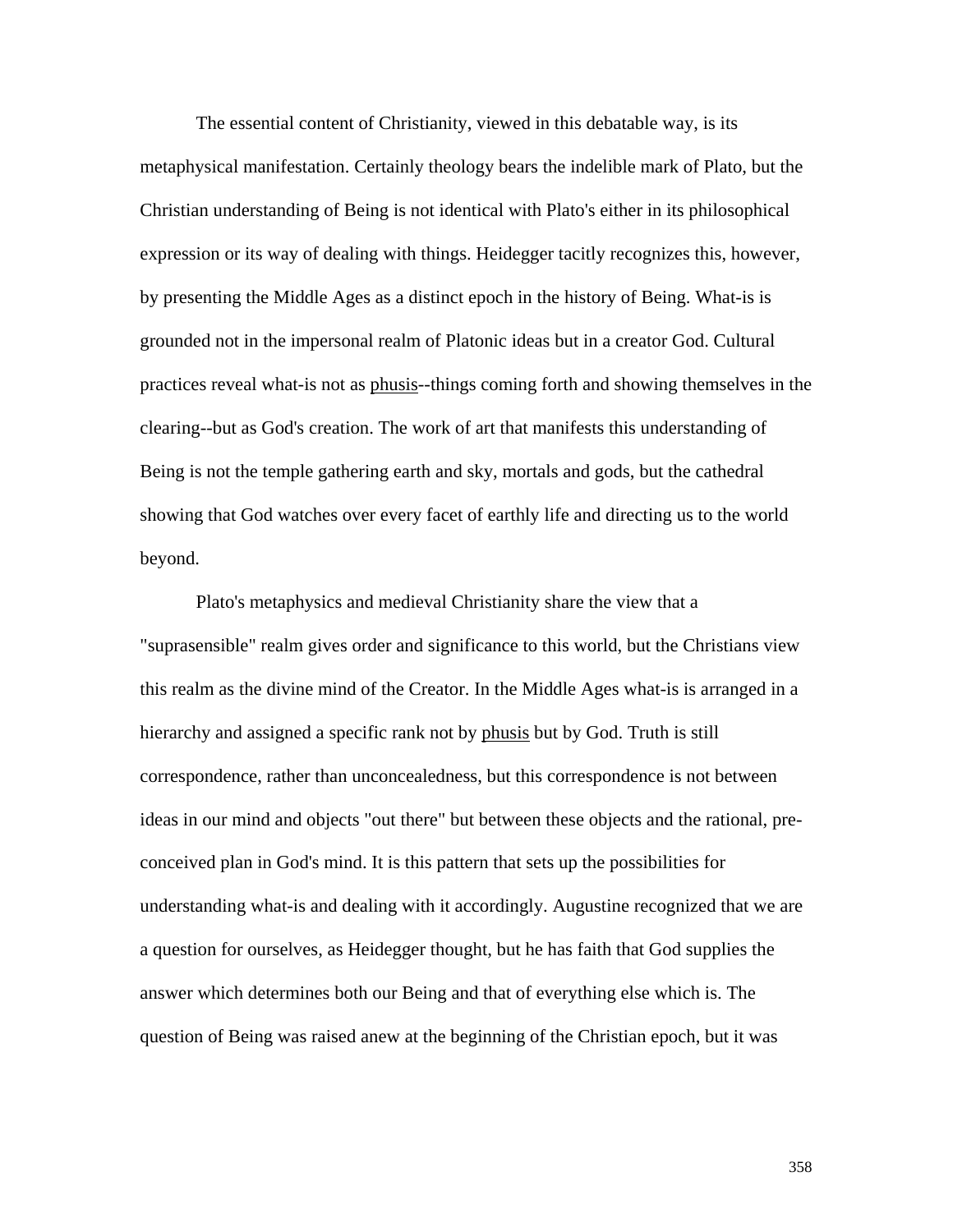The essential content of Christianity, viewed in this debatable way, is its metaphysical manifestation. Certainly theology bears the indelible mark of Plato, but the Christian understanding of Being is not identical with Plato's either in its philosophical expression or its way of dealing with things. Heidegger tacitly recognizes this, however, by presenting the Middle Ages as a distinct epoch in the history of Being. What-is is grounded not in the impersonal realm of Platonic ideas but in a creator God. Cultural practices reveal what-is not as _phusis_--things coming forth and showing themselves in the clearing--but as God's creation. The work of art that manifests this understanding of Being is not the temple gathering earth and sky, mortals and gods, but the cathedral showing that God watches over every facet of earthly life and directing us to the world beyond.

Plato's metaphysics and medieval Christianity share the view that a "suprasensible" realm gives order and significance to this world, but the Christians view this realm as the divine mind of the Creator. In the Middle Ages what-is is arranged in a hierarchy and assigned a specific rank not by _phusis_ but by God. Truth is still correspondence, rather than unconcealedness, but this correspondence is not between ideas in our mind and objects "out there" but between these objects and the rational, pre-conceived plan in God's mind. It is this pattern that sets up the possibilities for understanding what-is and dealing with it accordingly. Augustine recognized that we are a question for ourselves, as Heidegger thought, but he has faith that God supplies the answer which determines both our Being and that of everything else which is. The question of Being was raised anew at the beginning of the Christian epoch, but it was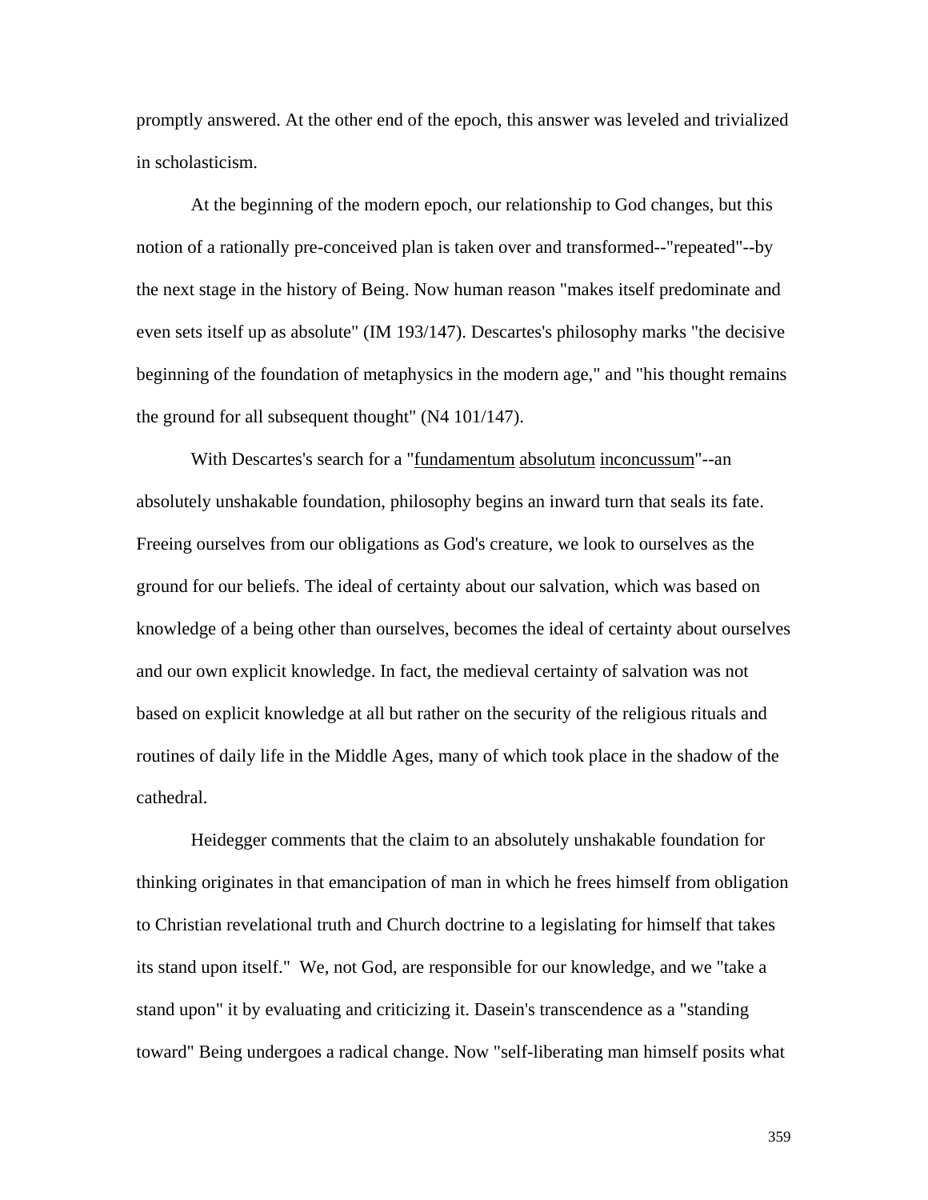promptly answered. At the other end of the epoch, this answer was leveled and trivialized in scholasticism.

At the beginning of the modern epoch, our relationship to God changes, but this notion of a rationally pre-conceived plan is taken over and transformed--"repeated"--by the next stage in the history of Being. Now human reason "makes itself predominate and even sets itself up as absolute" (IM 193/147). Descartes's philosophy marks "the decisive beginning of the foundation of metaphysics in the modern age," and "his thought remains the ground for all subsequent thought" (N4 101/147).

With Descartes's search for a "fundamentum absolutum inconcussum"--an absolutely unshakable foundation, philosophy begins an inward turn that seals its fate. Freeing ourselves from our obligations as God's creature, we look to ourselves as the ground for our beliefs. The ideal of certainty about our salvation, which was based on knowledge of a being other than ourselves, becomes the ideal of certainty about ourselves and our own explicit knowledge. In fact, the medieval certainty of salvation was not based on explicit knowledge at all but rather on the security of the religious rituals and routines of daily life in the Middle Ages, many of which took place in the shadow of the cathedral.

Heidegger comments that the claim to an absolutely unshakable foundation for thinking originates in that emancipation of man in which he frees himself from obligation to Christian revelational truth and Church doctrine to a legislating for himself that takes its stand upon itself." We, not God, are responsible for our knowledge, and we "take a stand upon" it by evaluating and criticizing it. Dasein's transcendence as a "standing toward" Being undergoes a radical change. Now "self-liberating man himself posits what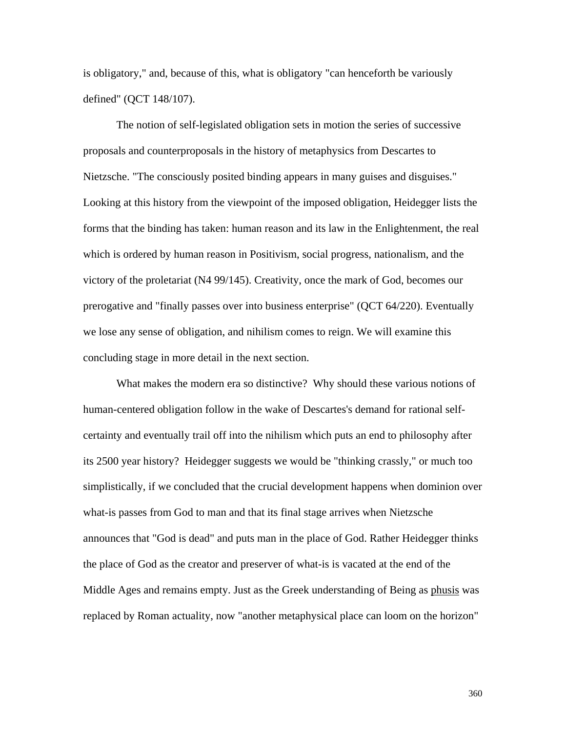is obligatory," and, because of this, what is obligatory "can henceforth be variously defined" (QCT 148/107).

The notion of self-legislated obligation sets in motion the series of successive proposals and counterproposals in the history of metaphysics from Descartes to Nietzsche. "The consciously posited binding appears in many guises and disguises." Looking at this history from the viewpoint of the imposed obligation, Heidegger lists the forms that the binding has taken: human reason and its law in the Enlightenment, the real which is ordered by human reason in Positivism, social progress, nationalism, and the victory of the proletariat (N4 99/145). Creativity, once the mark of God, becomes our prerogative and "finally passes over into business enterprise" (QCT 64/220). Eventually we lose any sense of obligation, and nihilism comes to reign. We will examine this concluding stage in more detail in the next section.

What makes the modern era so distinctive? Why should these various notions of human-centered obligation follow in the wake of Descartes's demand for rational self-certainty and eventually trail off into the nihilism which puts an end to philosophy after its 2500 year history? Heidegger suggests we would be "thinking crassly," or much too simplistically, if we concluded that the crucial development happens when dominion over what-is passes from God to man and that its final stage arrives when Nietzsche announces that "God is dead" and puts man in the place of God. Rather Heidegger thinks the place of God as the creator and preserver of what-is is vacated at the end of the Middle Ages and remains empty. Just as the Greek understanding of Being as <u>phusis</u> was replaced by Roman actuality, now "another metaphysical place can loom on the horizon"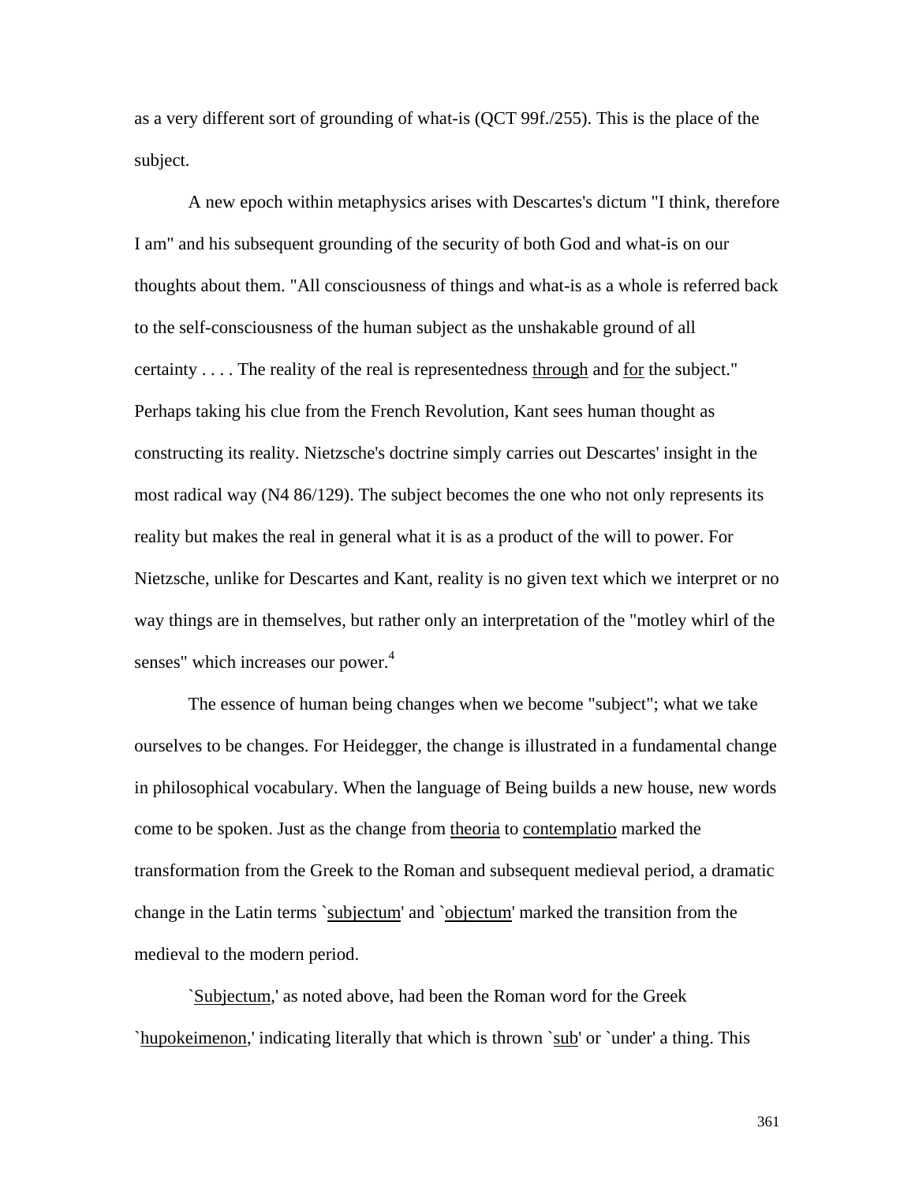as a very different sort of grounding of what-is (QCT 99f./255). This is the place of the subject.

A new epoch within metaphysics arises with Descartes's dictum "I think, therefore I am" and his subsequent grounding of the security of both God and what-is on our thoughts about them. "All consciousness of things and what-is as a whole is referred back to the self-consciousness of the human subject as the unshakable ground of all certainty . . . . The reality of the real is representedness _through_ and _for_ the subject." Perhaps taking his clue from the French Revolution, Kant sees human thought as constructing its reality. Nietzsche's doctrine simply carries out Descartes' insight in the most radical way (N4 86/129). The subject becomes the one who not only represents its reality but makes the real in general what it is as a product of the will to power. For Nietzsche, unlike for Descartes and Kant, reality is no given text which we interpret or no way things are in themselves, but rather only an interpretation of the "motley whirl of the senses" which increases our power.[4]

The essence of human being changes when we become "subject"; what we take ourselves to be changes. For Heidegger, the change is illustrated in a fundamental change in philosophical vocabulary. When the language of Being builds a new house, new words come to be spoken. Just as the change from _theoria_ to _contemplatio_ marked the transformation from the Greek to the Roman and subsequent medieval period, a dramatic change in the Latin terms `_subjectum_' and `_objectum_' marked the transition from the medieval to the modern period.

`_Subjectum_,' as noted above, had been the Roman word for the Greek `_hupokeimenon_,' indicating literally that which is thrown `_sub_' or `under' a thing. This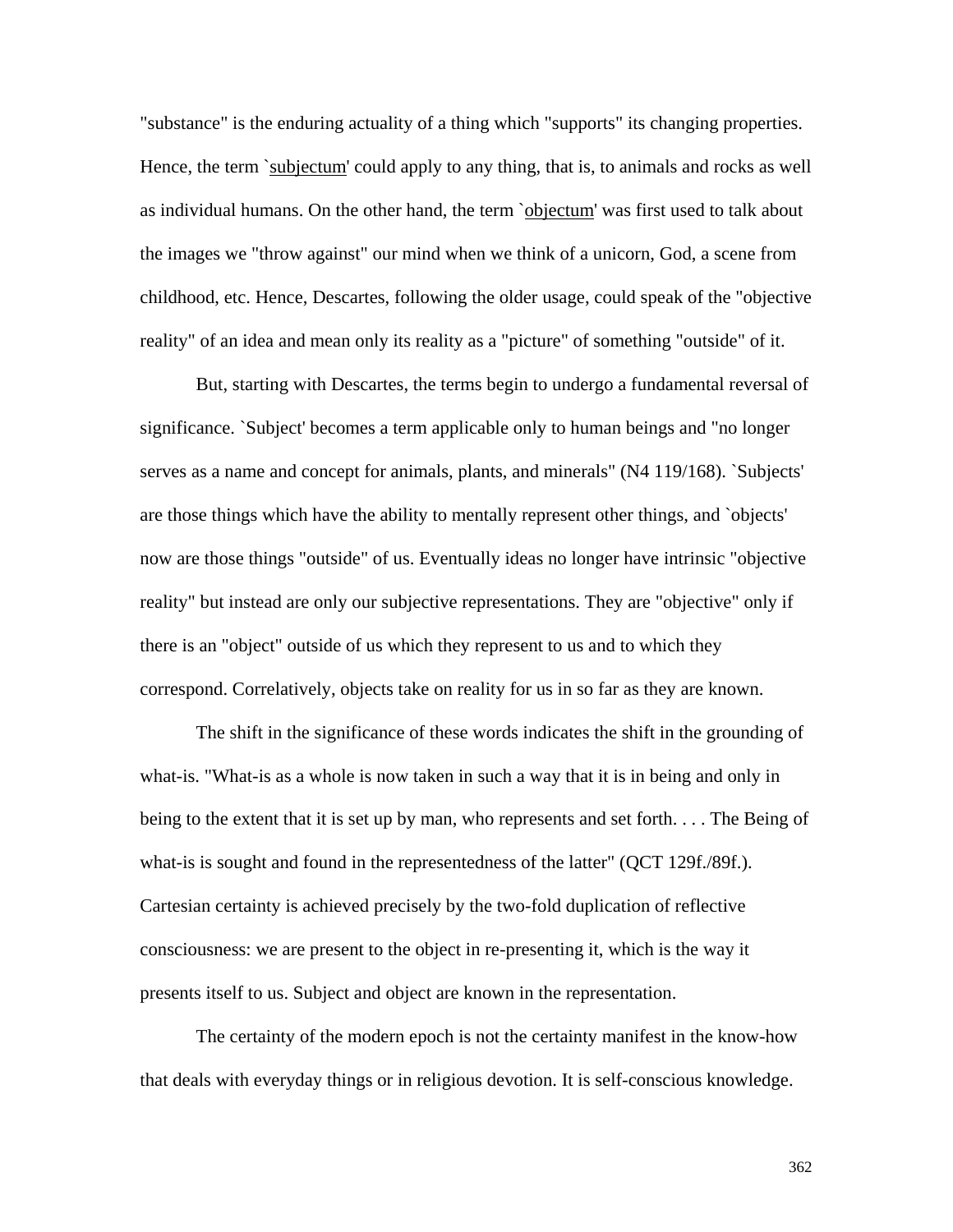"substance" is the enduring actuality of a thing which "supports" its changing properties. Hence, the term `subjectum' could apply to any thing, that is, to animals and rocks as well as individual humans. On the other hand, the term `objectum' was first used to talk about the images we "throw against" our mind when we think of a unicorn, God, a scene from childhood, etc. Hence, Descartes, following the older usage, could speak of the "objective reality" of an idea and mean only its reality as a "picture" of something "outside" of it.

But, starting with Descartes, the terms begin to undergo a fundamental reversal of significance. `Subject' becomes a term applicable only to human beings and "no longer serves as a name and concept for animals, plants, and minerals" (N4 119/168). `Subjects' are those things which have the ability to mentally represent other things, and `objects' now are those things "outside" of us. Eventually ideas no longer have intrinsic "objective reality" but instead are only our subjective representations. They are "objective" only if there is an "object" outside of us which they represent to us and to which they correspond. Correlatively, objects take on reality for us in so far as they are known.

The shift in the significance of these words indicates the shift in the grounding of what-is. "What-is as a whole is now taken in such a way that it is in being and only in being to the extent that it is set up by man, who represents and set forth. . . . The Being of what-is is sought and found in the representedness of the latter" (QCT 129f./89f.). Cartesian certainty is achieved precisely by the two-fold duplication of reflective consciousness: we are present to the object in re-presenting it, which is the way it presents itself to us. Subject and object are known in the representation.

The certainty of the modern epoch is not the certainty manifest in the know-how that deals with everyday things or in religious devotion. It is self-conscious knowledge.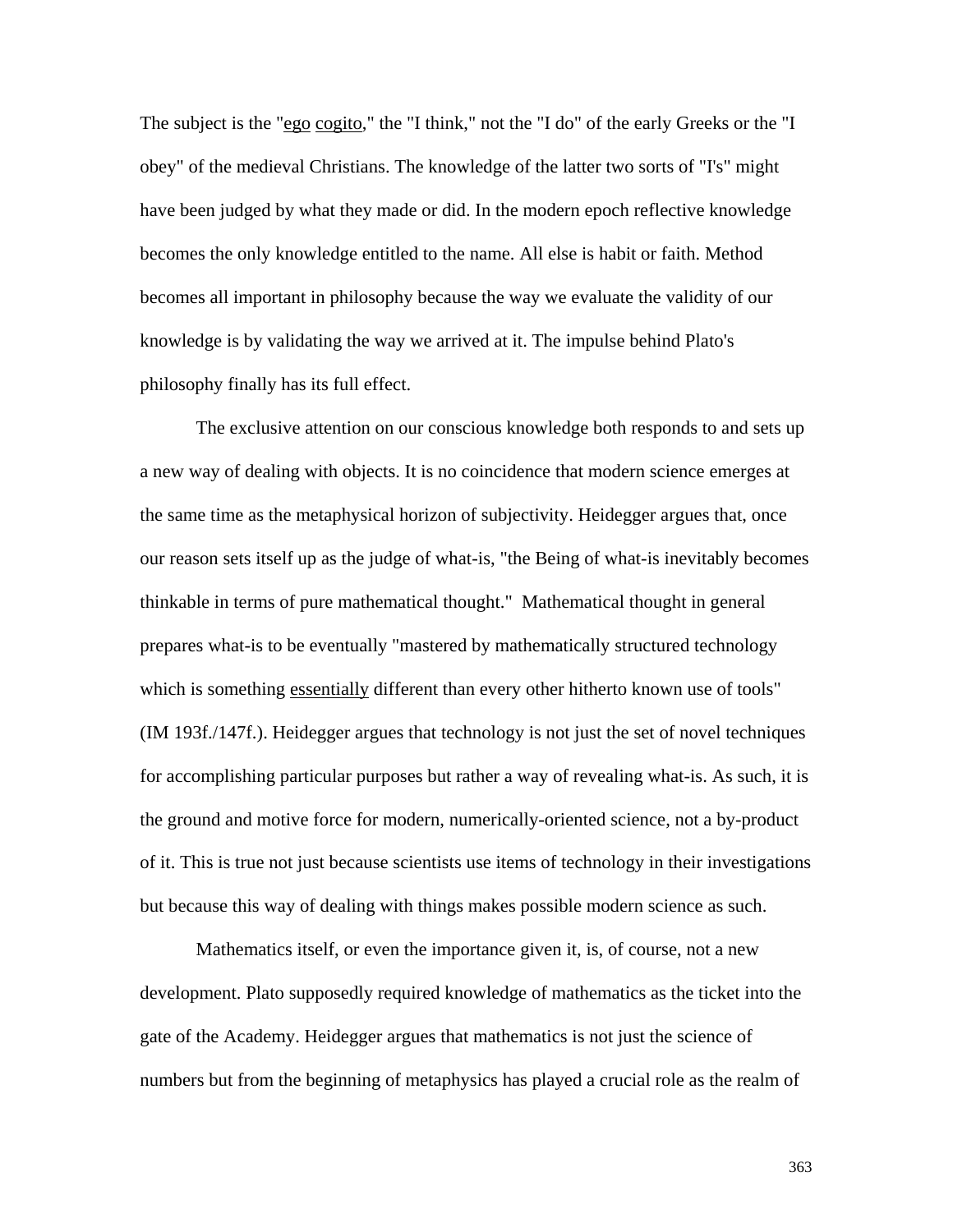The subject is the "<u>ego</u> <u>cogito</u>," the "I think," not the "I do" of the early Greeks or the "I obey" of the medieval Christians. The knowledge of the latter two sorts of "I's" might have been judged by what they made or did. In the modern epoch reflective knowledge becomes the only knowledge entitled to the name. All else is habit or faith. Method becomes all important in philosophy because the way we evaluate the validity of our knowledge is by validating the way we arrived at it. The impulse behind Plato's philosophy finally has its full effect.

The exclusive attention on our conscious knowledge both responds to and sets up a new way of dealing with objects. It is no coincidence that modern science emerges at the same time as the metaphysical horizon of subjectivity. Heidegger argues that, once our reason sets itself up as the judge of what-is, "the Being of what-is inevitably becomes thinkable in terms of pure mathematical thought." Mathematical thought in general prepares what-is to be eventually "mastered by mathematically structured technology which is something <u>essentially</u> different than every other hitherto known use of tools" (IM 193f./147f.). Heidegger argues that technology is not just the set of novel techniques for accomplishing particular purposes but rather a way of revealing what-is. As such, it is the ground and motive force for modern, numerically-oriented science, not a by-product of it. This is true not just because scientists use items of technology in their investigations but because this way of dealing with things makes possible modern science as such.

Mathematics itself, or even the importance given it, is, of course, not a new development. Plato supposedly required knowledge of mathematics as the ticket into the gate of the Academy. Heidegger argues that mathematics is not just the science of numbers but from the beginning of metaphysics has played a crucial role as the realm of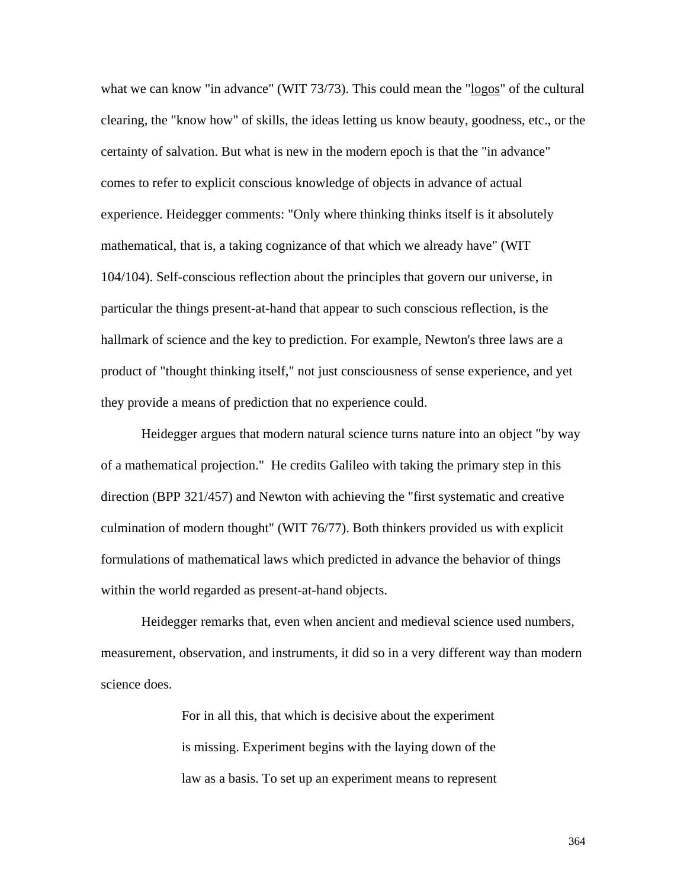what we can know "in advance" (WIT 73/73). This could mean the "logos" of the cultural clearing, the "know how" of skills, the ideas letting us know beauty, goodness, etc., or the certainty of salvation. But what is new in the modern epoch is that the "in advance" comes to refer to explicit conscious knowledge of objects in advance of actual experience. Heidegger comments: "Only where thinking thinks itself is it absolutely mathematical, that is, a taking cognizance of that which we already have" (WIT 104/104). Self-conscious reflection about the principles that govern our universe, in particular the things present-at-hand that appear to such conscious reflection, is the hallmark of science and the key to prediction. For example, Newton's three laws are a product of "thought thinking itself," not just consciousness of sense experience, and yet they provide a means of prediction that no experience could.

Heidegger argues that modern natural science turns nature into an object "by way of a mathematical projection." He credits Galileo with taking the primary step in this direction (BPP 321/457) and Newton with achieving the "first systematic and creative culmination of modern thought" (WIT 76/77). Both thinkers provided us with explicit formulations of mathematical laws which predicted in advance the behavior of things within the world regarded as present-at-hand objects.

Heidegger remarks that, even when ancient and medieval science used numbers, measurement, observation, and instruments, it did so in a very different way than modern science does.

> For in all this, that which is decisive about the experiment is missing. Experiment begins with the laying down of the law as a basis. To set up an experiment means to represent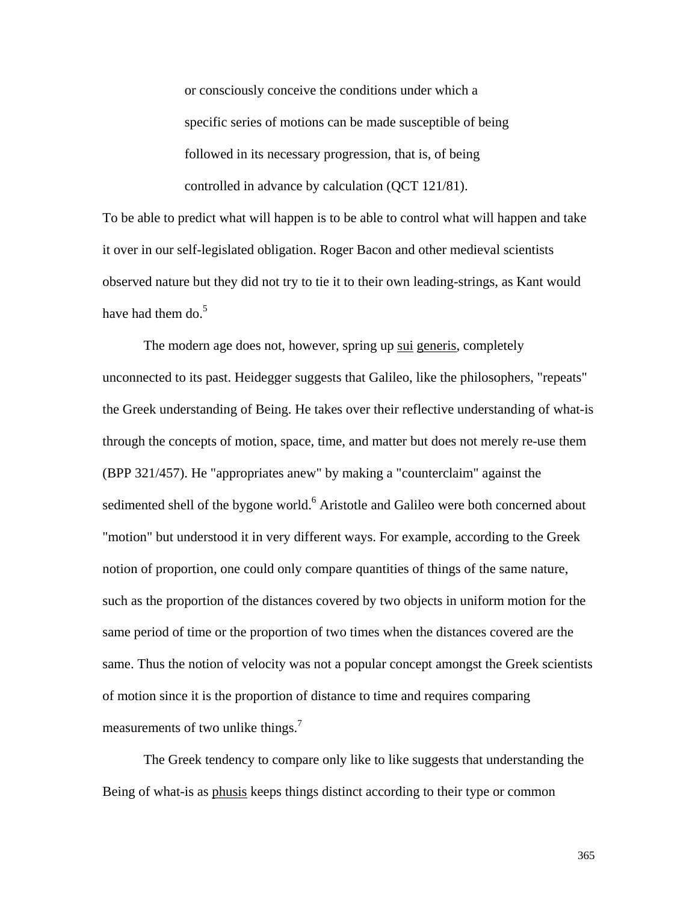> or consciously conceive the conditions under which a specific series of motions can be made susceptible of being followed in its necessary progression, that is, of being controlled in advance by calculation (QCT 121/81).

To be able to predict what will happen is to be able to control what will happen and take it over in our self-legislated obligation. Roger Bacon and other medieval scientists observed nature but they did not try to tie it to their own leading-strings, as Kant would have had them do.[5]

The modern age does not, however, spring up _sui generis_, completely unconnected to its past. Heidegger suggests that Galileo, like the philosophers, "repeats" the Greek understanding of Being. He takes over their reflective understanding of what-is through the concepts of motion, space, time, and matter but does not merely re-use them (BPP 321/457). He "appropriates anew" by making a "counterclaim" against the sedimented shell of the bygone world.[6] Aristotle and Galileo were both concerned about "motion" but understood it in very different ways. For example, according to the Greek notion of proportion, one could only compare quantities of things of the same nature, such as the proportion of the distances covered by two objects in uniform motion for the same period of time or the proportion of two times when the distances covered are the same. Thus the notion of velocity was not a popular concept amongst the Greek scientists of motion since it is the proportion of distance to time and requires comparing measurements of two unlike things.[7]

The Greek tendency to compare only like to like suggests that understanding the Being of what-is as _phusis_ keeps things distinct according to their type or common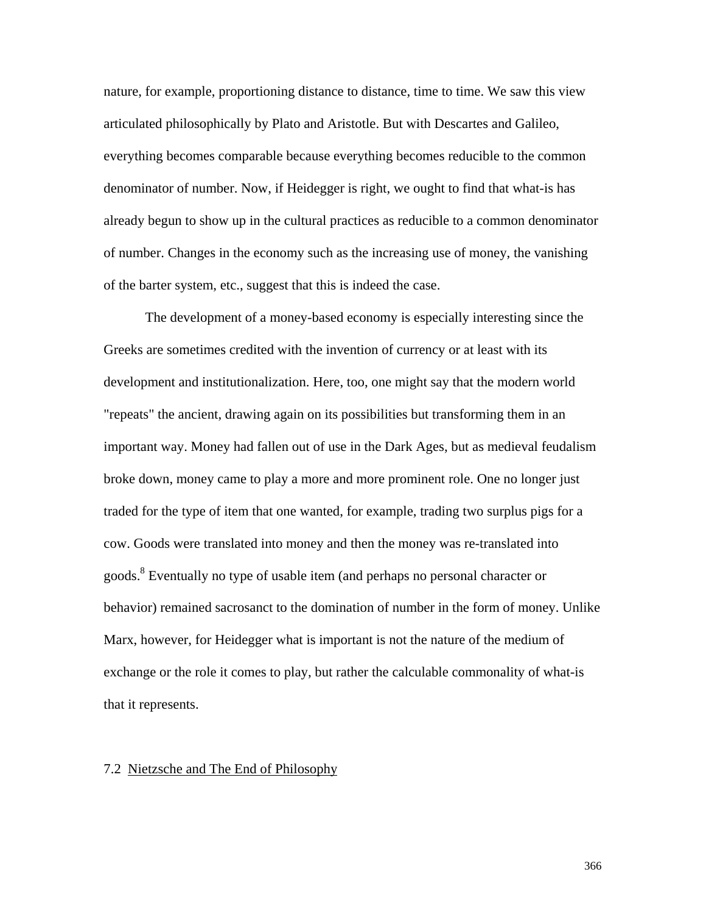nature, for example, proportioning distance to distance, time to time. We saw this view articulated philosophically by Plato and Aristotle. But with Descartes and Galileo, everything becomes comparable because everything becomes reducible to the common denominator of number. Now, if Heidegger is right, we ought to find that what-is has already begun to show up in the cultural practices as reducible to a common denominator of number. Changes in the economy such as the increasing use of money, the vanishing of the barter system, etc., suggest that this is indeed the case.

The development of a money-based economy is especially interesting since the Greeks are sometimes credited with the invention of currency or at least with its development and institutionalization. Here, too, one might say that the modern world "repeats" the ancient, drawing again on its possibilities but transforming them in an important way. Money had fallen out of use in the Dark Ages, but as medieval feudalism broke down, money came to play a more and more prominent role. One no longer just traded for the type of item that one wanted, for example, trading two surplus pigs for a cow. Goods were translated into money and then the money was re-translated into goods.[8] Eventually no type of usable item (and perhaps no personal character or behavior) remained sacrosanct to the domination of number in the form of money. Unlike Marx, however, for Heidegger what is important is not the nature of the medium of exchange or the role it comes to play, but rather the calculable commonality of what-is that it represents.

## 7.2 Nietzsche and The End of Philosophy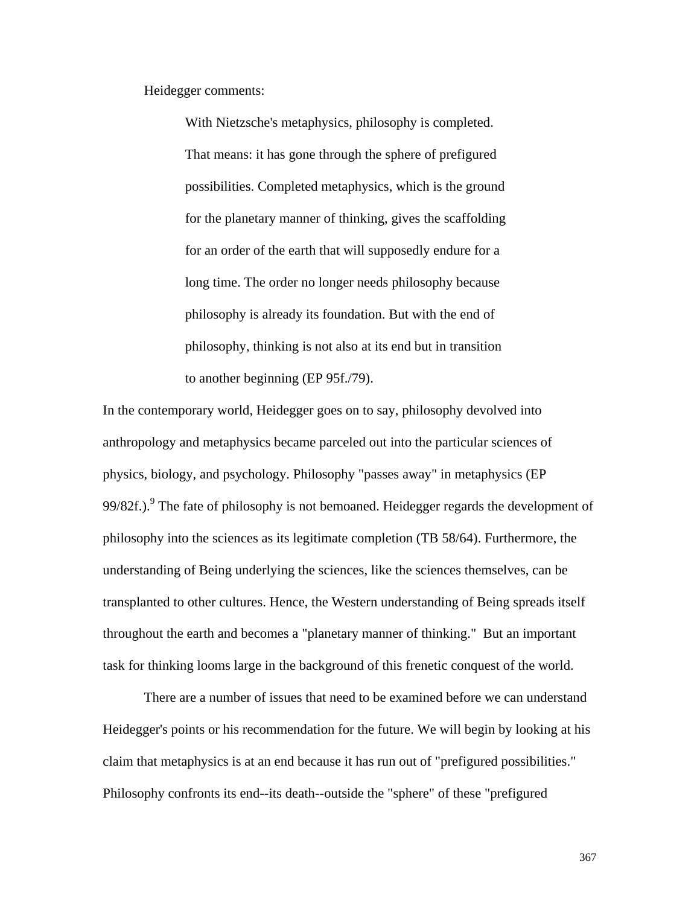Heidegger comments:

> With Nietzsche's metaphysics, philosophy is completed. That means: it has gone through the sphere of prefigured possibilities. Completed metaphysics, which is the ground for the planetary manner of thinking, gives the scaffolding for an order of the earth that will supposedly endure for a long time. The order no longer needs philosophy because philosophy is already its foundation. But with the end of philosophy, thinking is not also at its end but in transition to another beginning (EP 95f./79).

In the contemporary world, Heidegger goes on to say, philosophy devolved into anthropology and metaphysics became parceled out into the particular sciences of physics, biology, and psychology. Philosophy "passes away" in metaphysics (EP 99/82f.).[9] The fate of philosophy is not bemoaned. Heidegger regards the development of philosophy into the sciences as its legitimate completion (TB 58/64). Furthermore, the understanding of Being underlying the sciences, like the sciences themselves, can be transplanted to other cultures. Hence, the Western understanding of Being spreads itself throughout the earth and becomes a "planetary manner of thinking." But an important task for thinking looms large in the background of this frenetic conquest of the world.

There are a number of issues that need to be examined before we can understand Heidegger's points or his recommendation for the future. We will begin by looking at his claim that metaphysics is at an end because it has run out of "prefigured possibilities." Philosophy confronts its end--its death--outside the "sphere" of these "prefigured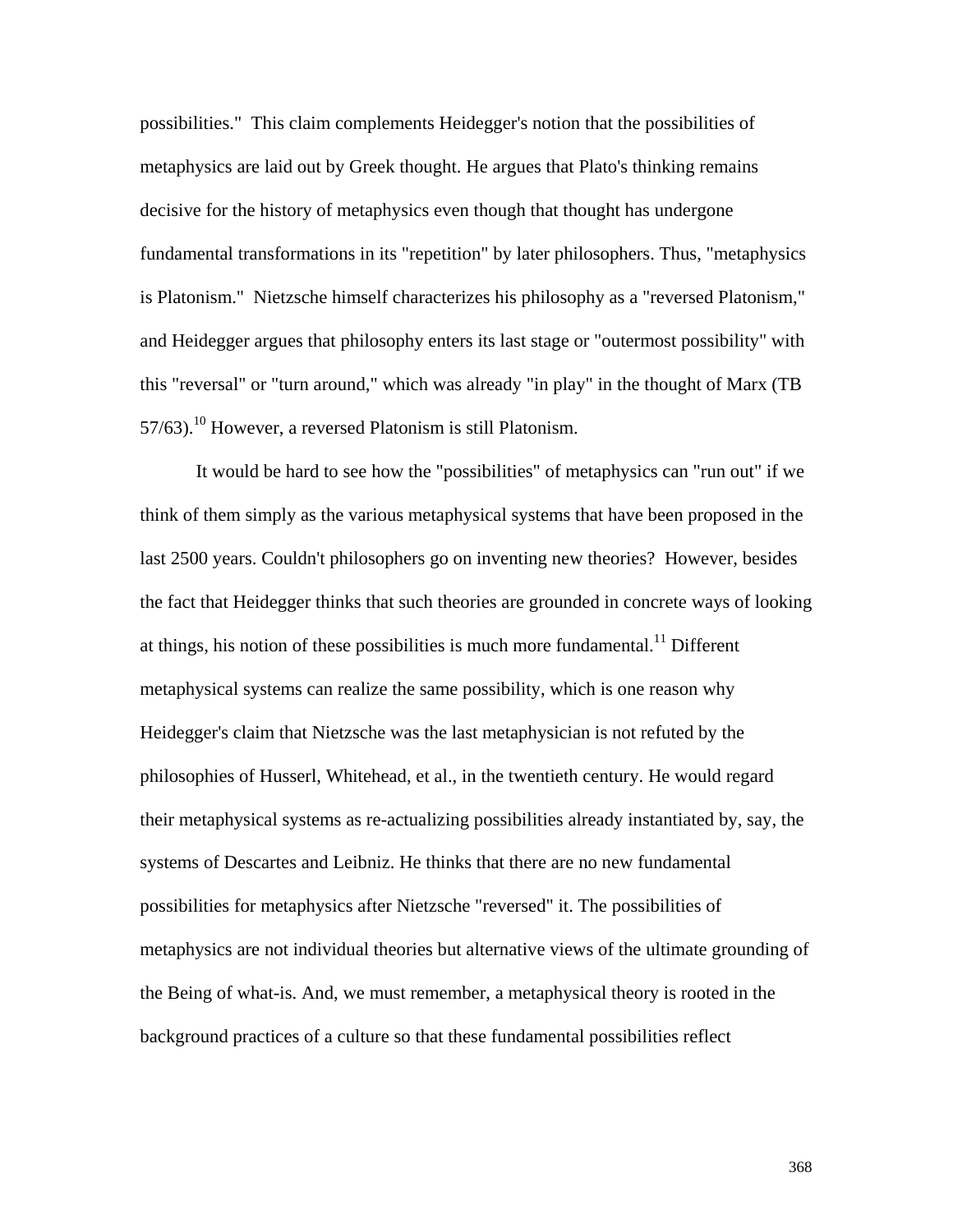possibilities." This claim complements Heidegger's notion that the possibilities of metaphysics are laid out by Greek thought. He argues that Plato's thinking remains decisive for the history of metaphysics even though that thought has undergone fundamental transformations in its "repetition" by later philosophers. Thus, "metaphysics is Platonism." Nietzsche himself characterizes his philosophy as a "reversed Platonism," and Heidegger argues that philosophy enters its last stage or "outermost possibility" with this "reversal" or "turn around," which was already "in play" in the thought of Marx (TB 57/63).[10] However, a reversed Platonism is still Platonism.

It would be hard to see how the "possibilities" of metaphysics can "run out" if we think of them simply as the various metaphysical systems that have been proposed in the last 2500 years. Couldn't philosophers go on inventing new theories? However, besides the fact that Heidegger thinks that such theories are grounded in concrete ways of looking at things, his notion of these possibilities is much more fundamental.[11] Different metaphysical systems can realize the same possibility, which is one reason why Heidegger's claim that Nietzsche was the last metaphysician is not refuted by the philosophies of Husserl, Whitehead, et al., in the twentieth century. He would regard their metaphysical systems as re-actualizing possibilities already instantiated by, say, the systems of Descartes and Leibniz. He thinks that there are no new fundamental possibilities for metaphysics after Nietzsche "reversed" it. The possibilities of metaphysics are not individual theories but alternative views of the ultimate grounding of the Being of what-is. And, we must remember, a metaphysical theory is rooted in the background practices of a culture so that these fundamental possibilities reflect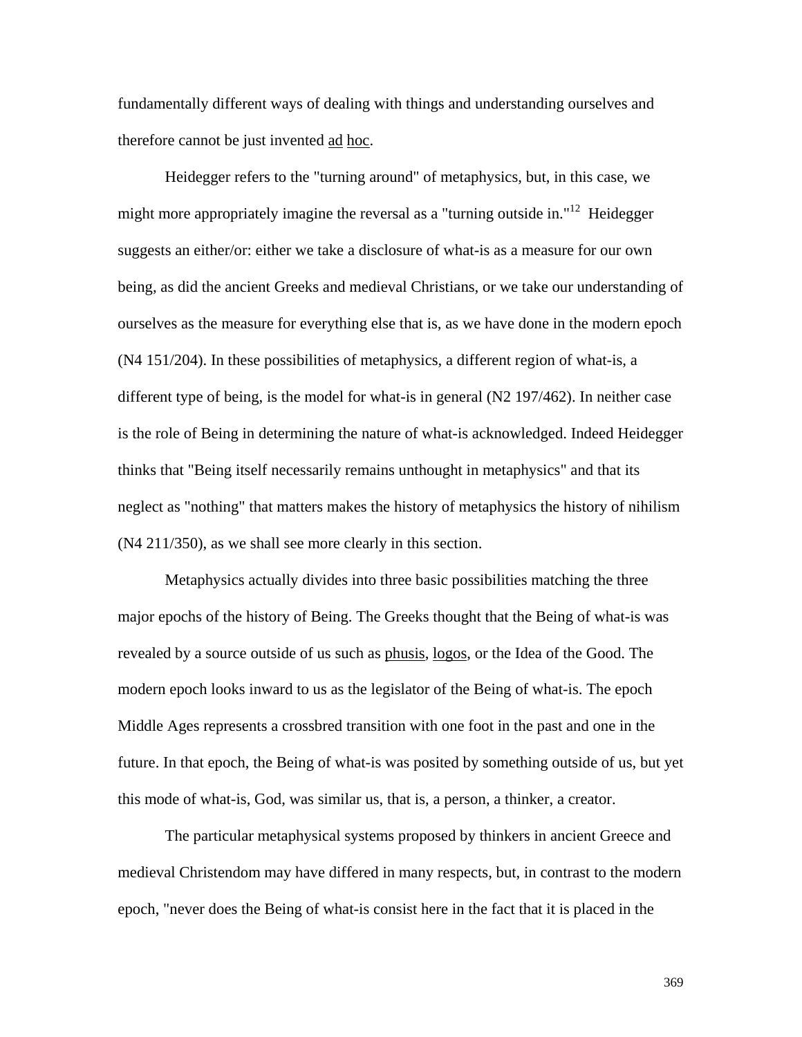fundamentally different ways of dealing with things and understanding ourselves and therefore cannot be just invented ad hoc.

Heidegger refers to the "turning around" of metaphysics, but, in this case, we might more appropriately imagine the reversal as a "turning outside in."[12] Heidegger suggests an either/or: either we take a disclosure of what-is as a measure for our own being, as did the ancient Greeks and medieval Christians, or we take our understanding of ourselves as the measure for everything else that is, as we have done in the modern epoch (N4 151/204). In these possibilities of metaphysics, a different region of what-is, a different type of being, is the model for what-is in general (N2 197/462). In neither case is the role of Being in determining the nature of what-is acknowledged. Indeed Heidegger thinks that "Being itself necessarily remains unthought in metaphysics" and that its neglect as "nothing" that matters makes the history of metaphysics the history of nihilism (N4 211/350), as we shall see more clearly in this section.

Metaphysics actually divides into three basic possibilities matching the three major epochs of the history of Being. The Greeks thought that the Being of what-is was revealed by a source outside of us such as phusis, logos, or the Idea of the Good. The modern epoch looks inward to us as the legislator of the Being of what-is. The epoch Middle Ages represents a crossbred transition with one foot in the past and one in the future. In that epoch, the Being of what-is was posited by something outside of us, but yet this mode of what-is, God, was similar us, that is, a person, a thinker, a creator.

The particular metaphysical systems proposed by thinkers in ancient Greece and medieval Christendom may have differed in many respects, but, in contrast to the modern epoch, "never does the Being of what-is consist here in the fact that it is placed in the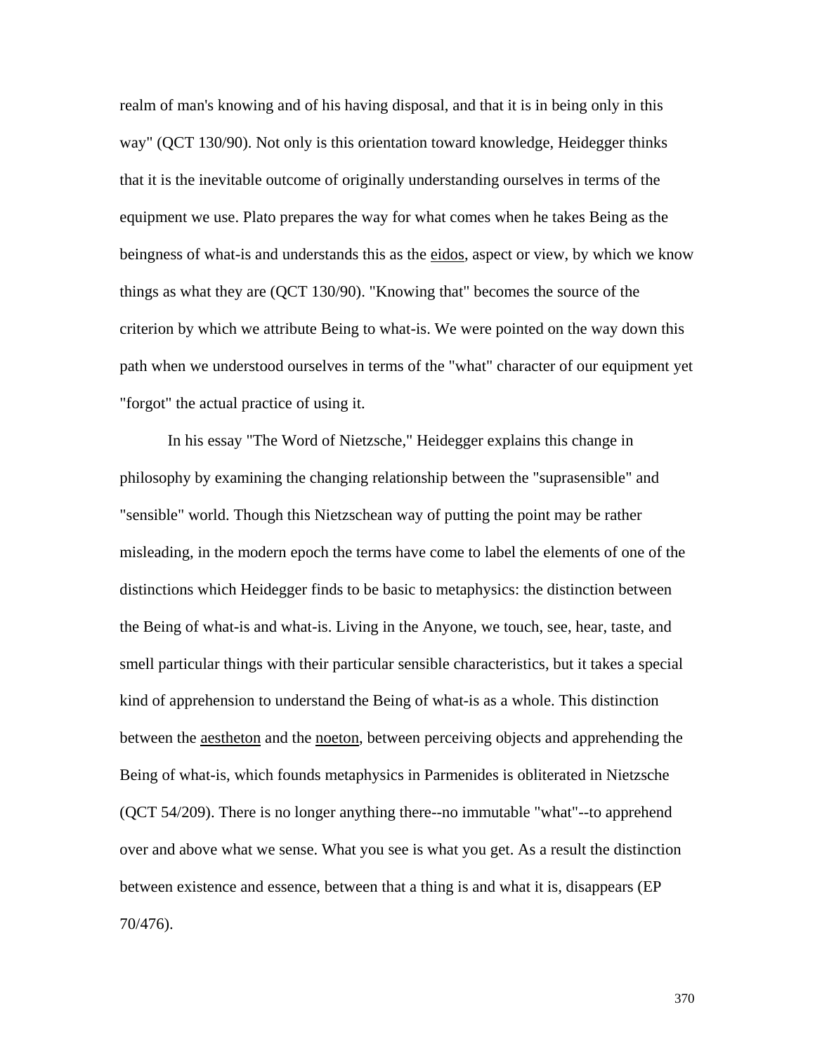realm of man's knowing and of his having disposal, and that it is in being only in this way" (QCT 130/90). Not only is this orientation toward knowledge, Heidegger thinks that it is the inevitable outcome of originally understanding ourselves in terms of the equipment we use. Plato prepares the way for what comes when he takes Being as the beingness of what-is and understands this as the eidos, aspect or view, by which we know things as what they are (QCT 130/90). "Knowing that" becomes the source of the criterion by which we attribute Being to what-is. We were pointed on the way down this path when we understood ourselves in terms of the "what" character of our equipment yet "forgot" the actual practice of using it.

In his essay "The Word of Nietzsche," Heidegger explains this change in philosophy by examining the changing relationship between the "suprasensible" and "sensible" world. Though this Nietzschean way of putting the point may be rather misleading, in the modern epoch the terms have come to label the elements of one of the distinctions which Heidegger finds to be basic to metaphysics: the distinction between the Being of what-is and what-is. Living in the Anyone, we touch, see, hear, taste, and smell particular things with their particular sensible characteristics, but it takes a special kind of apprehension to understand the Being of what-is as a whole. This distinction between the aestheton and the noeton, between perceiving objects and apprehending the Being of what-is, which founds metaphysics in Parmenides is obliterated in Nietzsche (QCT 54/209). There is no longer anything there--no immutable "what"--to apprehend over and above what we sense. What you see is what you get. As a result the distinction between existence and essence, between that a thing is and what it is, disappears (EP 70/476).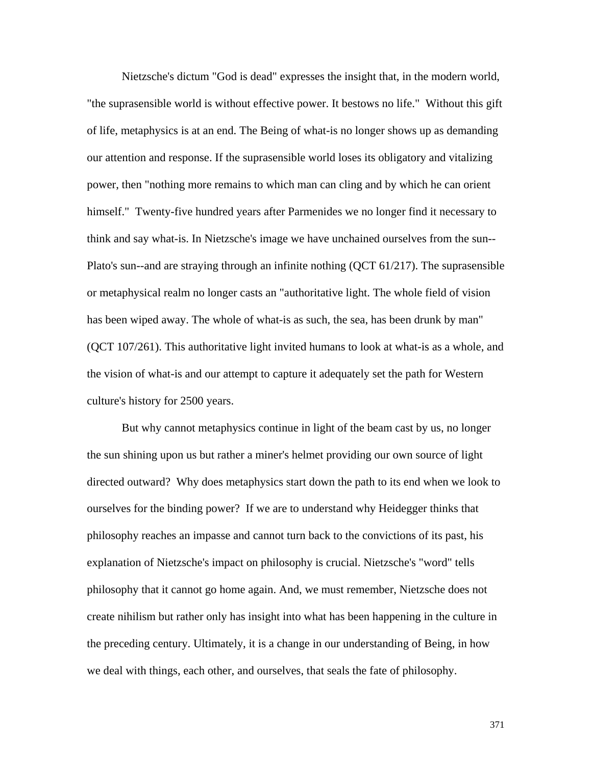Nietzsche's dictum "God is dead" expresses the insight that, in the modern world, "the suprasensible world is without effective power. It bestows no life." Without this gift of life, metaphysics is at an end. The Being of what-is no longer shows up as demanding our attention and response. If the suprasensible world loses its obligatory and vitalizing power, then "nothing more remains to which man can cling and by which he can orient himself." Twenty-five hundred years after Parmenides we no longer find it necessary to think and say what-is. In Nietzsche's image we have unchained ourselves from the sun--Plato's sun--and are straying through an infinite nothing (QCT 61/217). The suprasensible or metaphysical realm no longer casts an "authoritative light. The whole field of vision has been wiped away. The whole of what-is as such, the sea, has been drunk by man" (QCT 107/261). This authoritative light invited humans to look at what-is as a whole, and the vision of what-is and our attempt to capture it adequately set the path for Western culture's history for 2500 years.

But why cannot metaphysics continue in light of the beam cast by us, no longer the sun shining upon us but rather a miner's helmet providing our own source of light directed outward? Why does metaphysics start down the path to its end when we look to ourselves for the binding power? If we are to understand why Heidegger thinks that philosophy reaches an impasse and cannot turn back to the convictions of its past, his explanation of Nietzsche's impact on philosophy is crucial. Nietzsche's "word" tells philosophy that it cannot go home again. And, we must remember, Nietzsche does not create nihilism but rather only has insight into what has been happening in the culture in the preceding century. Ultimately, it is a change in our understanding of Being, in how we deal with things, each other, and ourselves, that seals the fate of philosophy.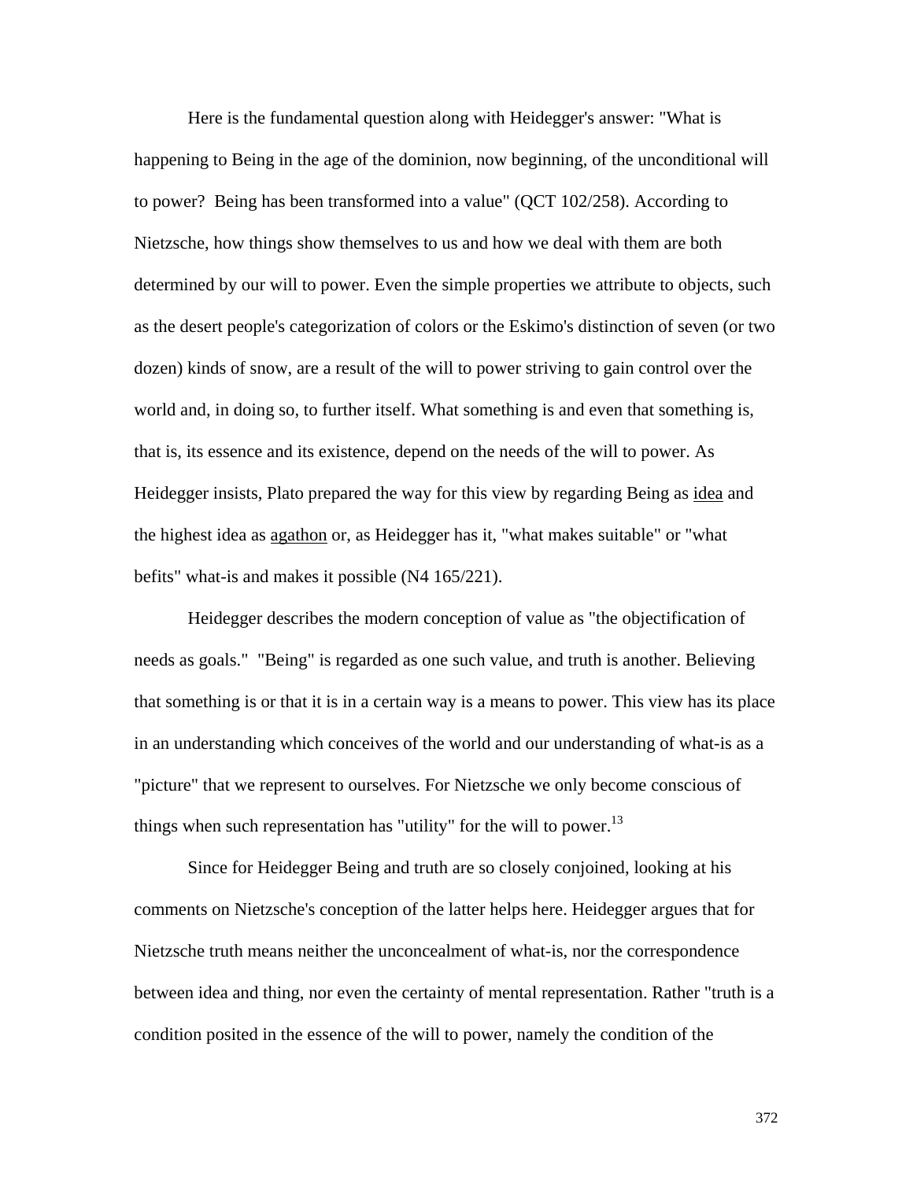Here is the fundamental question along with Heidegger's answer: "What is happening to Being in the age of the dominion, now beginning, of the unconditional will to power? Being has been transformed into a value" (QCT 102/258). According to Nietzsche, how things show themselves to us and how we deal with them are both determined by our will to power. Even the simple properties we attribute to objects, such as the desert people's categorization of colors or the Eskimo's distinction of seven (or two dozen) kinds of snow, are a result of the will to power striving to gain control over the world and, in doing so, to further itself. What something is and even that something is, that is, its essence and its existence, depend on the needs of the will to power. As Heidegger insists, Plato prepared the way for this view by regarding Being as idea and the highest idea as agathon or, as Heidegger has it, "what makes suitable" or "what befits" what-is and makes it possible (N4 165/221).

Heidegger describes the modern conception of value as "the objectification of needs as goals." "Being" is regarded as one such value, and truth is another. Believing that something is or that it is in a certain way is a means to power. This view has its place in an understanding which conceives of the world and our understanding of what-is as a "picture" that we represent to ourselves. For Nietzsche we only become conscious of things when such representation has "utility" for the will to power.[13]

Since for Heidegger Being and truth are so closely conjoined, looking at his comments on Nietzsche's conception of the latter helps here. Heidegger argues that for Nietzsche truth means neither the unconcealment of what-is, nor the correspondence between idea and thing, nor even the certainty of mental representation. Rather "truth is a condition posited in the essence of the will to power, namely the condition of the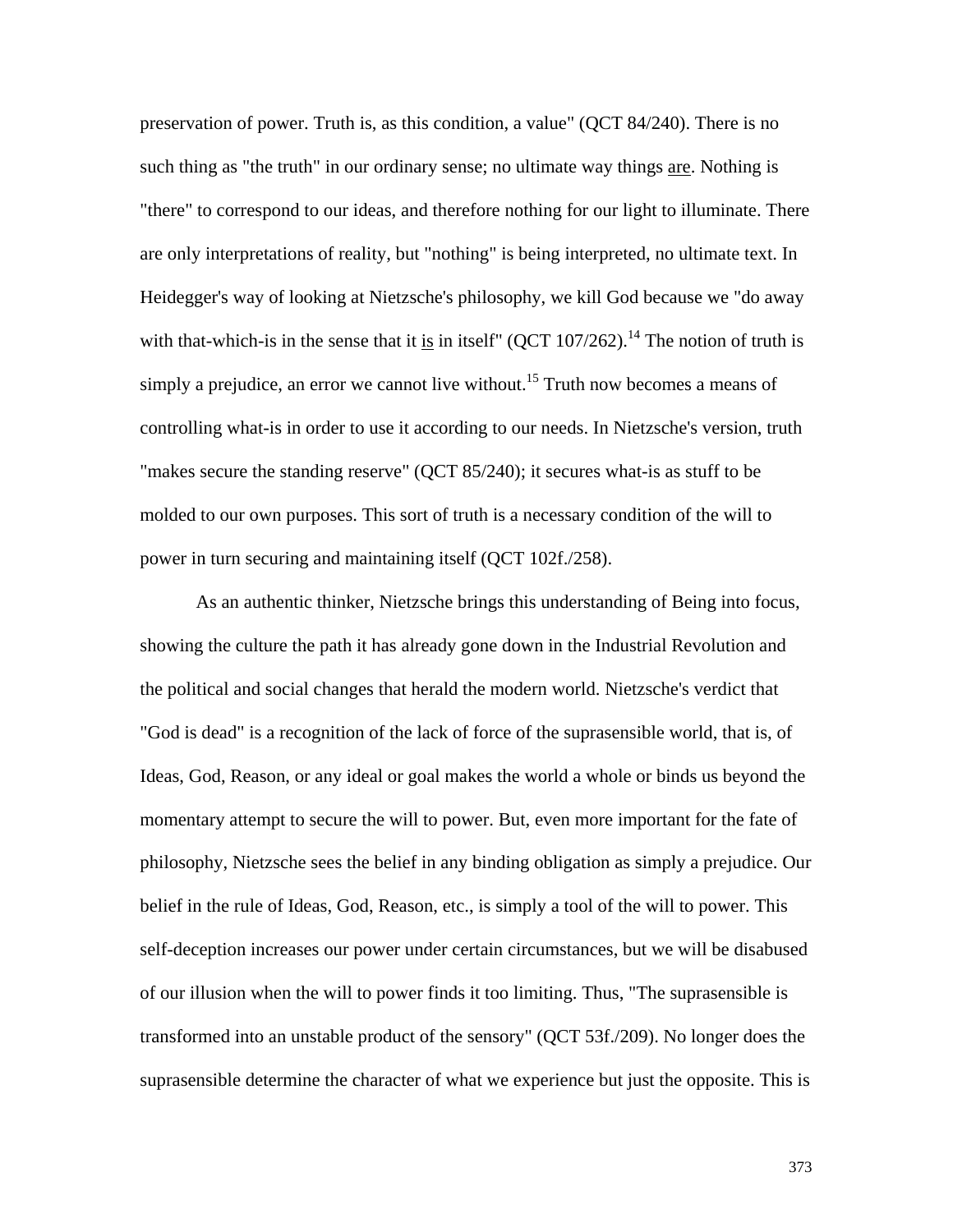preservation of power. Truth is, as this condition, a value" (QCT 84/240). There is no such thing as "the truth" in our ordinary sense; no ultimate way things <u>are</u>. Nothing is "there" to correspond to our ideas, and therefore nothing for our light to illuminate. There are only interpretations of reality, but "nothing" is being interpreted, no ultimate text. In Heidegger's way of looking at Nietzsche's philosophy, we kill God because we "do away with that-which-is in the sense that it <u>is</u> in itself" (QCT 107/262).[14] The notion of truth is simply a prejudice, an error we cannot live without.[15] Truth now becomes a means of controlling what-is in order to use it according to our needs. In Nietzsche's version, truth "makes secure the standing reserve" (QCT 85/240); it secures what-is as stuff to be molded to our own purposes. This sort of truth is a necessary condition of the will to power in turn securing and maintaining itself (QCT 102f./258).

As an authentic thinker, Nietzsche brings this understanding of Being into focus, showing the culture the path it has already gone down in the Industrial Revolution and the political and social changes that herald the modern world. Nietzsche's verdict that "God is dead" is a recognition of the lack of force of the suprasensible world, that is, of Ideas, God, Reason, or any ideal or goal makes the world a whole or binds us beyond the momentary attempt to secure the will to power. But, even more important for the fate of philosophy, Nietzsche sees the belief in any binding obligation as simply a prejudice. Our belief in the rule of Ideas, God, Reason, etc., is simply a tool of the will to power. This self-deception increases our power under certain circumstances, but we will be disabused of our illusion when the will to power finds it too limiting. Thus, "The suprasensible is transformed into an unstable product of the sensory" (QCT 53f./209). No longer does the suprasensible determine the character of what we experience but just the opposite. This is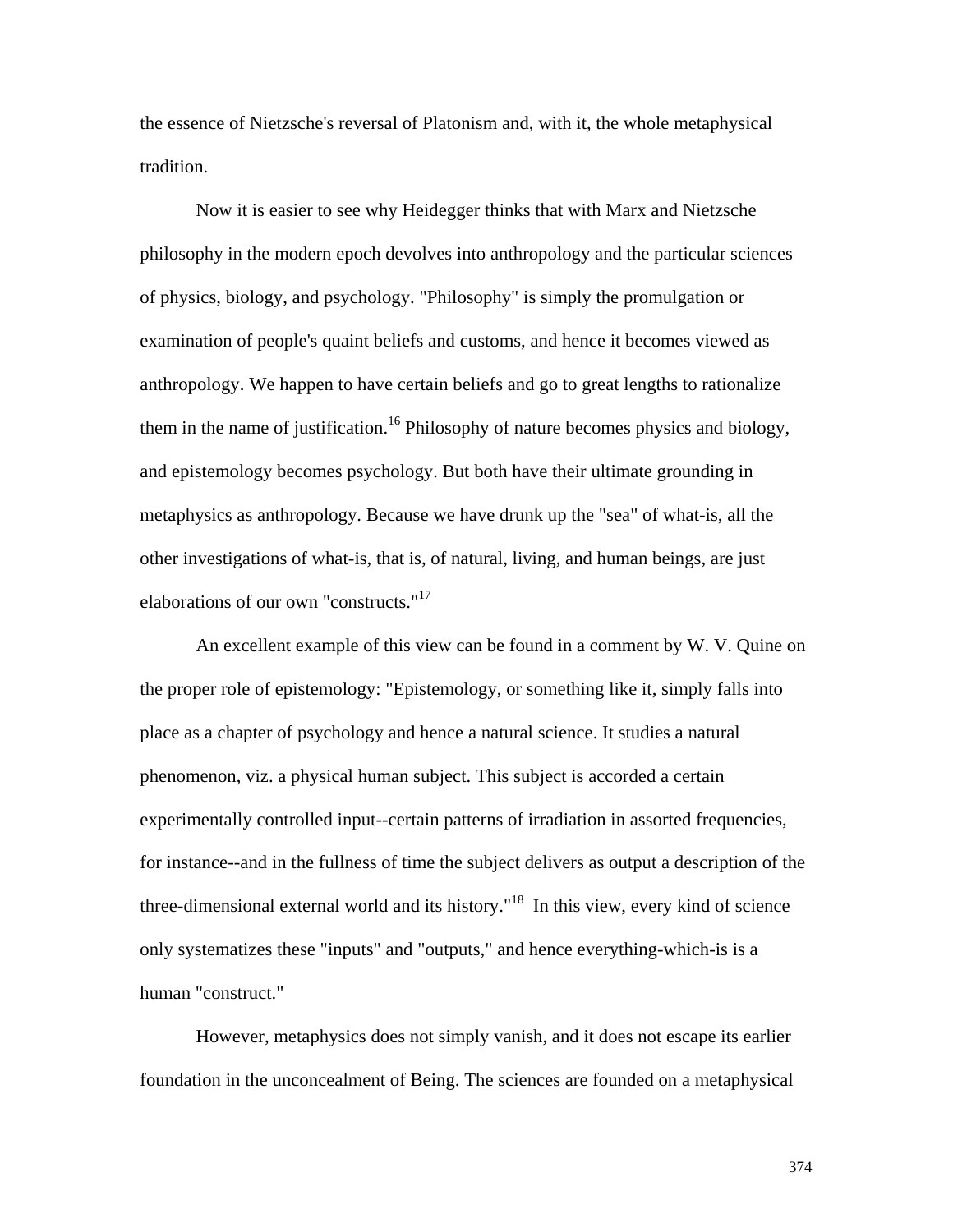the essence of Nietzsche's reversal of Platonism and, with it, the whole metaphysical tradition.

Now it is easier to see why Heidegger thinks that with Marx and Nietzsche philosophy in the modern epoch devolves into anthropology and the particular sciences of physics, biology, and psychology. "Philosophy" is simply the promulgation or examination of people's quaint beliefs and customs, and hence it becomes viewed as anthropology. We happen to have certain beliefs and go to great lengths to rationalize them in the name of justification.[16] Philosophy of nature becomes physics and biology, and epistemology becomes psychology. But both have their ultimate grounding in metaphysics as anthropology. Because we have drunk up the "sea" of what-is, all the other investigations of what-is, that is, of natural, living, and human beings, are just elaborations of our own "constructs."[17]

An excellent example of this view can be found in a comment by W. V. Quine on the proper role of epistemology: "Epistemology, or something like it, simply falls into place as a chapter of psychology and hence a natural science. It studies a natural phenomenon, viz. a physical human subject. This subject is accorded a certain experimentally controlled input--certain patterns of irradiation in assorted frequencies, for instance--and in the fullness of time the subject delivers as output a description of the three-dimensional external world and its history."[18] In this view, every kind of science only systematizes these "inputs" and "outputs," and hence everything-which-is is a human "construct."

However, metaphysics does not simply vanish, and it does not escape its earlier foundation in the unconcealment of Being. The sciences are founded on a metaphysical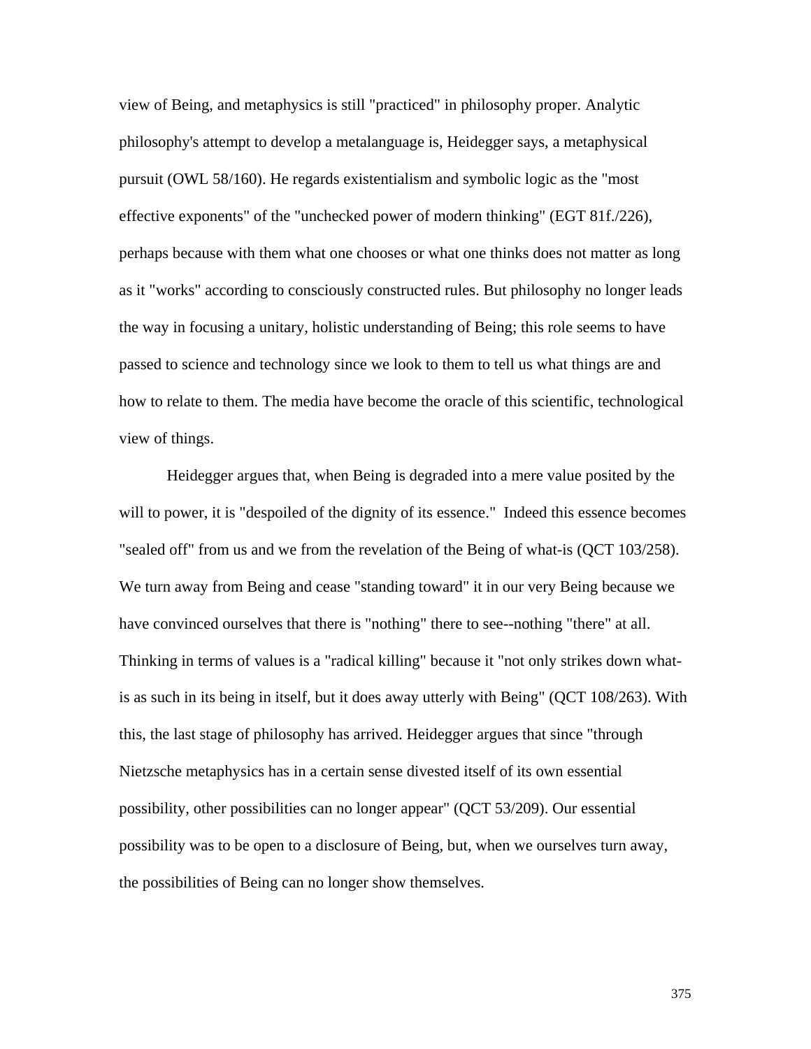view of Being, and metaphysics is still "practiced" in philosophy proper. Analytic philosophy's attempt to develop a metalanguage is, Heidegger says, a metaphysical pursuit (OWL 58/160). He regards existentialism and symbolic logic as the "most effective exponents" of the "unchecked power of modern thinking" (EGT 81f./226), perhaps because with them what one chooses or what one thinks does not matter as long as it "works" according to consciously constructed rules. But philosophy no longer leads the way in focusing a unitary, holistic understanding of Being; this role seems to have passed to science and technology since we look to them to tell us what things are and how to relate to them. The media have become the oracle of this scientific, technological view of things.

Heidegger argues that, when Being is degraded into a mere value posited by the will to power, it is "despoiled of the dignity of its essence." Indeed this essence becomes "sealed off" from us and we from the revelation of the Being of what-is (QCT 103/258). We turn away from Being and cease "standing toward" it in our very Being because we have convinced ourselves that there is "nothing" there to see--nothing "there" at all. Thinking in terms of values is a "radical killing" because it "not only strikes down what-is as such in its being in itself, but it does away utterly with Being" (QCT 108/263). With this, the last stage of philosophy has arrived. Heidegger argues that since "through Nietzsche metaphysics has in a certain sense divested itself of its own essential possibility, other possibilities can no longer appear" (QCT 53/209). Our essential possibility was to be open to a disclosure of Being, but, when we ourselves turn away, the possibilities of Being can no longer show themselves.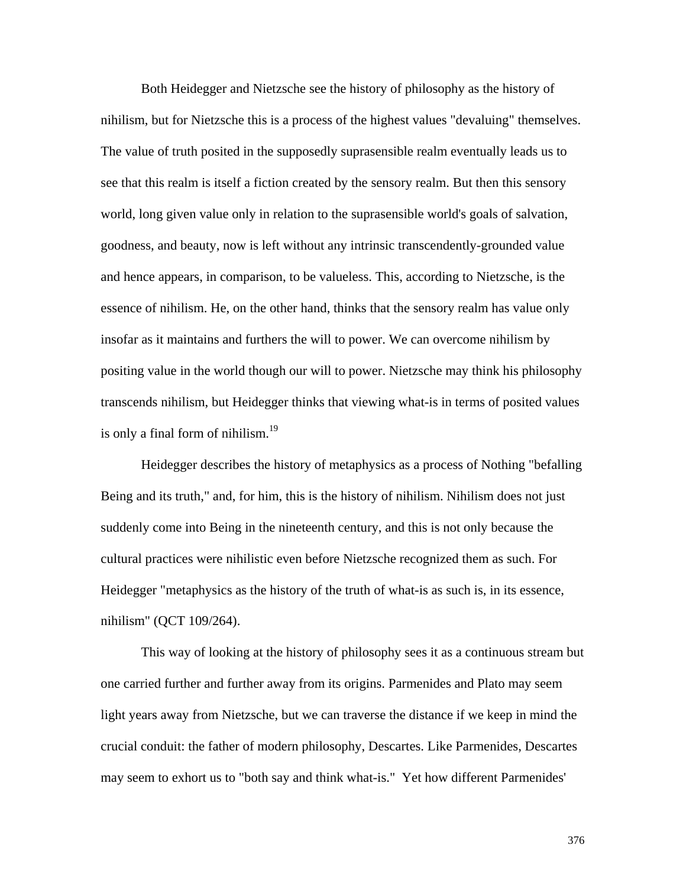Both Heidegger and Nietzsche see the history of philosophy as the history of nihilism, but for Nietzsche this is a process of the highest values "devaluing" themselves. The value of truth posited in the supposedly suprasensible realm eventually leads us to see that this realm is itself a fiction created by the sensory realm. But then this sensory world, long given value only in relation to the suprasensible world's goals of salvation, goodness, and beauty, now is left without any intrinsic transcendently-grounded value and hence appears, in comparison, to be valueless. This, according to Nietzsche, is the essence of nihilism. He, on the other hand, thinks that the sensory realm has value only insofar as it maintains and furthers the will to power. We can overcome nihilism by positing value in the world though our will to power. Nietzsche may think his philosophy transcends nihilism, but Heidegger thinks that viewing what-is in terms of posited values is only a final form of nihilism.[19]

Heidegger describes the history of metaphysics as a process of Nothing "befalling Being and its truth," and, for him, this is the history of nihilism. Nihilism does not just suddenly come into Being in the nineteenth century, and this is not only because the cultural practices were nihilistic even before Nietzsche recognized them as such. For Heidegger "metaphysics as the history of the truth of what-is as such is, in its essence, nihilism" (QCT 109/264).

This way of looking at the history of philosophy sees it as a continuous stream but one carried further and further away from its origins. Parmenides and Plato may seem light years away from Nietzsche, but we can traverse the distance if we keep in mind the crucial conduit: the father of modern philosophy, Descartes. Like Parmenides, Descartes may seem to exhort us to "both say and think what-is." Yet how different Parmenides'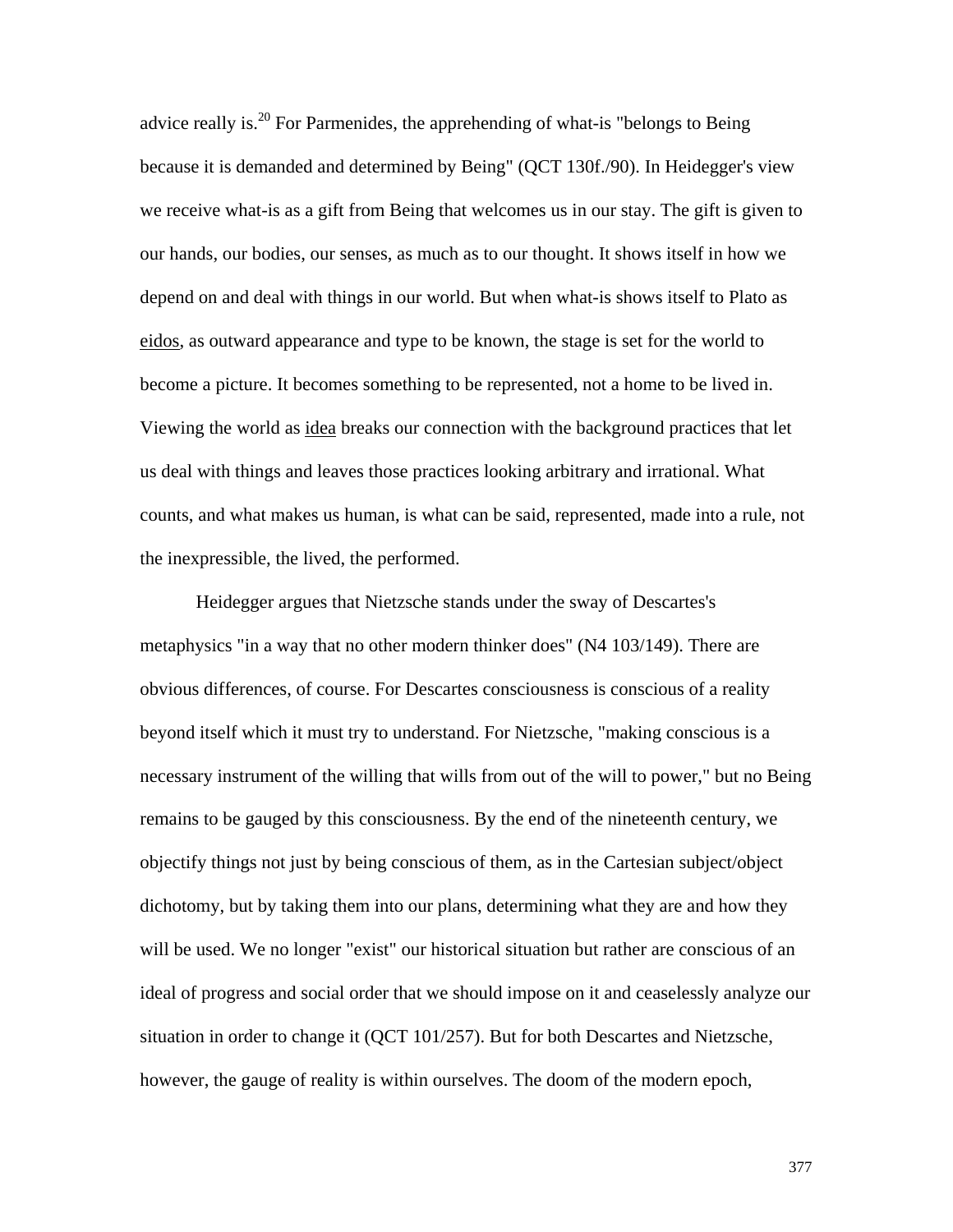advice really is.[20] For Parmenides, the apprehending of what-is "belongs to Being because it is demanded and determined by Being" (QCT 130f./90). In Heidegger's view we receive what-is as a gift from Being that welcomes us in our stay. The gift is given to our hands, our bodies, our senses, as much as to our thought. It shows itself in how we depend on and deal with things in our world. But when what-is shows itself to Plato as eidos, as outward appearance and type to be known, the stage is set for the world to become a picture. It becomes something to be represented, not a home to be lived in. Viewing the world as idea breaks our connection with the background practices that let us deal with things and leaves those practices looking arbitrary and irrational. What counts, and what makes us human, is what can be said, represented, made into a rule, not the inexpressible, the lived, the performed.

Heidegger argues that Nietzsche stands under the sway of Descartes's metaphysics "in a way that no other modern thinker does" (N4 103/149). There are obvious differences, of course. For Descartes consciousness is conscious of a reality beyond itself which it must try to understand. For Nietzsche, "making conscious is a necessary instrument of the willing that wills from out of the will to power," but no Being remains to be gauged by this consciousness. By the end of the nineteenth century, we objectify things not just by being conscious of them, as in the Cartesian subject/object dichotomy, but by taking them into our plans, determining what they are and how they will be used. We no longer "exist" our historical situation but rather are conscious of an ideal of progress and social order that we should impose on it and ceaselessly analyze our situation in order to change it (QCT 101/257). But for both Descartes and Nietzsche, however, the gauge of reality is within ourselves. The doom of the modern epoch,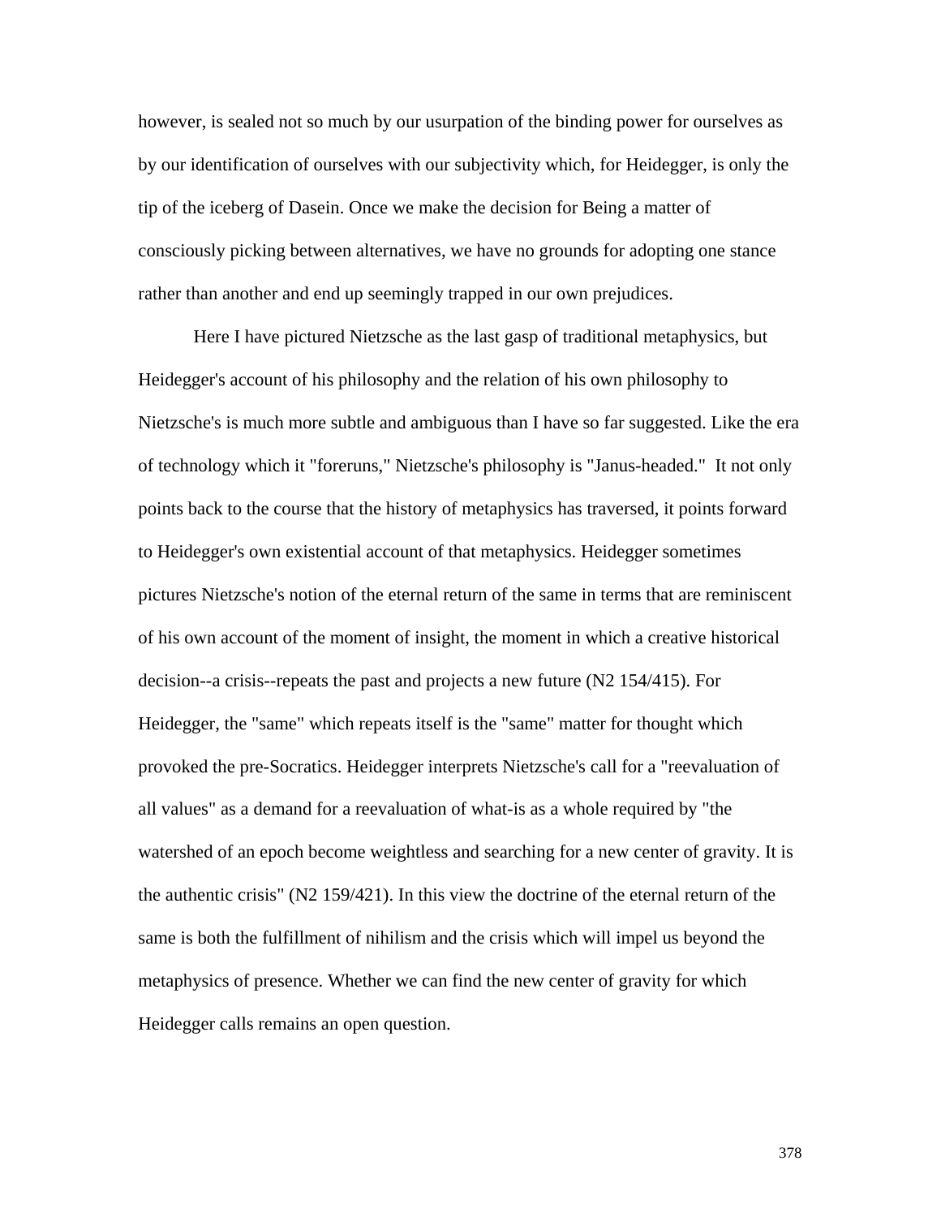however, is sealed not so much by our usurpation of the binding power for ourselves as by our identification of ourselves with our subjectivity which, for Heidegger, is only the tip of the iceberg of Dasein. Once we make the decision for Being a matter of consciously picking between alternatives, we have no grounds for adopting one stance rather than another and end up seemingly trapped in our own prejudices.

Here I have pictured Nietzsche as the last gasp of traditional metaphysics, but Heidegger's account of his philosophy and the relation of his own philosophy to Nietzsche's is much more subtle and ambiguous than I have so far suggested. Like the era of technology which it "foreruns," Nietzsche's philosophy is "Janus-headed." It not only points back to the course that the history of metaphysics has traversed, it points forward to Heidegger's own existential account of that metaphysics. Heidegger sometimes pictures Nietzsche's notion of the eternal return of the same in terms that are reminiscent of his own account of the moment of insight, the moment in which a creative historical decision--a crisis--repeats the past and projects a new future (N2 154/415). For Heidegger, the "same" which repeats itself is the "same" matter for thought which provoked the pre-Socratics. Heidegger interprets Nietzsche's call for a "reevaluation of all values" as a demand for a reevaluation of what-is as a whole required by "the watershed of an epoch become weightless and searching for a new center of gravity. It is the authentic crisis" (N2 159/421). In this view the doctrine of the eternal return of the same is both the fulfillment of nihilism and the crisis which will impel us beyond the metaphysics of presence. Whether we can find the new center of gravity for which Heidegger calls remains an open question.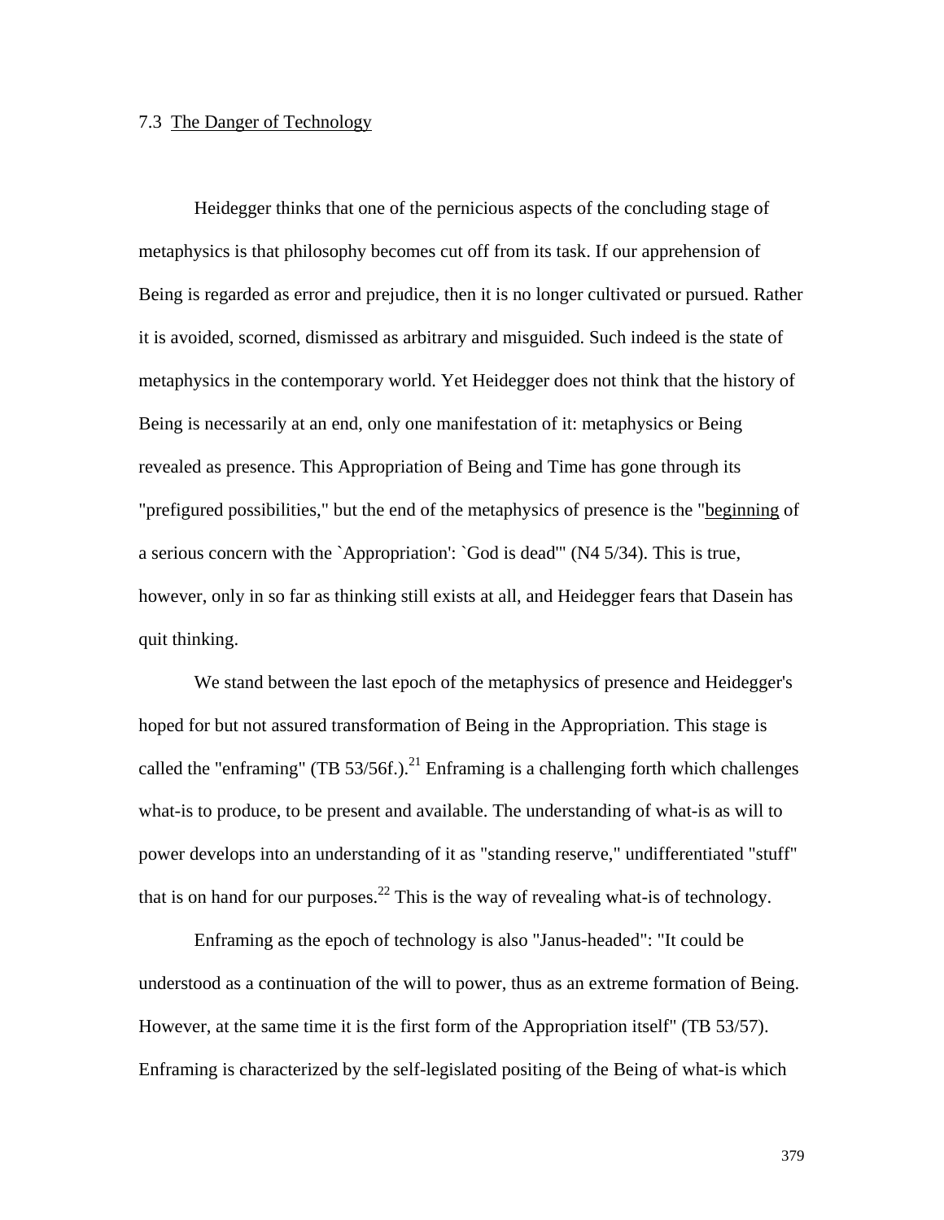## 7.3 The Danger of Technology

Heidegger thinks that one of the pernicious aspects of the concluding stage of metaphysics is that philosophy becomes cut off from its task. If our apprehension of Being is regarded as error and prejudice, then it is no longer cultivated or pursued. Rather it is avoided, scorned, dismissed as arbitrary and misguided. Such indeed is the state of metaphysics in the contemporary world. Yet Heidegger does not think that the history of Being is necessarily at an end, only one manifestation of it: metaphysics or Being revealed as presence. This Appropriation of Being and Time has gone through its "prefigured possibilities," but the end of the metaphysics of presence is the "beginning of a serious concern with the `Appropriation': `God is dead'" (N4 5/34). This is true, however, only in so far as thinking still exists at all, and Heidegger fears that Dasein has quit thinking.

We stand between the last epoch of the metaphysics of presence and Heidegger's hoped for but not assured transformation of Being in the Appropriation. This stage is called the "enframing" (TB 53/56f.).[21] Enframing is a challenging forth which challenges what-is to produce, to be present and available. The understanding of what-is as will to power develops into an understanding of it as "standing reserve," undifferentiated "stuff" that is on hand for our purposes.[22] This is the way of revealing what-is of technology.

Enframing as the epoch of technology is also "Janus-headed": "It could be understood as a continuation of the will to power, thus as an extreme formation of Being. However, at the same time it is the first form of the Appropriation itself" (TB 53/57). Enframing is characterized by the self-legislated positing of the Being of what-is which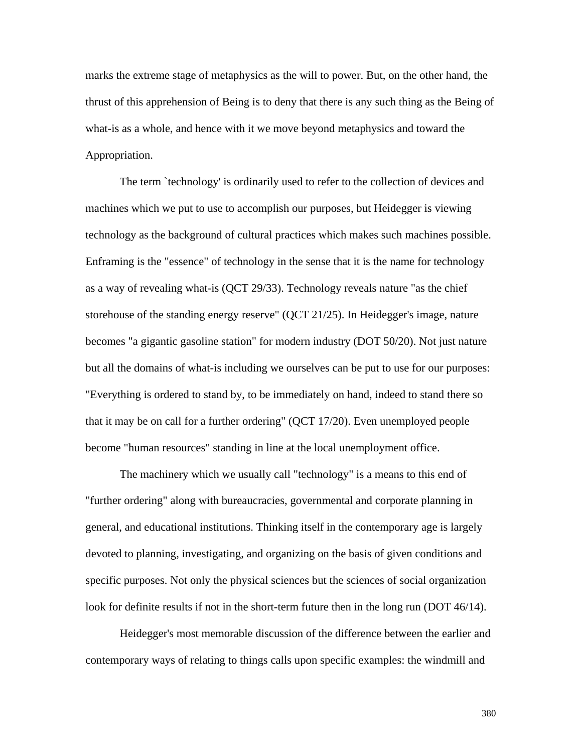marks the extreme stage of metaphysics as the will to power. But, on the other hand, the thrust of this apprehension of Being is to deny that there is any such thing as the Being of what-is as a whole, and hence with it we move beyond metaphysics and toward the Appropriation.

The term `technology' is ordinarily used to refer to the collection of devices and machines which we put to use to accomplish our purposes, but Heidegger is viewing technology as the background of cultural practices which makes such machines possible. Enframing is the "essence" of technology in the sense that it is the name for technology as a way of revealing what-is (QCT 29/33). Technology reveals nature "as the chief storehouse of the standing energy reserve" (QCT 21/25). In Heidegger's image, nature becomes "a gigantic gasoline station" for modern industry (DOT 50/20). Not just nature but all the domains of what-is including we ourselves can be put to use for our purposes: "Everything is ordered to stand by, to be immediately on hand, indeed to stand there so that it may be on call for a further ordering" (QCT 17/20). Even unemployed people become "human resources" standing in line at the local unemployment office.

The machinery which we usually call "technology" is a means to this end of "further ordering" along with bureaucracies, governmental and corporate planning in general, and educational institutions. Thinking itself in the contemporary age is largely devoted to planning, investigating, and organizing on the basis of given conditions and specific purposes. Not only the physical sciences but the sciences of social organization look for definite results if not in the short-term future then in the long run (DOT 46/14).

Heidegger's most memorable discussion of the difference between the earlier and contemporary ways of relating to things calls upon specific examples: the windmill and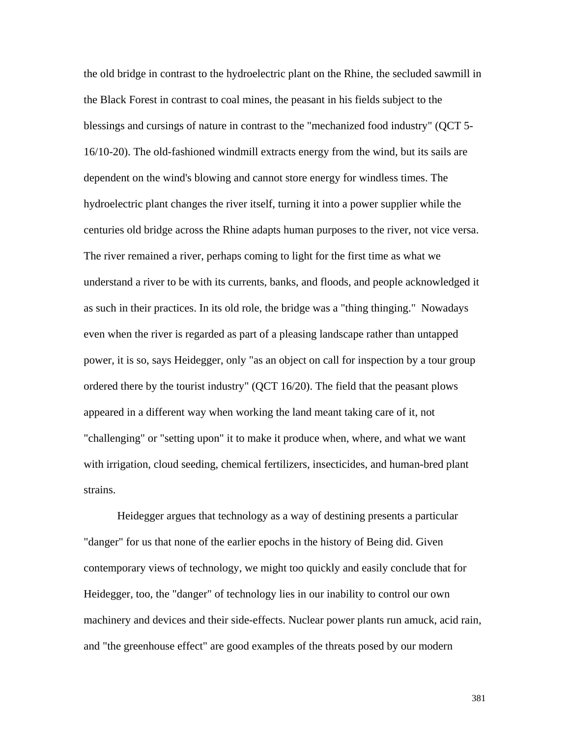the old bridge in contrast to the hydroelectric plant on the Rhine, the secluded sawmill in the Black Forest in contrast to coal mines, the peasant in his fields subject to the blessings and cursings of nature in contrast to the "mechanized food industry" (QCT 5-16/10-20). The old-fashioned windmill extracts energy from the wind, but its sails are dependent on the wind's blowing and cannot store energy for windless times. The hydroelectric plant changes the river itself, turning it into a power supplier while the centuries old bridge across the Rhine adapts human purposes to the river, not vice versa. The river remained a river, perhaps coming to light for the first time as what we understand a river to be with its currents, banks, and floods, and people acknowledged it as such in their practices. In its old role, the bridge was a "thing thinging." Nowadays even when the river is regarded as part of a pleasing landscape rather than untapped power, it is so, says Heidegger, only "as an object on call for inspection by a tour group ordered there by the tourist industry" (QCT 16/20). The field that the peasant plows appeared in a different way when working the land meant taking care of it, not "challenging" or "setting upon" it to make it produce when, where, and what we want with irrigation, cloud seeding, chemical fertilizers, insecticides, and human-bred plant strains.

Heidegger argues that technology as a way of destining presents a particular "danger" for us that none of the earlier epochs in the history of Being did. Given contemporary views of technology, we might too quickly and easily conclude that for Heidegger, too, the "danger" of technology lies in our inability to control our own machinery and devices and their side-effects. Nuclear power plants run amuck, acid rain, and "the greenhouse effect" are good examples of the threats posed by our modern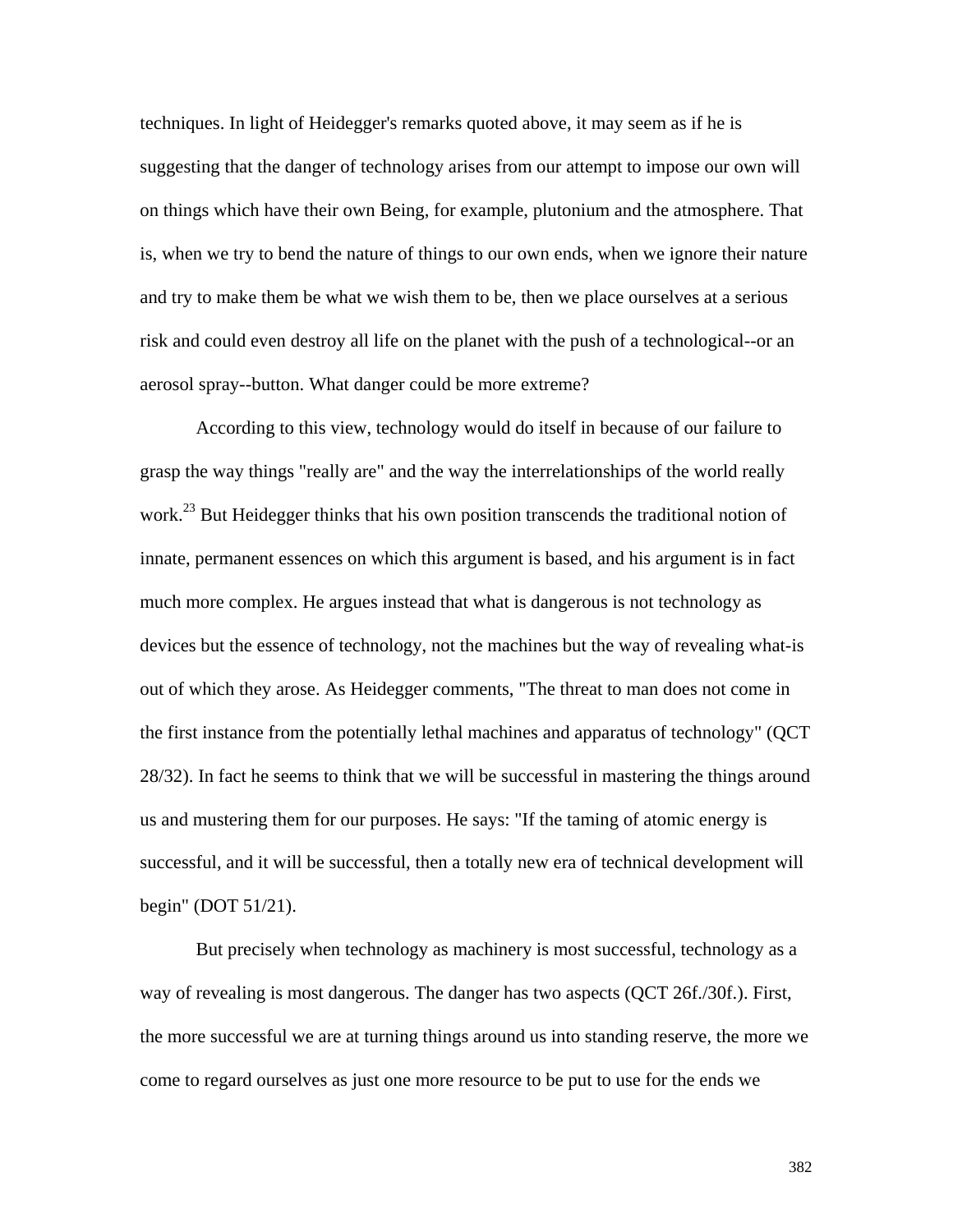techniques. In light of Heidegger's remarks quoted above, it may seem as if he is suggesting that the danger of technology arises from our attempt to impose our own will on things which have their own Being, for example, plutonium and the atmosphere. That is, when we try to bend the nature of things to our own ends, when we ignore their nature and try to make them be what we wish them to be, then we place ourselves at a serious risk and could even destroy all life on the planet with the push of a technological--or an aerosol spray--button. What danger could be more extreme?

According to this view, technology would do itself in because of our failure to grasp the way things "really are" and the way the interrelationships of the world really work.[23] But Heidegger thinks that his own position transcends the traditional notion of innate, permanent essences on which this argument is based, and his argument is in fact much more complex. He argues instead that what is dangerous is not technology as devices but the essence of technology, not the machines but the way of revealing what-is out of which they arose. As Heidegger comments, "The threat to man does not come in the first instance from the potentially lethal machines and apparatus of technology" (QCT 28/32). In fact he seems to think that we will be successful in mastering the things around us and mustering them for our purposes. He says: "If the taming of atomic energy is successful, and it will be successful, then a totally new era of technical development will begin" (DOT 51/21).

But precisely when technology as machinery is most successful, technology as a way of revealing is most dangerous. The danger has two aspects (QCT 26f./30f.). First, the more successful we are at turning things around us into standing reserve, the more we come to regard ourselves as just one more resource to be put to use for the ends we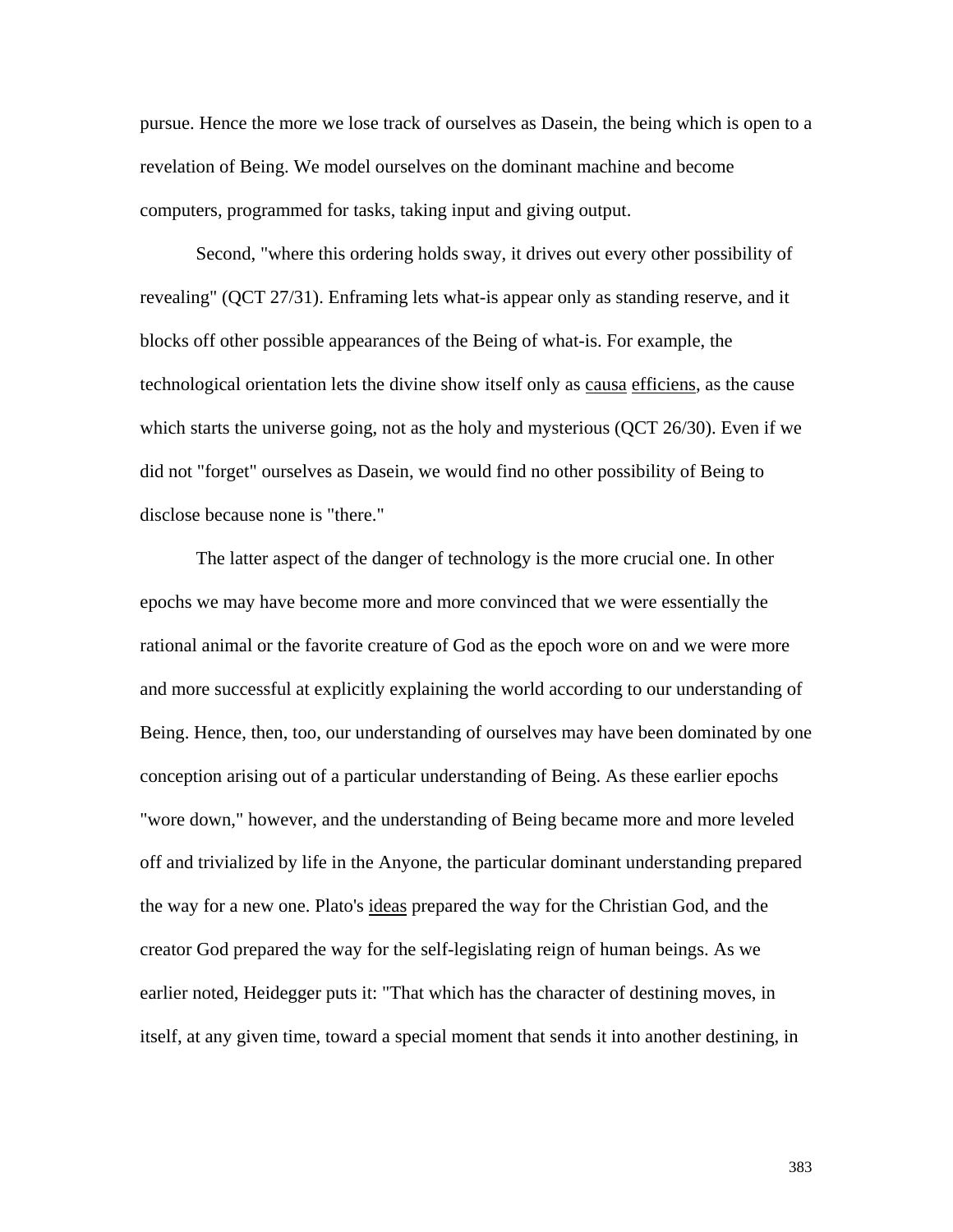pursue. Hence the more we lose track of ourselves as Dasein, the being which is open to a revelation of Being. We model ourselves on the dominant machine and become computers, programmed for tasks, taking input and giving output.

Second, "where this ordering holds sway, it drives out every other possibility of revealing" (QCT 27/31). Enframing lets what-is appear only as standing reserve, and it blocks off other possible appearances of the Being of what-is. For example, the technological orientation lets the divine show itself only as causa efficiens, as the cause which starts the universe going, not as the holy and mysterious (QCT 26/30). Even if we did not "forget" ourselves as Dasein, we would find no other possibility of Being to disclose because none is "there."

The latter aspect of the danger of technology is the more crucial one. In other epochs we may have become more and more convinced that we were essentially the rational animal or the favorite creature of God as the epoch wore on and we were more and more successful at explicitly explaining the world according to our understanding of Being. Hence, then, too, our understanding of ourselves may have been dominated by one conception arising out of a particular understanding of Being. As these earlier epochs "wore down," however, and the understanding of Being became more and more leveled off and trivialized by life in the Anyone, the particular dominant understanding prepared the way for a new one. Plato's ideas prepared the way for the Christian God, and the creator God prepared the way for the self-legislating reign of human beings. As we earlier noted, Heidegger puts it: "That which has the character of destining moves, in itself, at any given time, toward a special moment that sends it into another destining, in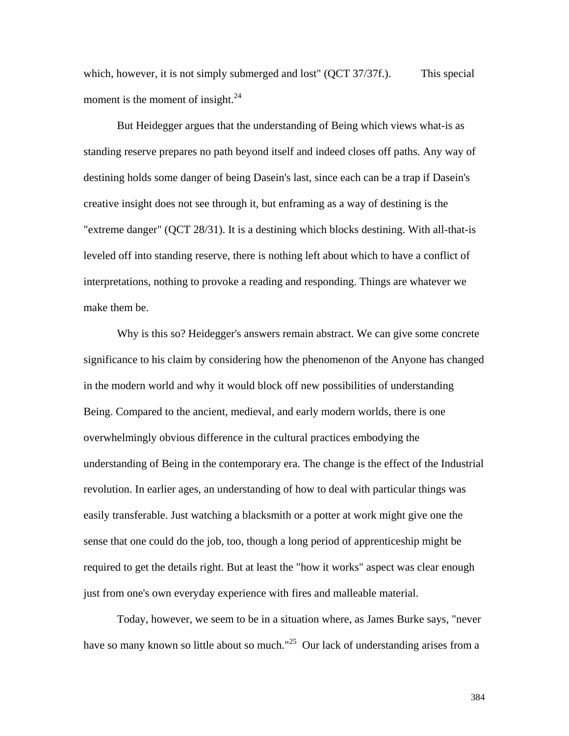which, however, it is not simply submerged and lost" (QCT 37/37f.). This special moment is the moment of insight.[24]

But Heidegger argues that the understanding of Being which views what-is as standing reserve prepares no path beyond itself and indeed closes off paths. Any way of destining holds some danger of being Dasein's last, since each can be a trap if Dasein's creative insight does not see through it, but enframing as a way of destining is the "extreme danger" (QCT 28/31). It is a destining which blocks destining. With all-that-is leveled off into standing reserve, there is nothing left about which to have a conflict of interpretations, nothing to provoke a reading and responding. Things are whatever we make them be.

Why is this so? Heidegger's answers remain abstract. We can give some concrete significance to his claim by considering how the phenomenon of the Anyone has changed in the modern world and why it would block off new possibilities of understanding Being. Compared to the ancient, medieval, and early modern worlds, there is one overwhelmingly obvious difference in the cultural practices embodying the understanding of Being in the contemporary era. The change is the effect of the Industrial revolution. In earlier ages, an understanding of how to deal with particular things was easily transferable. Just watching a blacksmith or a potter at work might give one the sense that one could do the job, too, though a long period of apprenticeship might be required to get the details right. But at least the "how it works" aspect was clear enough just from one's own everyday experience with fires and malleable material.

Today, however, we seem to be in a situation where, as James Burke says, "never have so many known so little about so much."[25] Our lack of understanding arises from a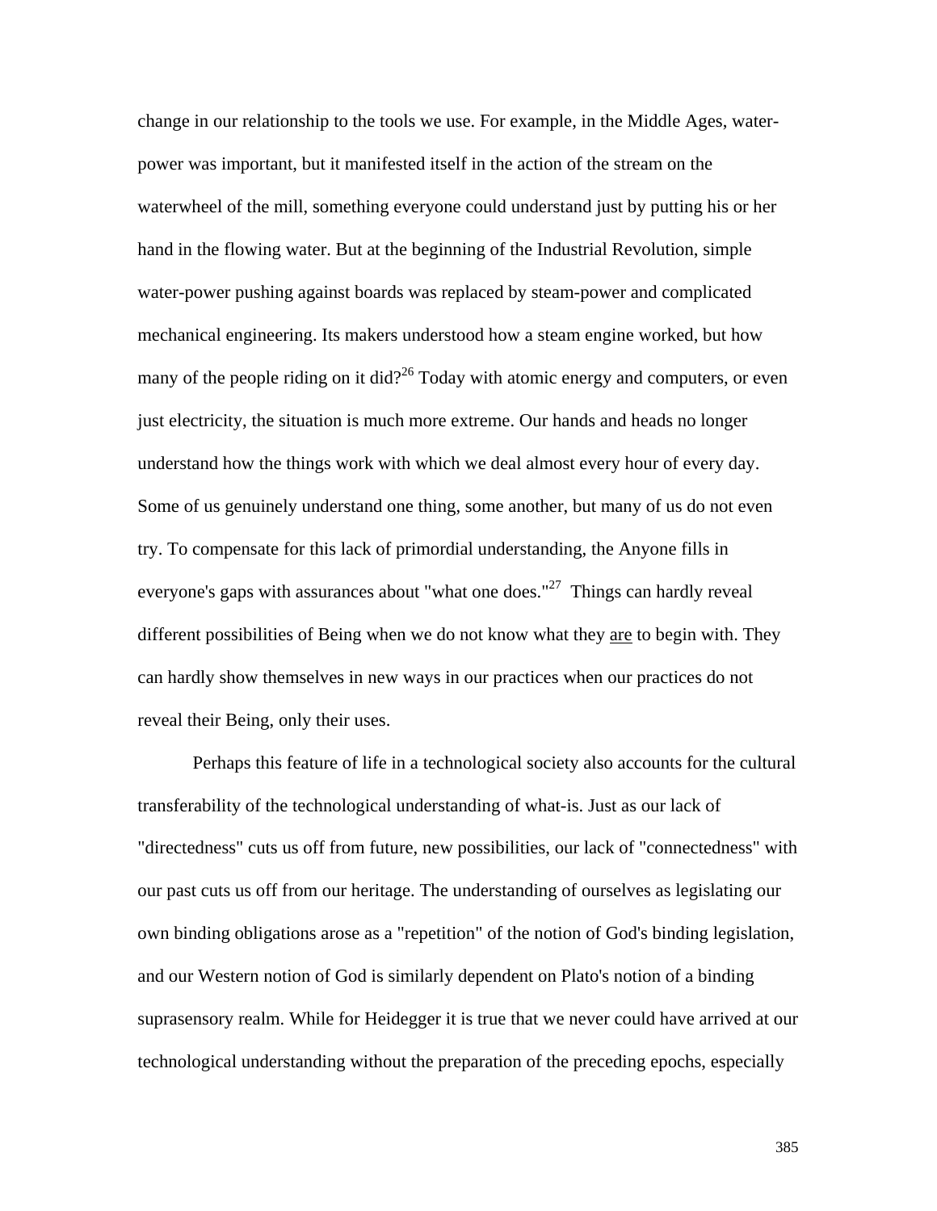change in our relationship to the tools we use. For example, in the Middle Ages, water-power was important, but it manifested itself in the action of the stream on the waterwheel of the mill, something everyone could understand just by putting his or her hand in the flowing water. But at the beginning of the Industrial Revolution, simple water-power pushing against boards was replaced by steam-power and complicated mechanical engineering. Its makers understood how a steam engine worked, but how many of the people riding on it did?[26] Today with atomic energy and computers, or even just electricity, the situation is much more extreme. Our hands and heads no longer understand how the things work with which we deal almost every hour of every day. Some of us genuinely understand one thing, some another, but many of us do not even try. To compensate for this lack of primordial understanding, the Anyone fills in everyone's gaps with assurances about "what one does."[27] Things can hardly reveal different possibilities of Being when we do not know what they are to begin with. They can hardly show themselves in new ways in our practices when our practices do not reveal their Being, only their uses.

Perhaps this feature of life in a technological society also accounts for the cultural transferability of the technological understanding of what-is. Just as our lack of "directedness" cuts us off from future, new possibilities, our lack of "connectedness" with our past cuts us off from our heritage. The understanding of ourselves as legislating our own binding obligations arose as a "repetition" of the notion of God's binding legislation, and our Western notion of God is similarly dependent on Plato's notion of a binding suprasensory realm. While for Heidegger it is true that we never could have arrived at our technological understanding without the preparation of the preceding epochs, especially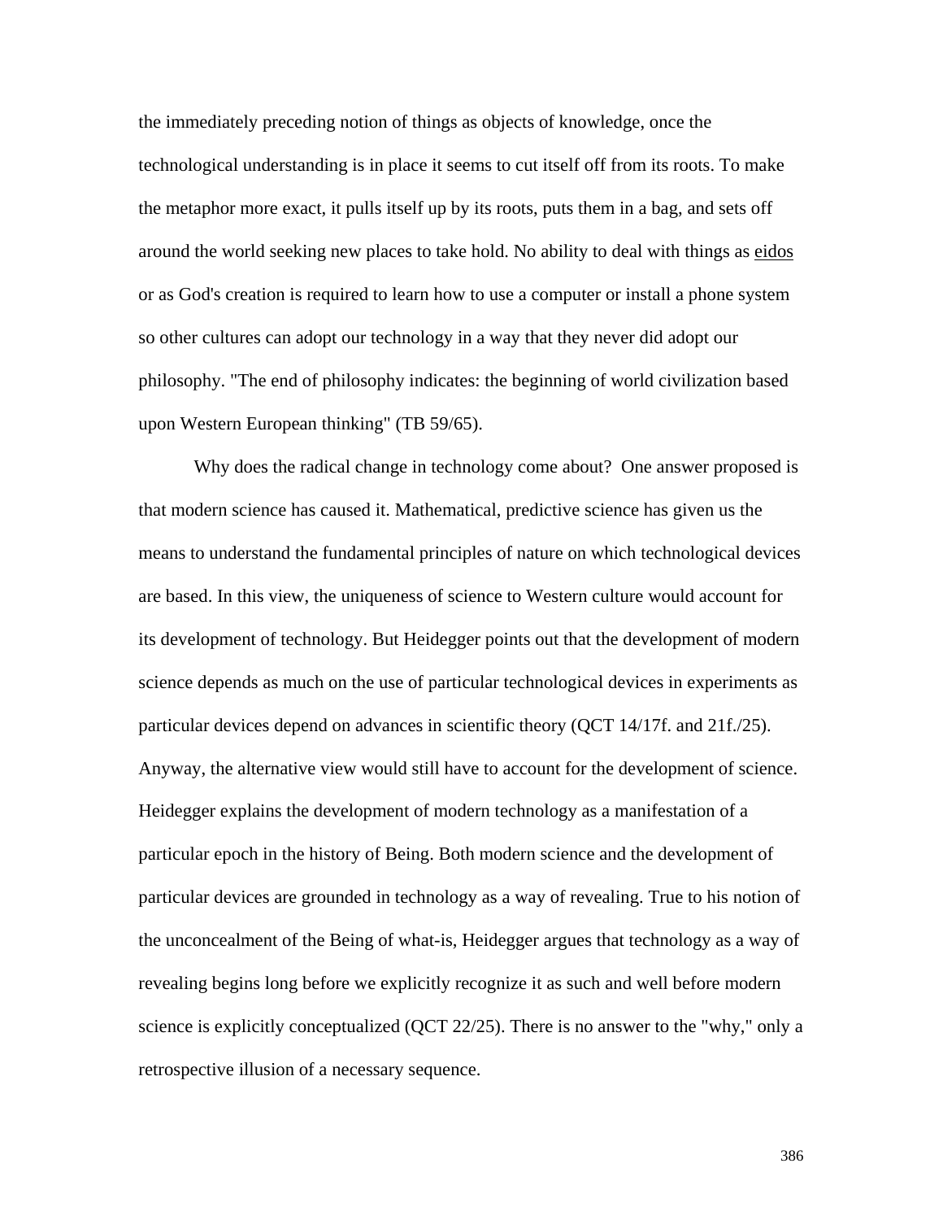the immediately preceding notion of things as objects of knowledge, once the technological understanding is in place it seems to cut itself off from its roots. To make the metaphor more exact, it pulls itself up by its roots, puts them in a bag, and sets off around the world seeking new places to take hold. No ability to deal with things as <u>eidos</u> or as God's creation is required to learn how to use a computer or install a phone system so other cultures can adopt our technology in a way that they never did adopt our philosophy. "The end of philosophy indicates: the beginning of world civilization based upon Western European thinking" (TB 59/65).

Why does the radical change in technology come about? One answer proposed is that modern science has caused it. Mathematical, predictive science has given us the means to understand the fundamental principles of nature on which technological devices are based. In this view, the uniqueness of science to Western culture would account for its development of technology. But Heidegger points out that the development of modern science depends as much on the use of particular technological devices in experiments as particular devices depend on advances in scientific theory (QCT 14/17f. and 21f./25). Anyway, the alternative view would still have to account for the development of science. Heidegger explains the development of modern technology as a manifestation of a particular epoch in the history of Being. Both modern science and the development of particular devices are grounded in technology as a way of revealing. True to his notion of the unconcealment of the Being of what-is, Heidegger argues that technology as a way of revealing begins long before we explicitly recognize it as such and well before modern science is explicitly conceptualized (QCT 22/25). There is no answer to the "why," only a retrospective illusion of a necessary sequence.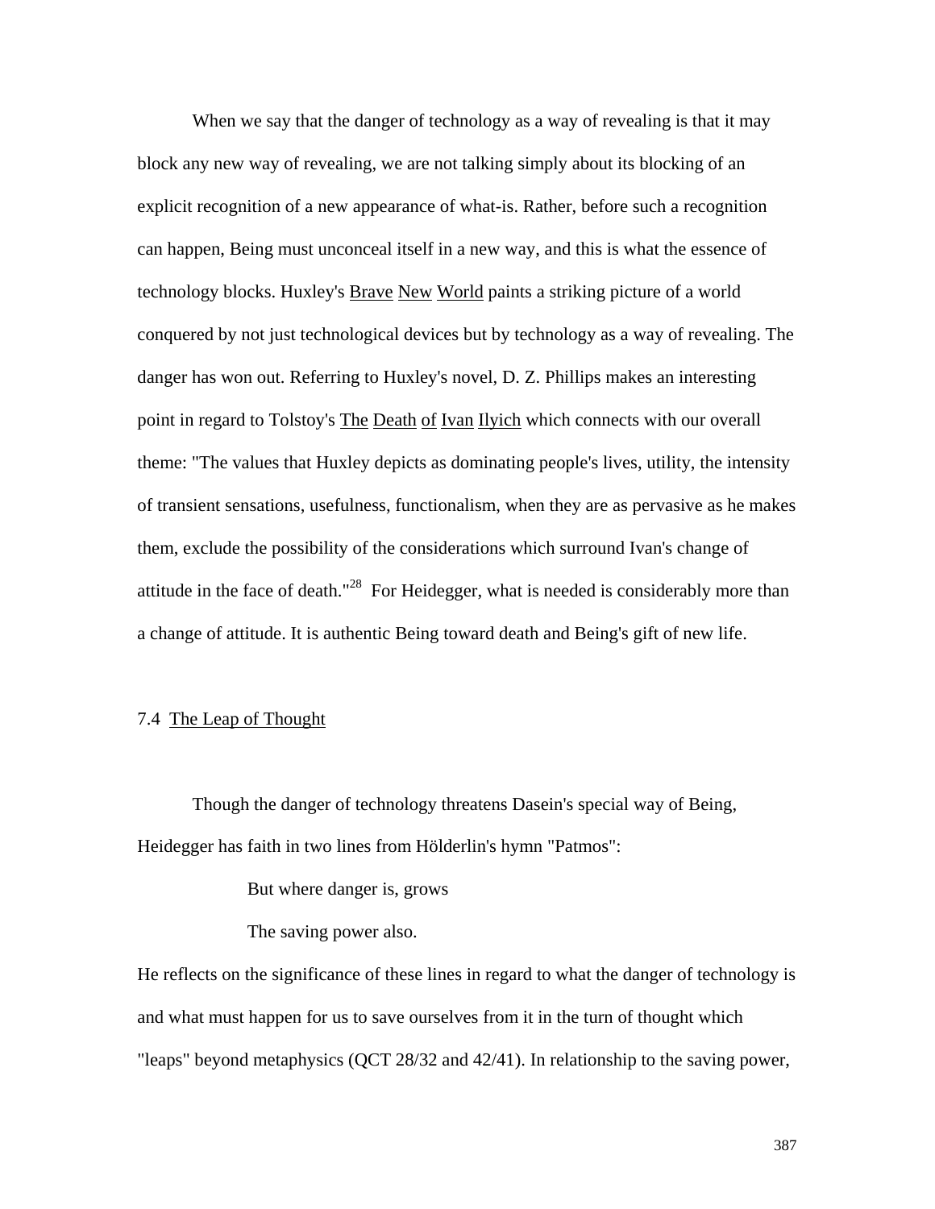When we say that the danger of technology as a way of revealing is that it may block any new way of revealing, we are not talking simply about its blocking of an explicit recognition of a new appearance of what-is. Rather, before such a recognition can happen, Being must unconceal itself in a new way, and this is what the essence of technology blocks. Huxley's Brave New World paints a striking picture of a world conquered by not just technological devices but by technology as a way of revealing. The danger has won out. Referring to Huxley's novel, D. Z. Phillips makes an interesting point in regard to Tolstoy's The Death of Ivan Ilyich which connects with our overall theme: "The values that Huxley depicts as dominating people's lives, utility, the intensity of transient sensations, usefulness, functionalism, when they are as pervasive as he makes them, exclude the possibility of the considerations which surround Ivan's change of attitude in the face of death."[28] For Heidegger, what is needed is considerably more than a change of attitude. It is authentic Being toward death and Being's gift of new life.

## 7.4 The Leap of Thought

Though the danger of technology threatens Dasein's special way of Being, Heidegger has faith in two lines from Hölderlin's hymn "Patmos":

> But where danger is, grows
>
> The saving power also.

He reflects on the significance of these lines in regard to what the danger of technology is and what must happen for us to save ourselves from it in the turn of thought which "leaps" beyond metaphysics (QCT 28/32 and 42/41). In relationship to the saving power,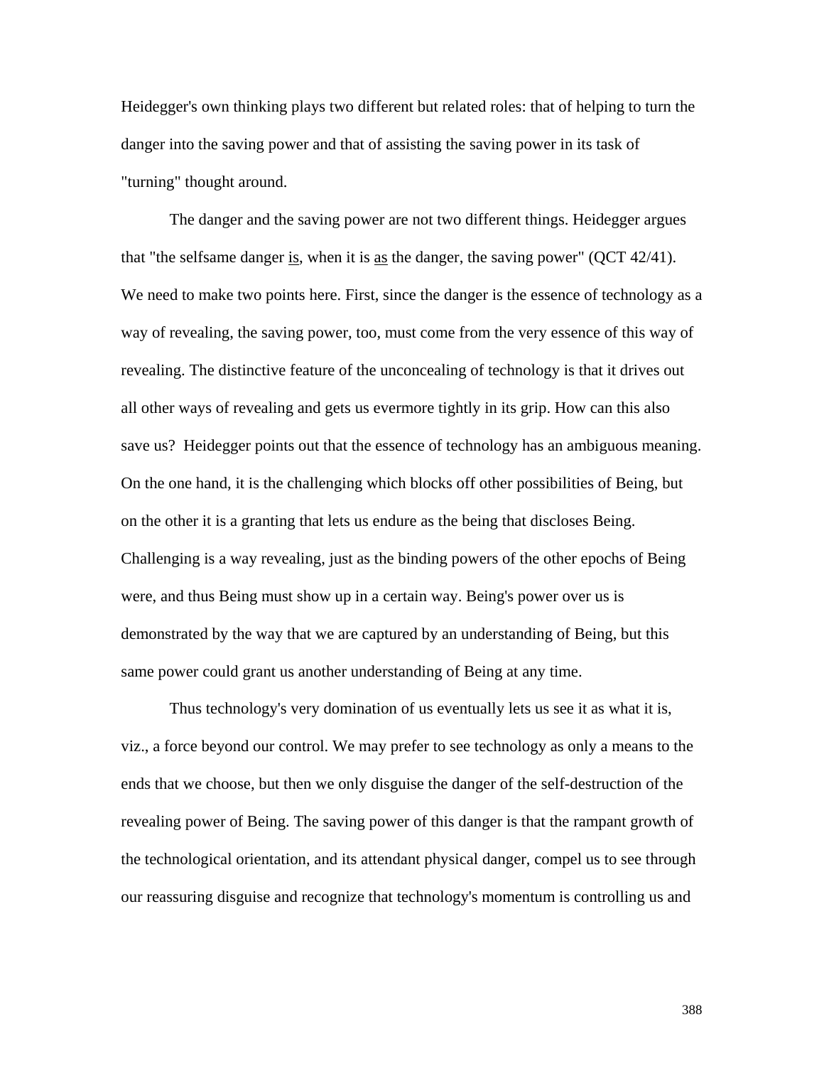Heidegger's own thinking plays two different but related roles: that of helping to turn the danger into the saving power and that of assisting the saving power in its task of "turning" thought around.

The danger and the saving power are not two different things. Heidegger argues that "the selfsame danger <u>is</u>, when it is <u>as</u> the danger, the saving power" (QCT 42/41). We need to make two points here. First, since the danger is the essence of technology as a way of revealing, the saving power, too, must come from the very essence of this way of revealing. The distinctive feature of the unconcealing of technology is that it drives out all other ways of revealing and gets us evermore tightly in its grip. How can this also save us? Heidegger points out that the essence of technology has an ambiguous meaning. On the one hand, it is the challenging which blocks off other possibilities of Being, but on the other it is a granting that lets us endure as the being that discloses Being. Challenging is a way revealing, just as the binding powers of the other epochs of Being were, and thus Being must show up in a certain way. Being's power over us is demonstrated by the way that we are captured by an understanding of Being, but this same power could grant us another understanding of Being at any time.

Thus technology's very domination of us eventually lets us see it as what it is, viz., a force beyond our control. We may prefer to see technology as only a means to the ends that we choose, but then we only disguise the danger of the self-destruction of the revealing power of Being. The saving power of this danger is that the rampant growth of the technological orientation, and its attendant physical danger, compel us to see through our reassuring disguise and recognize that technology's momentum is controlling us and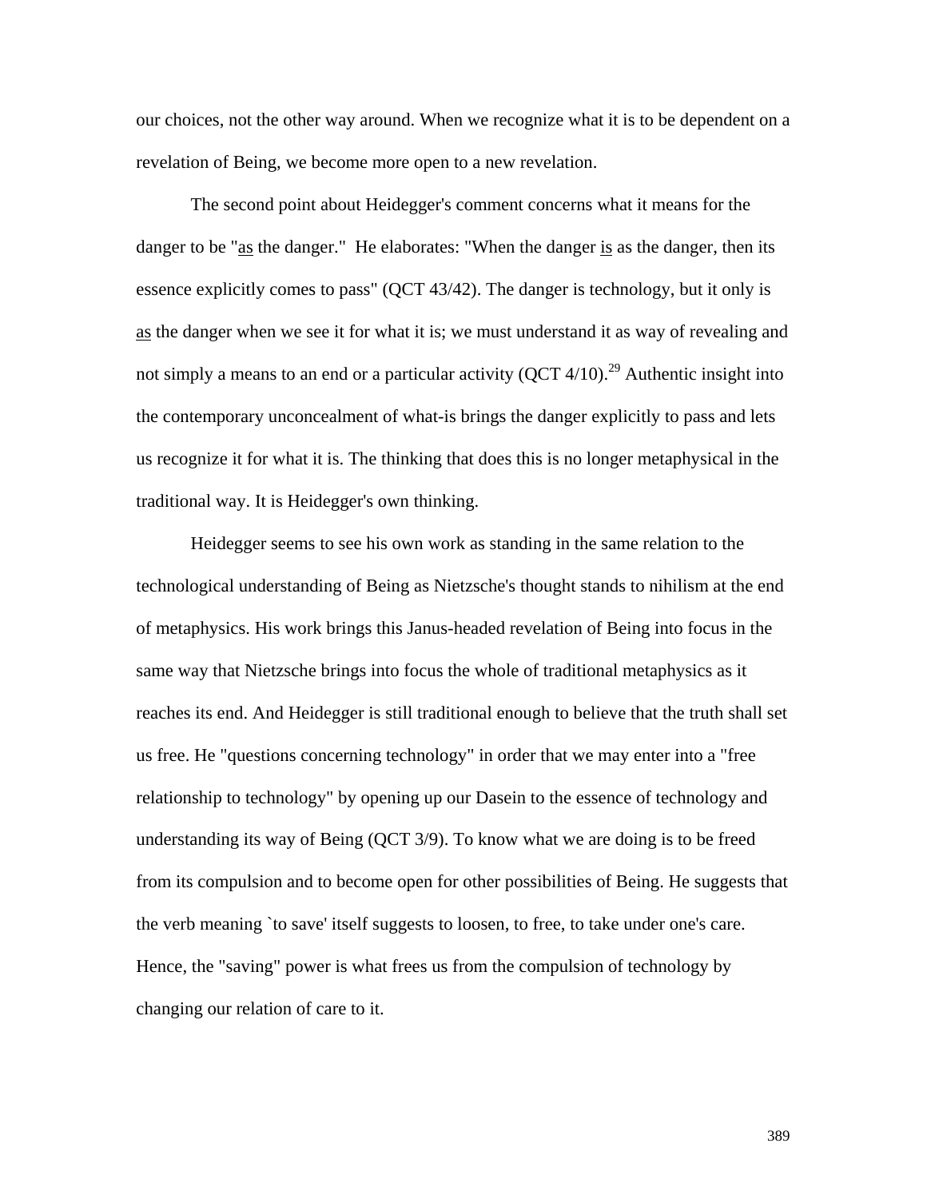our choices, not the other way around. When we recognize what it is to be dependent on a revelation of Being, we become more open to a new revelation.

The second point about Heidegger's comment concerns what it means for the danger to be "as the danger." He elaborates: "When the danger is as the danger, then its essence explicitly comes to pass" (QCT 43/42). The danger is technology, but it only is as the danger when we see it for what it is; we must understand it as way of revealing and not simply a means to an end or a particular activity (QCT 4/10).[29] Authentic insight into the contemporary unconcealment of what-is brings the danger explicitly to pass and lets us recognize it for what it is. The thinking that does this is no longer metaphysical in the traditional way. It is Heidegger's own thinking.

Heidegger seems to see his own work as standing in the same relation to the technological understanding of Being as Nietzsche's thought stands to nihilism at the end of metaphysics. His work brings this Janus-headed revelation of Being into focus in the same way that Nietzsche brings into focus the whole of traditional metaphysics as it reaches its end. And Heidegger is still traditional enough to believe that the truth shall set us free. He "questions concerning technology" in order that we may enter into a "free relationship to technology" by opening up our Dasein to the essence of technology and understanding its way of Being (QCT 3/9). To know what we are doing is to be freed from its compulsion and to become open for other possibilities of Being. He suggests that the verb meaning `to save' itself suggests to loosen, to free, to take under one's care. Hence, the "saving" power is what frees us from the compulsion of technology by changing our relation of care to it.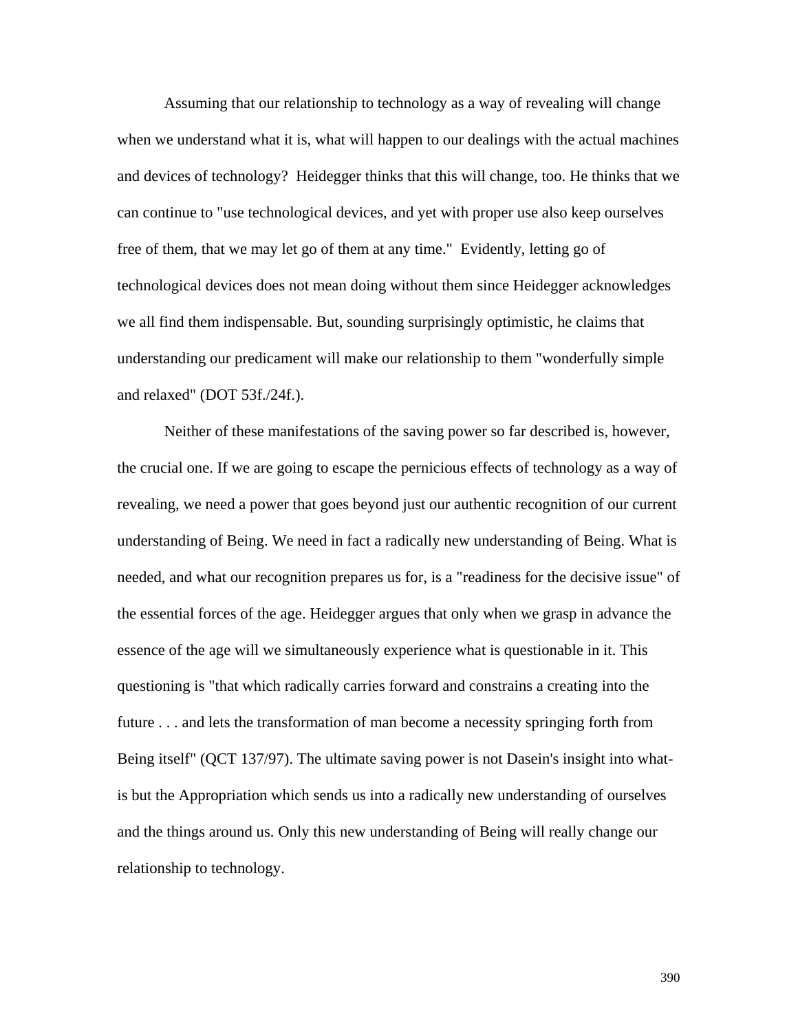Assuming that our relationship to technology as a way of revealing will change when we understand what it is, what will happen to our dealings with the actual machines and devices of technology? Heidegger thinks that this will change, too. He thinks that we can continue to "use technological devices, and yet with proper use also keep ourselves free of them, that we may let go of them at any time." Evidently, letting go of technological devices does not mean doing without them since Heidegger acknowledges we all find them indispensable. But, sounding surprisingly optimistic, he claims that understanding our predicament will make our relationship to them "wonderfully simple and relaxed" (DOT 53f./24f.).

Neither of these manifestations of the saving power so far described is, however, the crucial one. If we are going to escape the pernicious effects of technology as a way of revealing, we need a power that goes beyond just our authentic recognition of our current understanding of Being. We need in fact a radically new understanding of Being. What is needed, and what our recognition prepares us for, is a "readiness for the decisive issue" of the essential forces of the age. Heidegger argues that only when we grasp in advance the essence of the age will we simultaneously experience what is questionable in it. This questioning is "that which radically carries forward and constrains a creating into the future . . . and lets the transformation of man become a necessity springing forth from Being itself" (QCT 137/97). The ultimate saving power is not Dasein's insight into what-is but the Appropriation which sends us into a radically new understanding of ourselves and the things around us. Only this new understanding of Being will really change our relationship to technology.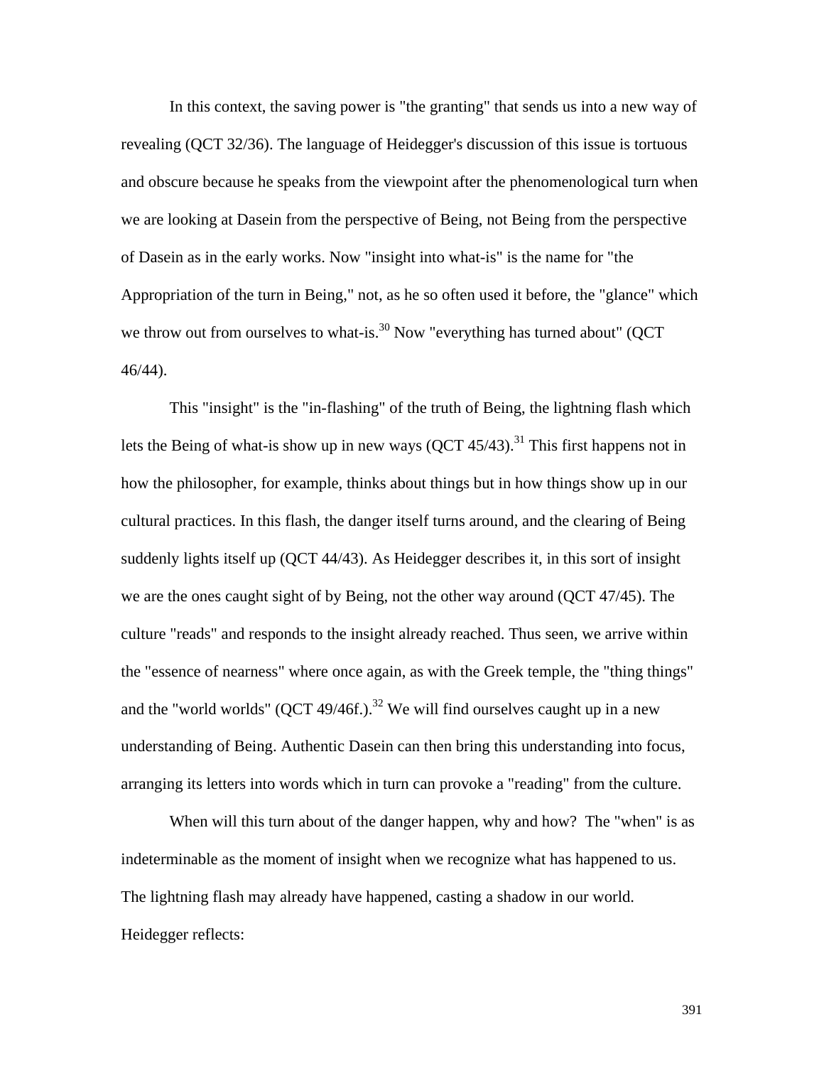In this context, the saving power is "the granting" that sends us into a new way of revealing (QCT 32/36). The language of Heidegger's discussion of this issue is tortuous and obscure because he speaks from the viewpoint after the phenomenological turn when we are looking at Dasein from the perspective of Being, not Being from the perspective of Dasein as in the early works. Now "insight into what-is" is the name for "the Appropriation of the turn in Being," not, as he so often used it before, the "glance" which we throw out from ourselves to what-is.[30] Now "everything has turned about" (QCT 46/44).

This "insight" is the "in-flashing" of the truth of Being, the lightning flash which lets the Being of what-is show up in new ways (QCT 45/43).[31] This first happens not in how the philosopher, for example, thinks about things but in how things show up in our cultural practices. In this flash, the danger itself turns around, and the clearing of Being suddenly lights itself up (QCT 44/43). As Heidegger describes it, in this sort of insight we are the ones caught sight of by Being, not the other way around (QCT 47/45). The culture "reads" and responds to the insight already reached. Thus seen, we arrive within the "essence of nearness" where once again, as with the Greek temple, the "thing things" and the "world worlds" (QCT 49/46f.).[32] We will find ourselves caught up in a new understanding of Being. Authentic Dasein can then bring this understanding into focus, arranging its letters into words which in turn can provoke a "reading" from the culture.

When will this turn about of the danger happen, why and how? The "when" is as indeterminable as the moment of insight when we recognize what has happened to us. The lightning flash may already have happened, casting a shadow in our world. Heidegger reflects: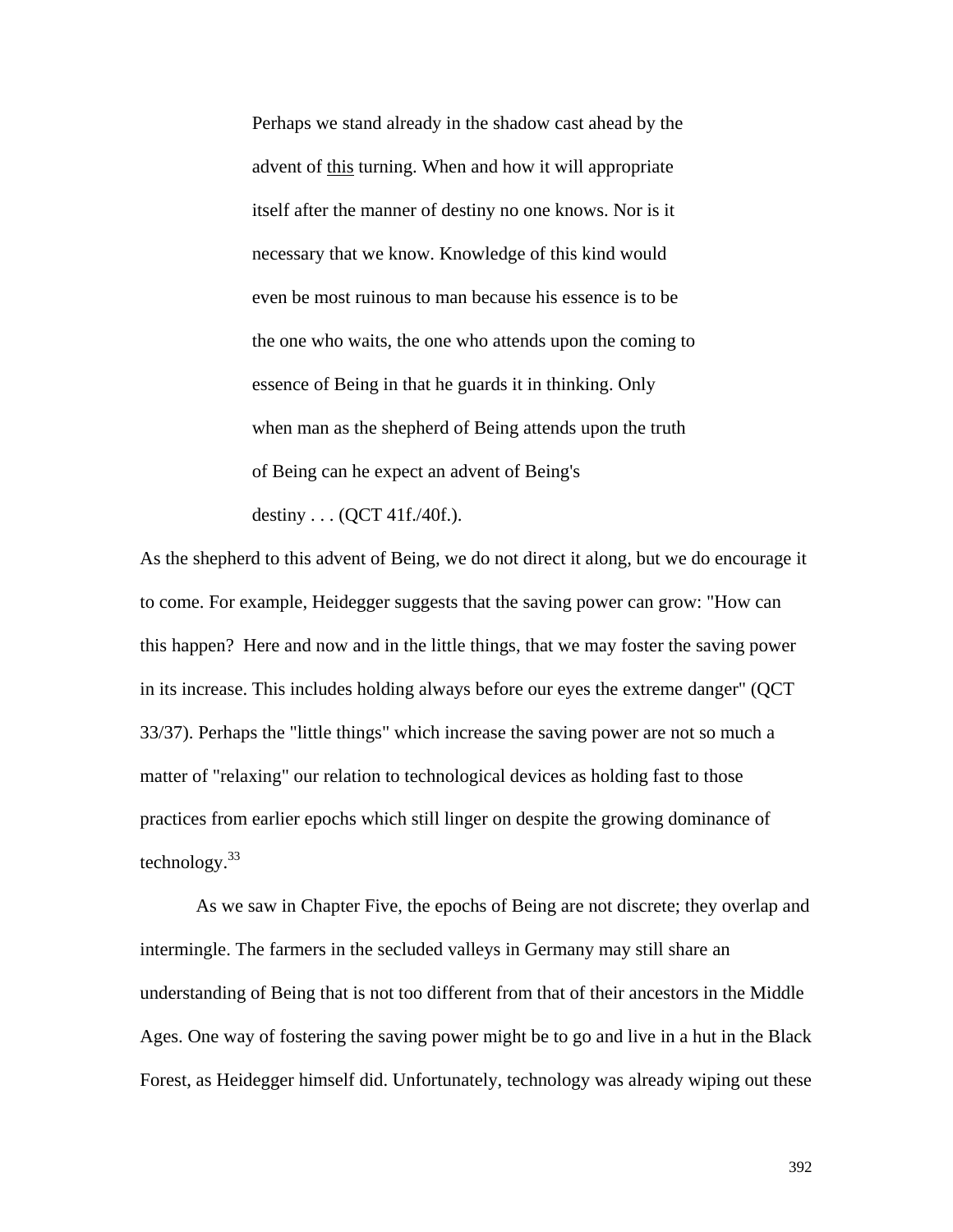> Perhaps we stand already in the shadow cast ahead by the advent of <u>this</u> turning. When and how it will appropriate itself after the manner of destiny no one knows. Nor is it necessary that we know. Knowledge of this kind would even be most ruinous to man because his essence is to be the one who waits, the one who attends upon the coming to essence of Being in that he guards it in thinking. Only when man as the shepherd of Being attends upon the truth of Being can he expect an advent of Being's destiny . . . (QCT 41f./40f.).

As the shepherd to this advent of Being, we do not direct it along, but we do encourage it to come. For example, Heidegger suggests that the saving power can grow: "How can this happen? Here and now and in the little things, that we may foster the saving power in its increase. This includes holding always before our eyes the extreme danger" (QCT 33/37). Perhaps the "little things" which increase the saving power are not so much a matter of "relaxing" our relation to technological devices as holding fast to those practices from earlier epochs which still linger on despite the growing dominance of technology.[33]

As we saw in Chapter Five, the epochs of Being are not discrete; they overlap and intermingle. The farmers in the secluded valleys in Germany may still share an understanding of Being that is not too different from that of their ancestors in the Middle Ages. One way of fostering the saving power might be to go and live in a hut in the Black Forest, as Heidegger himself did. Unfortunately, technology was already wiping out these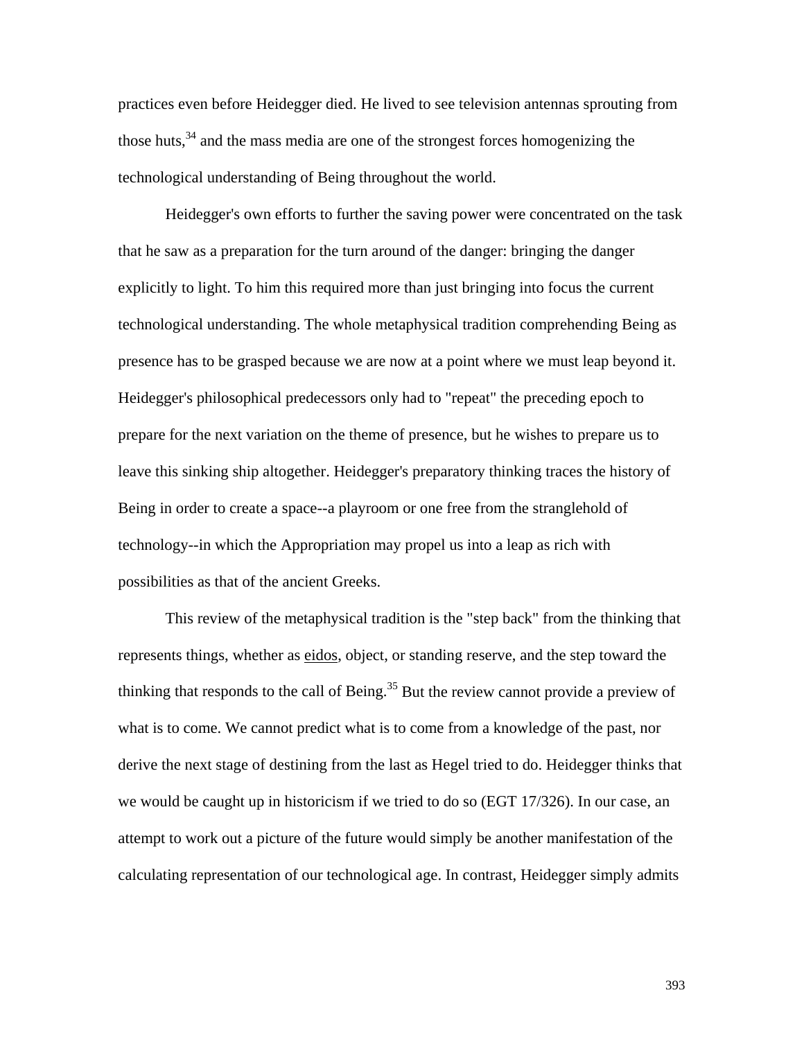practices even before Heidegger died. He lived to see television antennas sprouting from those huts,[34] and the mass media are one of the strongest forces homogenizing the technological understanding of Being throughout the world.

Heidegger's own efforts to further the saving power were concentrated on the task that he saw as a preparation for the turn around of the danger: bringing the danger explicitly to light. To him this required more than just bringing into focus the current technological understanding. The whole metaphysical tradition comprehending Being as presence has to be grasped because we are now at a point where we must leap beyond it. Heidegger's philosophical predecessors only had to "repeat" the preceding epoch to prepare for the next variation on the theme of presence, but he wishes to prepare us to leave this sinking ship altogether. Heidegger's preparatory thinking traces the history of Being in order to create a space--a playroom or one free from the stranglehold of technology--in which the Appropriation may propel us into a leap as rich with possibilities as that of the ancient Greeks.

This review of the metaphysical tradition is the "step back" from the thinking that represents things, whether as eidos, object, or standing reserve, and the step toward the thinking that responds to the call of Being.[35] But the review cannot provide a preview of what is to come. We cannot predict what is to come from a knowledge of the past, nor derive the next stage of destining from the last as Hegel tried to do. Heidegger thinks that we would be caught up in historicism if we tried to do so (EGT 17/326). In our case, an attempt to work out a picture of the future would simply be another manifestation of the calculating representation of our technological age. In contrast, Heidegger simply admits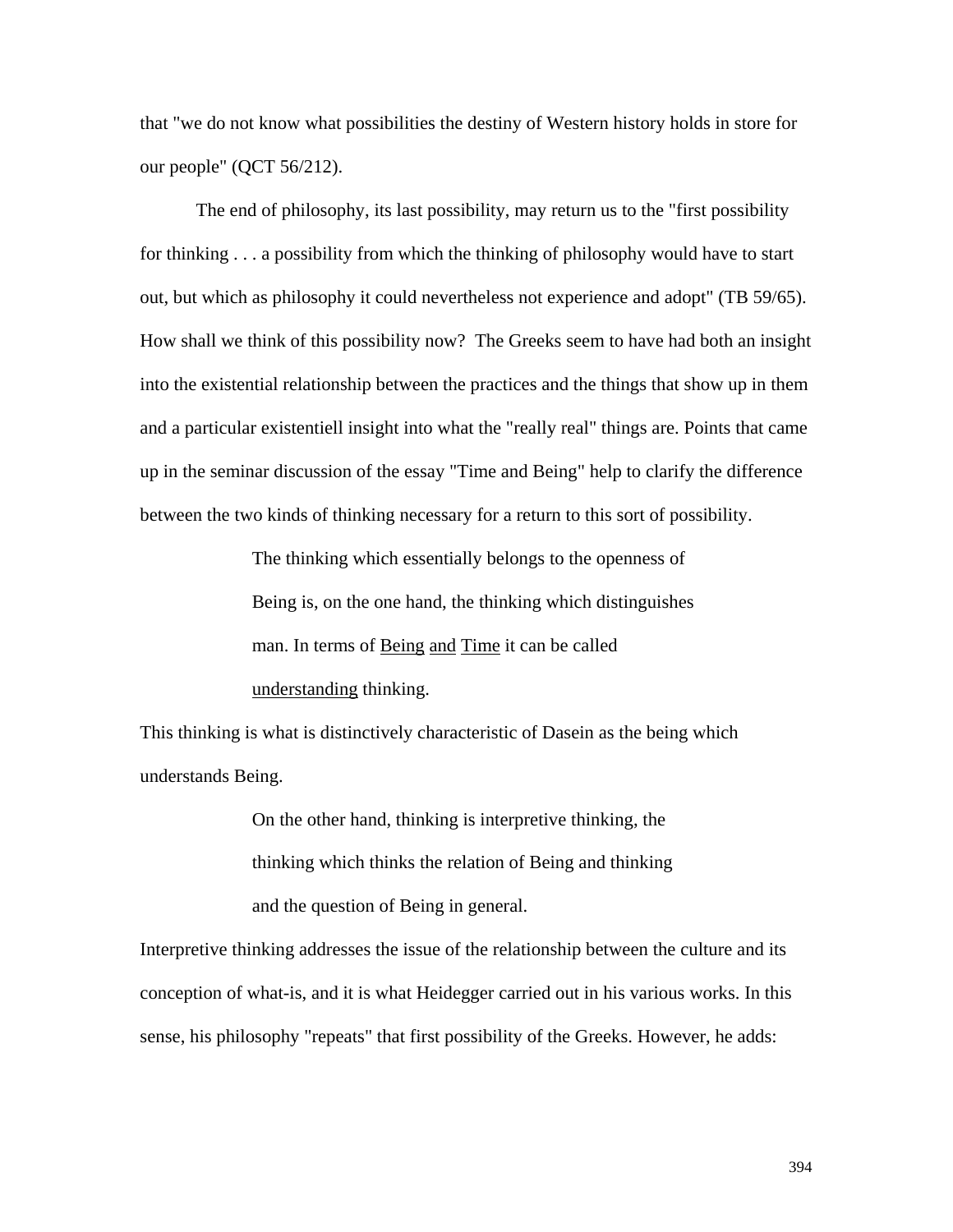that "we do not know what possibilities the destiny of Western history holds in store for our people" (QCT 56/212).

The end of philosophy, its last possibility, may return us to the "first possibility for thinking . . . a possibility from which the thinking of philosophy would have to start out, but which as philosophy it could nevertheless not experience and adopt" (TB 59/65). How shall we think of this possibility now? The Greeks seem to have had both an insight into the existential relationship between the practices and the things that show up in them and a particular existentiell insight into what the "really real" things are. Points that came up in the seminar discussion of the essay "Time and Being" help to clarify the difference between the two kinds of thinking necessary for a return to this sort of possibility.

> The thinking which essentially belongs to the openness of Being is, on the one hand, the thinking which distinguishes man. In terms of _Being and Time_ it can be called _understanding_ thinking.

This thinking is what is distinctively characteristic of Dasein as the being which understands Being.

> On the other hand, thinking is interpretive thinking, the thinking which thinks the relation of Being and thinking and the question of Being in general.

Interpretive thinking addresses the issue of the relationship between the culture and its conception of what-is, and it is what Heidegger carried out in his various works. In this sense, his philosophy "repeats" that first possibility of the Greeks. However, he adds: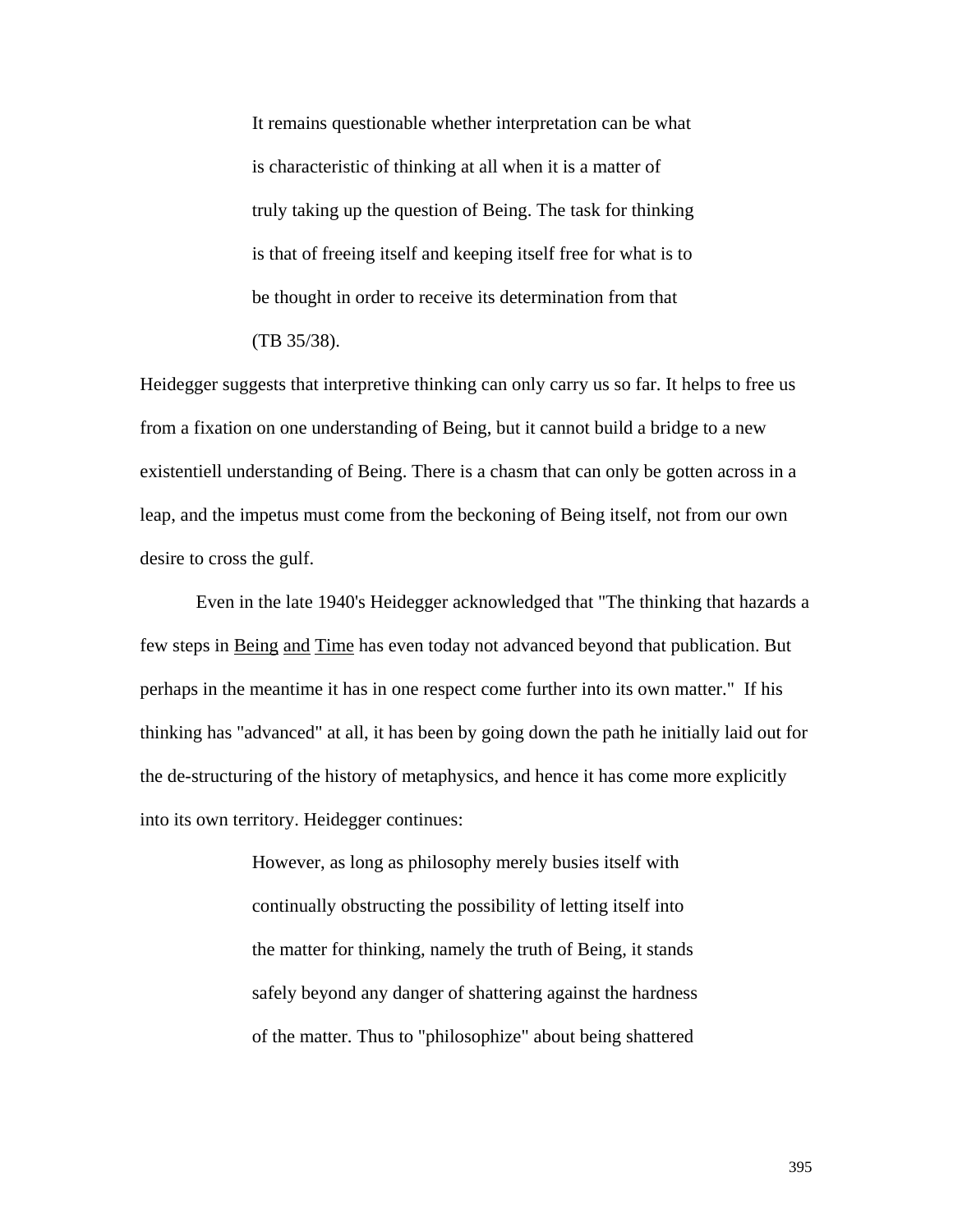> It remains questionable whether interpretation can be what is characteristic of thinking at all when it is a matter of truly taking up the question of Being. The task for thinking is that of freeing itself and keeping itself free for what is to be thought in order to receive its determination from that (TB 35/38).

Heidegger suggests that interpretive thinking can only carry us so far. It helps to free us from a fixation on one understanding of Being, but it cannot build a bridge to a new existentiell understanding of Being. There is a chasm that can only be gotten across in a leap, and the impetus must come from the beckoning of Being itself, not from our own desire to cross the gulf.

Even in the late 1940's Heidegger acknowledged that "The thinking that hazards a few steps in Being and Time has even today not advanced beyond that publication. But perhaps in the meantime it has in one respect come further into its own matter." If his thinking has "advanced" at all, it has been by going down the path he initially laid out for the de-structuring of the history of metaphysics, and hence it has come more explicitly into its own territory. Heidegger continues:

> However, as long as philosophy merely busies itself with continually obstructing the possibility of letting itself into the matter for thinking, namely the truth of Being, it stands safely beyond any danger of shattering against the hardness of the matter. Thus to "philosophize" about being shattered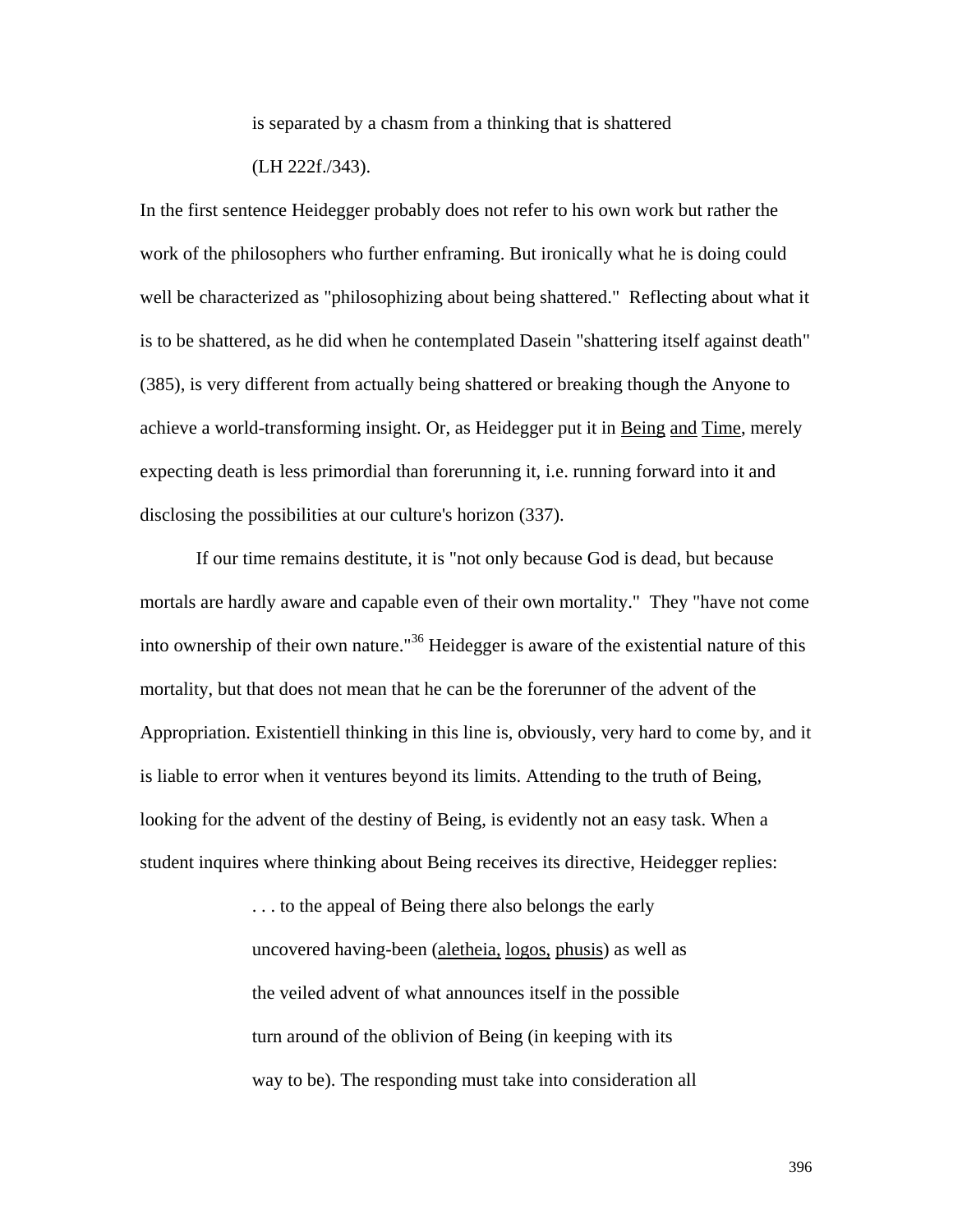> is separated by a chasm from a thinking that is shattered
>
> (LH 222f./343).

In the first sentence Heidegger probably does not refer to his own work but rather the work of the philosophers who further enframing. But ironically what he is doing could well be characterized as "philosophizing about being shattered." Reflecting about what it is to be shattered, as he did when he contemplated Dasein "shattering itself against death" (385), is very different from actually being shattered or breaking though the Anyone to achieve a world-transforming insight. Or, as Heidegger put it in Being and Time, merely expecting death is less primordial than forerunning it, i.e. running forward into it and disclosing the possibilities at our culture's horizon (337).

If our time remains destitute, it is "not only because God is dead, but because mortals are hardly aware and capable even of their own mortality." They "have not come into ownership of their own nature."[36] Heidegger is aware of the existential nature of this mortality, but that does not mean that he can be the forerunner of the advent of the Appropriation. Existentiell thinking in this line is, obviously, very hard to come by, and it is liable to error when it ventures beyond its limits. Attending to the truth of Being, looking for the advent of the destiny of Being, is evidently not an easy task. When a student inquires where thinking about Being receives its directive, Heidegger replies:

> . . . to the appeal of Being there also belongs the early uncovered having-been (aletheia, logos, phusis) as well as the veiled advent of what announces itself in the possible turn around of the oblivion of Being (in keeping with its way to be). The responding must take into consideration all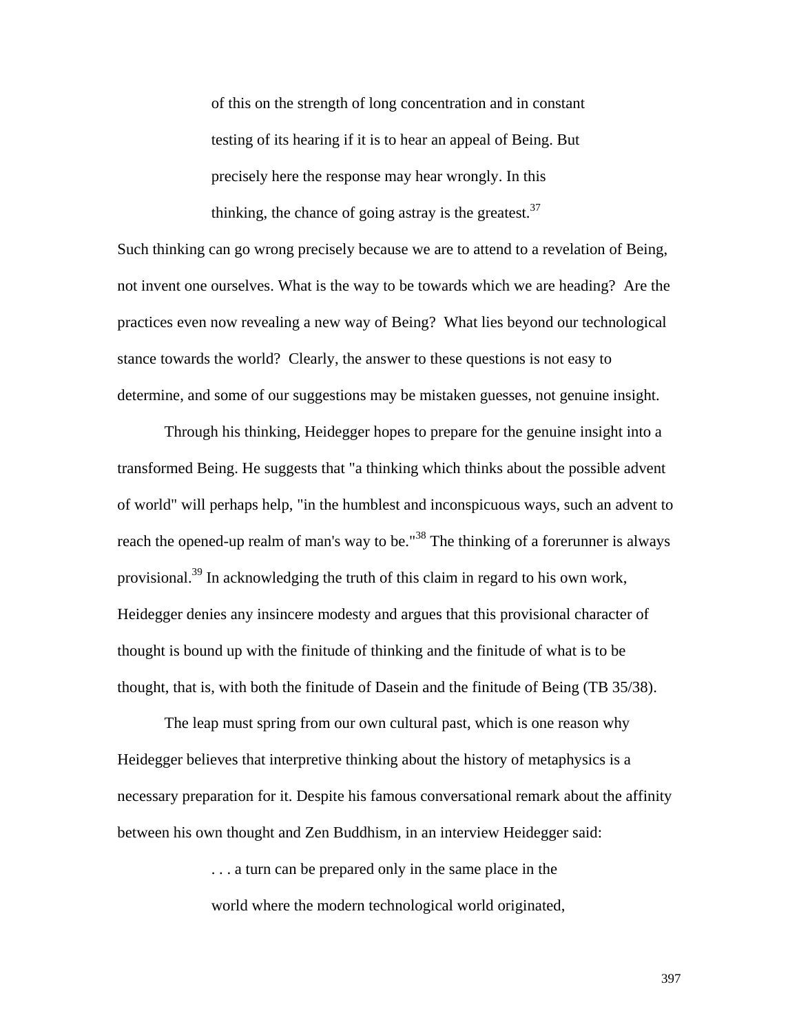> of this on the strength of long concentration and in constant testing of its hearing if it is to hear an appeal of Being. But precisely here the response may hear wrongly. In this thinking, the chance of going astray is the greatest.[37]

Such thinking can go wrong precisely because we are to attend to a revelation of Being, not invent one ourselves. What is the way to be towards which we are heading? Are the practices even now revealing a new way of Being? What lies beyond our technological stance towards the world? Clearly, the answer to these questions is not easy to determine, and some of our suggestions may be mistaken guesses, not genuine insight.

Through his thinking, Heidegger hopes to prepare for the genuine insight into a transformed Being. He suggests that "a thinking which thinks about the possible advent of world" will perhaps help, "in the humblest and inconspicuous ways, such an advent to reach the opened-up realm of man's way to be."[38] The thinking of a forerunner is always provisional.[39] In acknowledging the truth of this claim in regard to his own work, Heidegger denies any insincere modesty and argues that this provisional character of thought is bound up with the finitude of thinking and the finitude of what is to be thought, that is, with both the finitude of Dasein and the finitude of Being (TB 35/38).

The leap must spring from our own cultural past, which is one reason why Heidegger believes that interpretive thinking about the history of metaphysics is a necessary preparation for it. Despite his famous conversational remark about the affinity between his own thought and Zen Buddhism, in an interview Heidegger said:

> . . . a turn can be prepared only in the same place in the world where the modern technological world originated,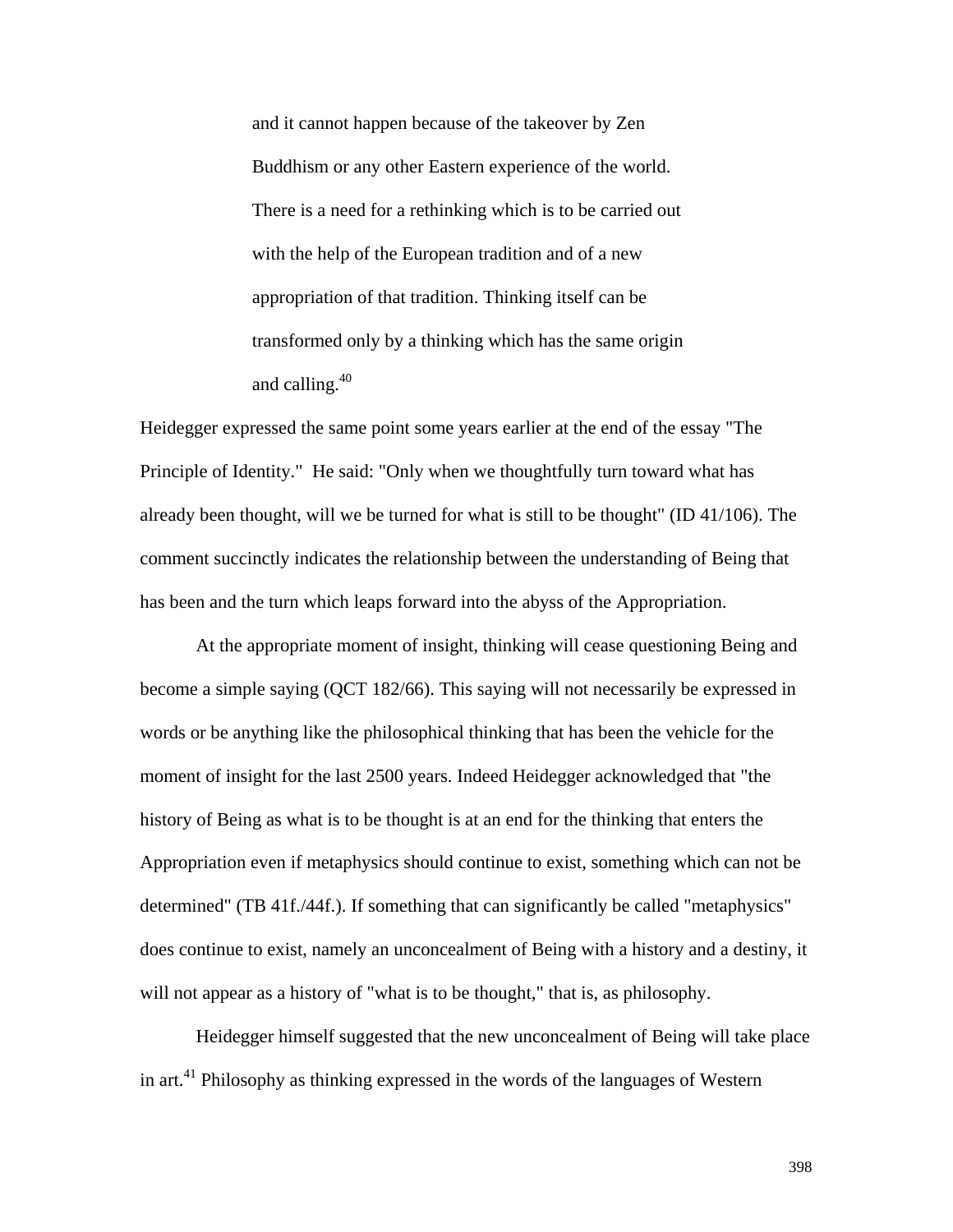> and it cannot happen because of the takeover by Zen Buddhism or any other Eastern experience of the world. There is a need for a rethinking which is to be carried out with the help of the European tradition and of a new appropriation of that tradition. Thinking itself can be transformed only by a thinking which has the same origin and calling.[40]

Heidegger expressed the same point some years earlier at the end of the essay "The Principle of Identity." He said: "Only when we thoughtfully turn toward what has already been thought, will we be turned for what is still to be thought" (ID 41/106). The comment succinctly indicates the relationship between the understanding of Being that has been and the turn which leaps forward into the abyss of the Appropriation.

At the appropriate moment of insight, thinking will cease questioning Being and become a simple saying (QCT 182/66). This saying will not necessarily be expressed in words or be anything like the philosophical thinking that has been the vehicle for the moment of insight for the last 2500 years. Indeed Heidegger acknowledged that "the history of Being as what is to be thought is at an end for the thinking that enters the Appropriation even if metaphysics should continue to exist, something which can not be determined" (TB 41f./44f.). If something that can significantly be called "metaphysics" does continue to exist, namely an unconcealment of Being with a history and a destiny, it will not appear as a history of "what is to be thought," that is, as philosophy.

Heidegger himself suggested that the new unconcealment of Being will take place in art.[41] Philosophy as thinking expressed in the words of the languages of Western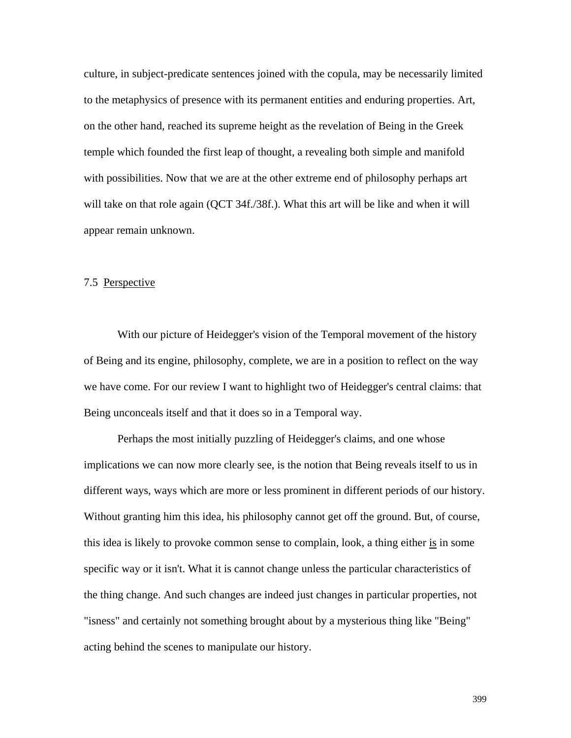culture, in subject-predicate sentences joined with the copula, may be necessarily limited to the metaphysics of presence with its permanent entities and enduring properties. Art, on the other hand, reached its supreme height as the revelation of Being in the Greek temple which founded the first leap of thought, a revealing both simple and manifold with possibilities. Now that we are at the other extreme end of philosophy perhaps art will take on that role again (QCT 34f./38f.). What this art will be like and when it will appear remain unknown.

## 7.5 Perspective

With our picture of Heidegger's vision of the Temporal movement of the history of Being and its engine, philosophy, complete, we are in a position to reflect on the way we have come. For our review I want to highlight two of Heidegger's central claims: that Being unconceals itself and that it does so in a Temporal way.

Perhaps the most initially puzzling of Heidegger's claims, and one whose implications we can now more clearly see, is the notion that Being reveals itself to us in different ways, ways which are more or less prominent in different periods of our history. Without granting him this idea, his philosophy cannot get off the ground. But, of course, this idea is likely to provoke common sense to complain, look, a thing either _is_ in some specific way or it isn't. What it is cannot change unless the particular characteristics of the thing change. And such changes are indeed just changes in particular properties, not "isness" and certainly not something brought about by a mysterious thing like "Being" acting behind the scenes to manipulate our history.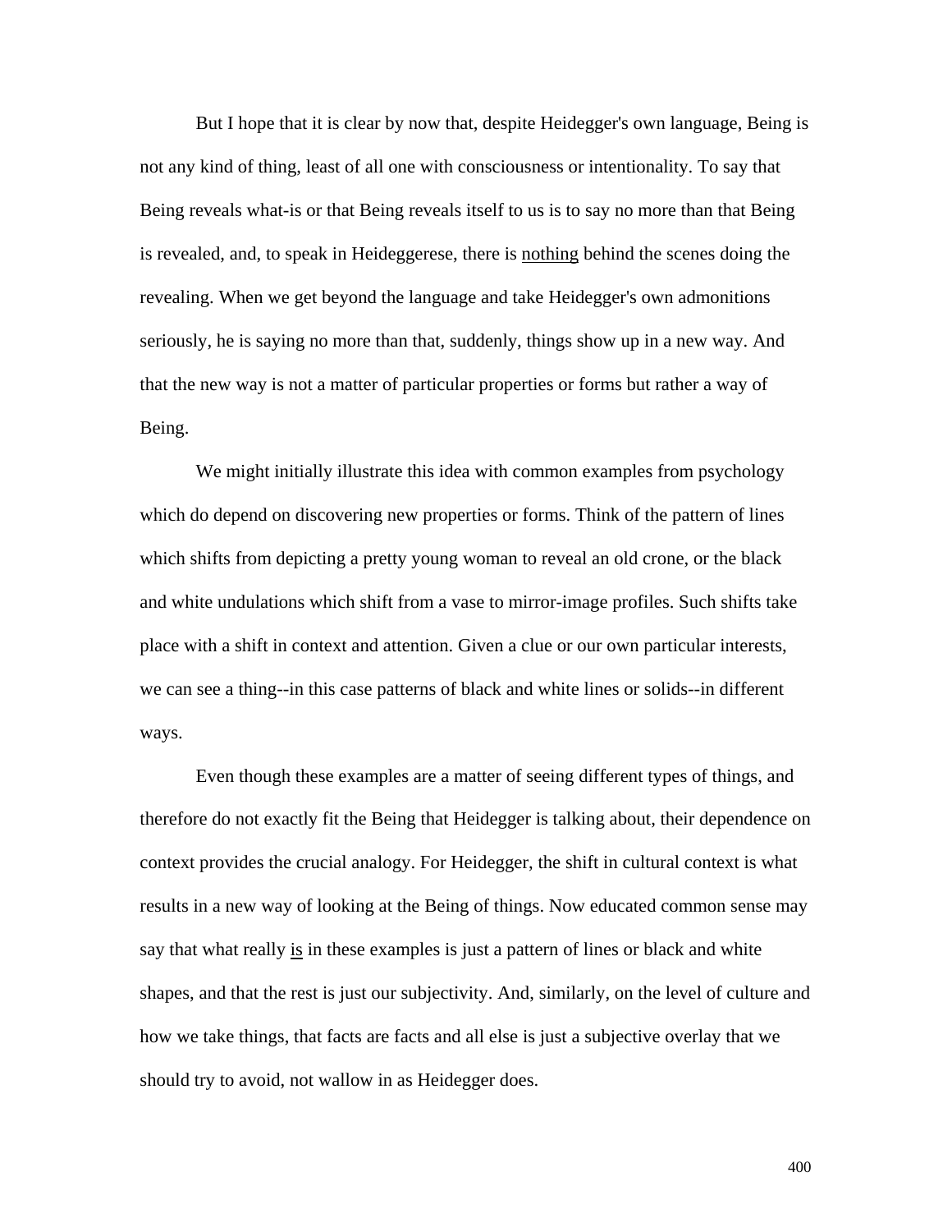But I hope that it is clear by now that, despite Heidegger's own language, Being is not any kind of thing, least of all one with consciousness or intentionality. To say that Being reveals what-is or that Being reveals itself to us is to say no more than that Being is revealed, and, to speak in Heideggerese, there is <u>nothing</u> behind the scenes doing the revealing. When we get beyond the language and take Heidegger's own admonitions seriously, he is saying no more than that, suddenly, things show up in a new way. And that the new way is not a matter of particular properties or forms but rather a way of Being.

We might initially illustrate this idea with common examples from psychology which do depend on discovering new properties or forms. Think of the pattern of lines which shifts from depicting a pretty young woman to reveal an old crone, or the black and white undulations which shift from a vase to mirror-image profiles. Such shifts take place with a shift in context and attention. Given a clue or our own particular interests, we can see a thing--in this case patterns of black and white lines or solids--in different ways.

Even though these examples are a matter of seeing different types of things, and therefore do not exactly fit the Being that Heidegger is talking about, their dependence on context provides the crucial analogy. For Heidegger, the shift in cultural context is what results in a new way of looking at the Being of things. Now educated common sense may say that what really <u>is</u> in these examples is just a pattern of lines or black and white shapes, and that the rest is just our subjectivity. And, similarly, on the level of culture and how we take things, that facts are facts and all else is just a subjective overlay that we should try to avoid, not wallow in as Heidegger does.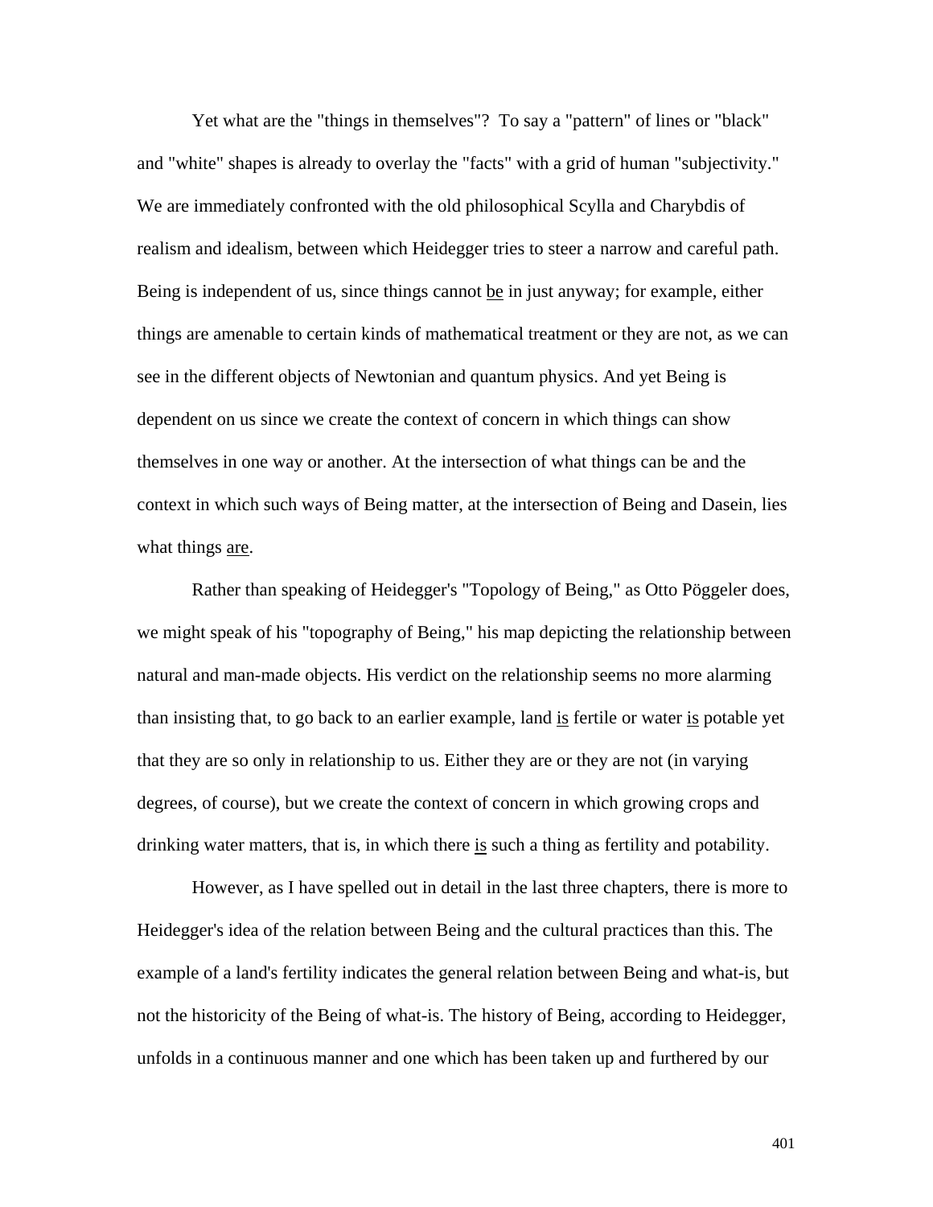Yet what are the "things in themselves"? To say a "pattern" of lines or "black" and "white" shapes is already to overlay the "facts" with a grid of human "subjectivity." We are immediately confronted with the old philosophical Scylla and Charybdis of realism and idealism, between which Heidegger tries to steer a narrow and careful path. Being is independent of us, since things cannot <u>be</u> in just anyway; for example, either things are amenable to certain kinds of mathematical treatment or they are not, as we can see in the different objects of Newtonian and quantum physics. And yet Being is dependent on us since we create the context of concern in which things can show themselves in one way or another. At the intersection of what things can be and the context in which such ways of Being matter, at the intersection of Being and Dasein, lies what things <u>are</u>.

Rather than speaking of Heidegger's "Topology of Being," as Otto Pöggeler does, we might speak of his "topography of Being," his map depicting the relationship between natural and man-made objects. His verdict on the relationship seems no more alarming than insisting that, to go back to an earlier example, land <u>is</u> fertile or water <u>is</u> potable yet that they are so only in relationship to us. Either they are or they are not (in varying degrees, of course), but we create the context of concern in which growing crops and drinking water matters, that is, in which there <u>is</u> such a thing as fertility and potability.

However, as I have spelled out in detail in the last three chapters, there is more to Heidegger's idea of the relation between Being and the cultural practices than this. The example of a land's fertility indicates the general relation between Being and what-is, but not the historicity of the Being of what-is. The history of Being, according to Heidegger, unfolds in a continuous manner and one which has been taken up and furthered by our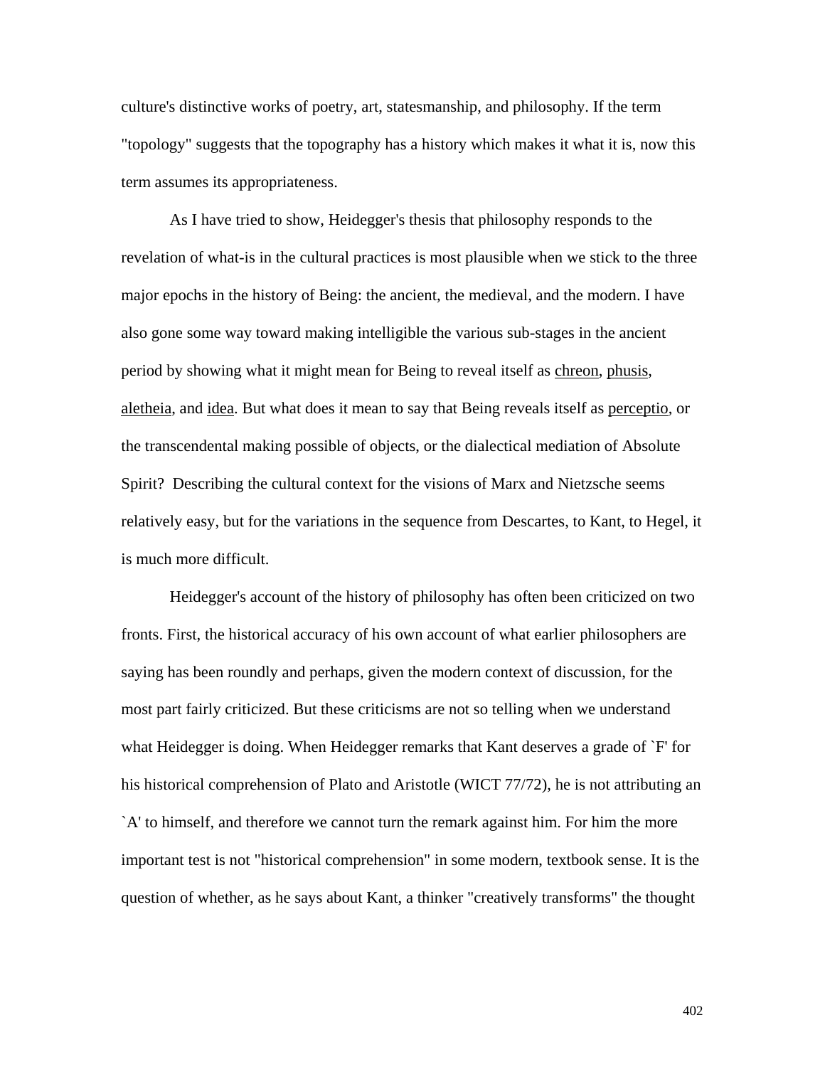culture's distinctive works of poetry, art, statesmanship, and philosophy. If the term "topology" suggests that the topography has a history which makes it what it is, now this term assumes its appropriateness.

As I have tried to show, Heidegger's thesis that philosophy responds to the revelation of what-is in the cultural practices is most plausible when we stick to the three major epochs in the history of Being: the ancient, the medieval, and the modern. I have also gone some way toward making intelligible the various sub-stages in the ancient period by showing what it might mean for Being to reveal itself as _chreon_, _phusis_, _aletheia_, and _idea_. But what does it mean to say that Being reveals itself as _perceptio_, or the transcendental making possible of objects, or the dialectical mediation of Absolute Spirit? Describing the cultural context for the visions of Marx and Nietzsche seems relatively easy, but for the variations in the sequence from Descartes, to Kant, to Hegel, it is much more difficult.

Heidegger's account of the history of philosophy has often been criticized on two fronts. First, the historical accuracy of his own account of what earlier philosophers are saying has been roundly and perhaps, given the modern context of discussion, for the most part fairly criticized. But these criticisms are not so telling when we understand what Heidegger is doing. When Heidegger remarks that Kant deserves a grade of `F' for his historical comprehension of Plato and Aristotle (WICT 77/72), he is not attributing an `A' to himself, and therefore we cannot turn the remark against him. For him the more important test is not "historical comprehension" in some modern, textbook sense. It is the question of whether, as he says about Kant, a thinker "creatively transforms" the thought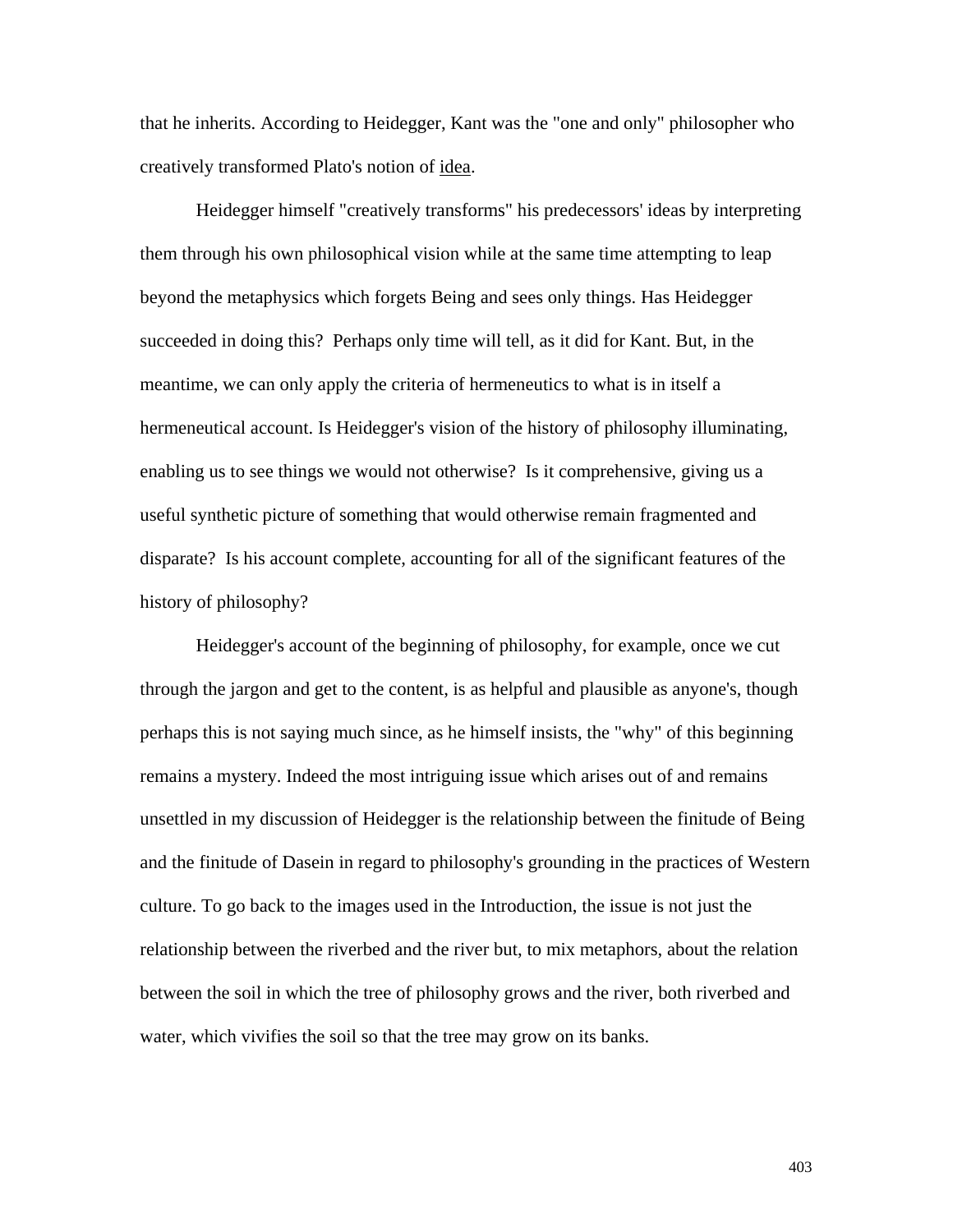that he inherits. According to Heidegger, Kant was the "one and only" philosopher who creatively transformed Plato's notion of <u>idea</u>.

Heidegger himself "creatively transforms" his predecessors' ideas by interpreting them through his own philosophical vision while at the same time attempting to leap beyond the metaphysics which forgets Being and sees only things. Has Heidegger succeeded in doing this? Perhaps only time will tell, as it did for Kant. But, in the meantime, we can only apply the criteria of hermeneutics to what is in itself a hermeneutical account. Is Heidegger's vision of the history of philosophy illuminating, enabling us to see things we would not otherwise? Is it comprehensive, giving us a useful synthetic picture of something that would otherwise remain fragmented and disparate? Is his account complete, accounting for all of the significant features of the history of philosophy?

Heidegger's account of the beginning of philosophy, for example, once we cut through the jargon and get to the content, is as helpful and plausible as anyone's, though perhaps this is not saying much since, as he himself insists, the "why" of this beginning remains a mystery. Indeed the most intriguing issue which arises out of and remains unsettled in my discussion of Heidegger is the relationship between the finitude of Being and the finitude of Dasein in regard to philosophy's grounding in the practices of Western culture. To go back to the images used in the Introduction, the issue is not just the relationship between the riverbed and the river but, to mix metaphors, about the relation between the soil in which the tree of philosophy grows and the river, both riverbed and water, which vivifies the soil so that the tree may grow on its banks.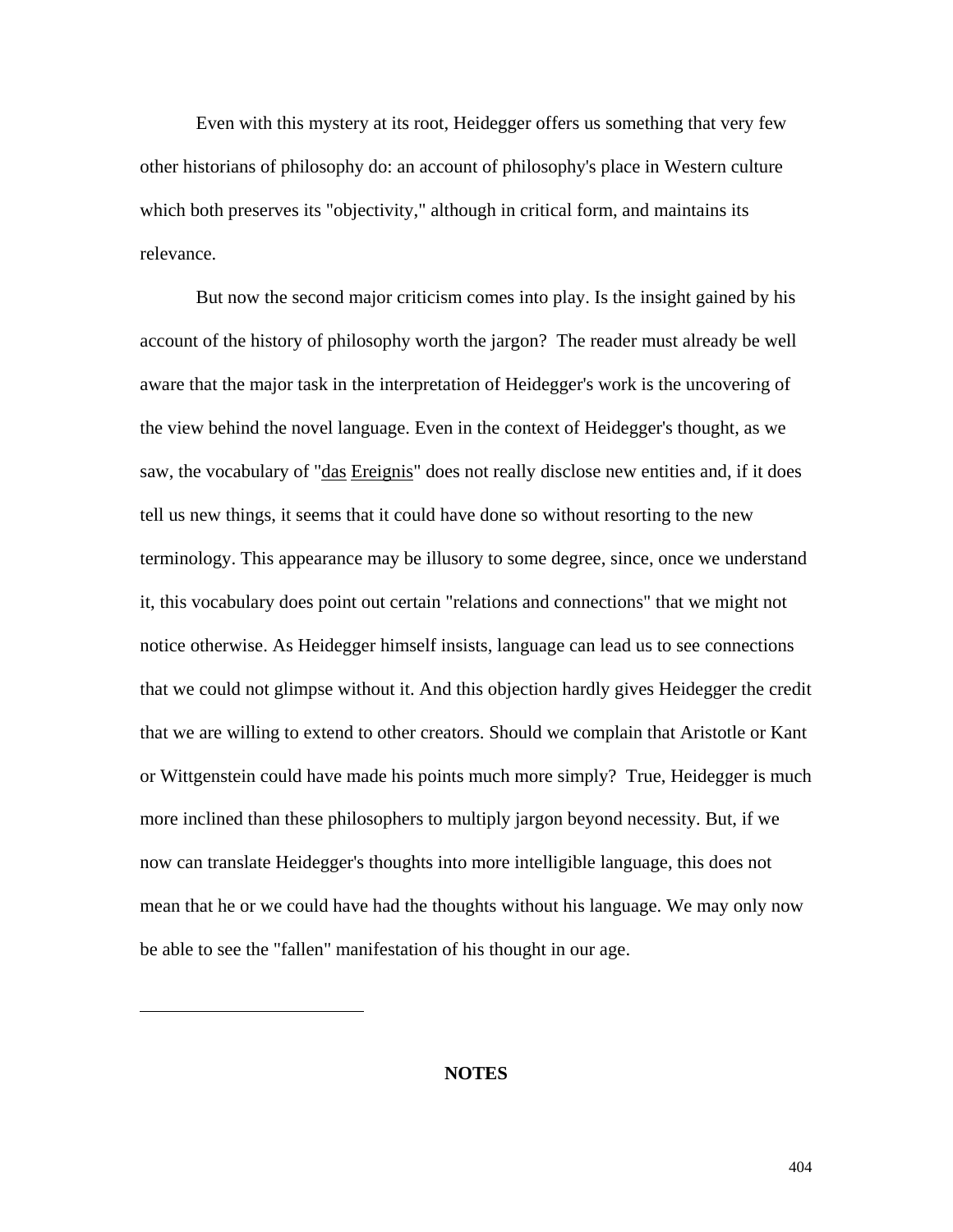Even with this mystery at its root, Heidegger offers us something that very few other historians of philosophy do: an account of philosophy's place in Western culture which both preserves its "objectivity," although in critical form, and maintains its relevance.

But now the second major criticism comes into play. Is the insight gained by his account of the history of philosophy worth the jargon? The reader must already be well aware that the major task in the interpretation of Heidegger's work is the uncovering of the view behind the novel language. Even in the context of Heidegger's thought, as we saw, the vocabulary of "*das Ereignis*" does not really disclose new entities and, if it does tell us new things, it seems that it could have done so without resorting to the new terminology. This appearance may be illusory to some degree, since, once we understand it, this vocabulary does point out certain "relations and connections" that we might not notice otherwise. As Heidegger himself insists, language can lead us to see connections that we could not glimpse without it. And this objection hardly gives Heidegger the credit that we are willing to extend to other creators. Should we complain that Aristotle or Kant or Wittgenstein could have made his points much more simply? True, Heidegger is much more inclined than these philosophers to multiply jargon beyond necessity. But, if we now can translate Heidegger's thoughts into more intelligible language, this does not mean that he or we could have had the thoughts without his language. We may only now be able to see the "fallen" manifestation of his thought in our age.

---

**NOTES**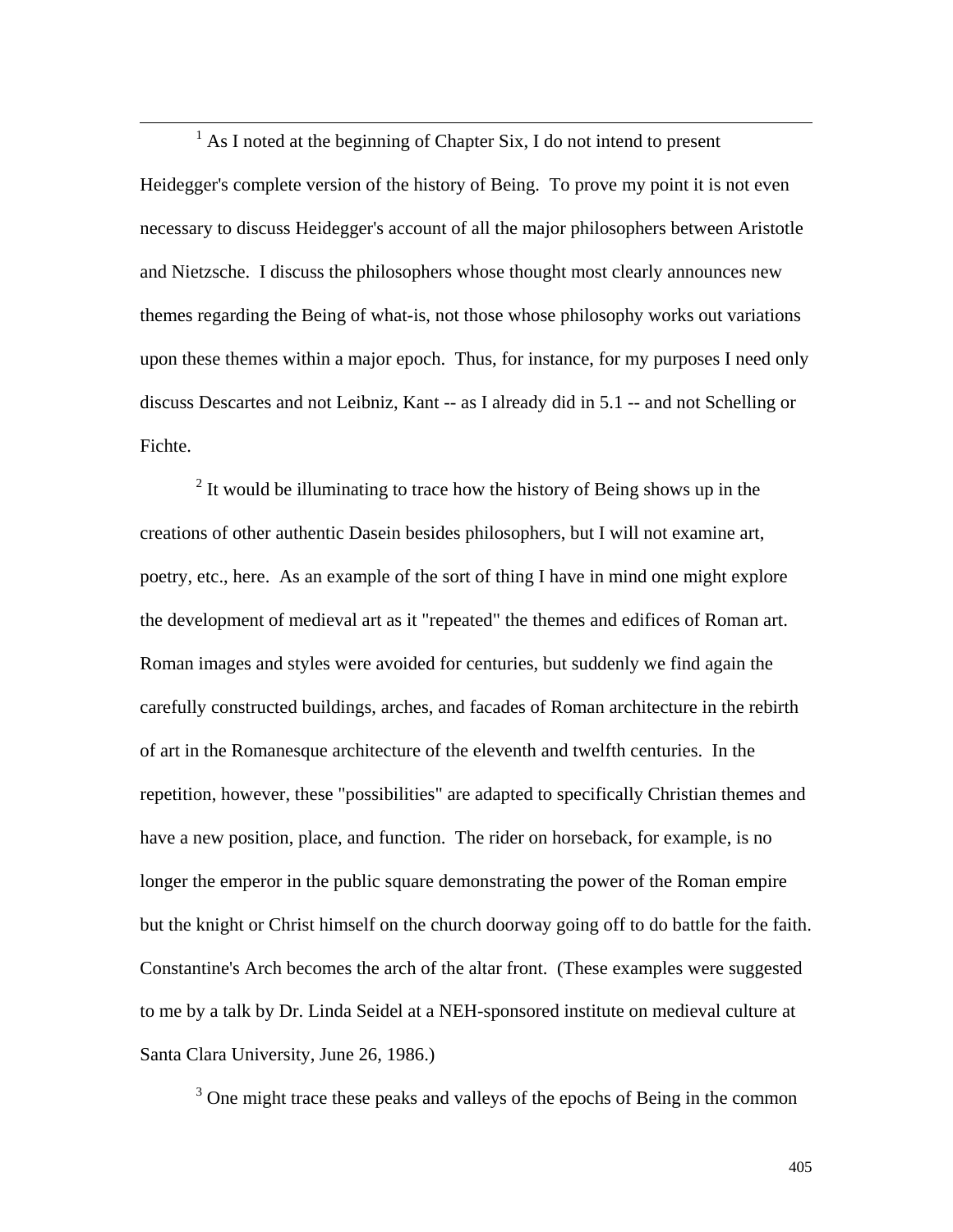[1] As I noted at the beginning of Chapter Six, I do not intend to present Heidegger's complete version of the history of Being. To prove my point it is not even necessary to discuss Heidegger's account of all the major philosophers between Aristotle and Nietzsche. I discuss the philosophers whose thought most clearly announces new themes regarding the Being of what-is, not those whose philosophy works out variations upon these themes within a major epoch. Thus, for instance, for my purposes I need only discuss Descartes and not Leibniz, Kant -- as I already did in 5.1 -- and not Schelling or Fichte.

[2] It would be illuminating to trace how the history of Being shows up in the creations of other authentic Dasein besides philosophers, but I will not examine art, poetry, etc., here. As an example of the sort of thing I have in mind one might explore the development of medieval art as it "repeated" the themes and edifices of Roman art. Roman images and styles were avoided for centuries, but suddenly we find again the carefully constructed buildings, arches, and facades of Roman architecture in the rebirth of art in the Romanesque architecture of the eleventh and twelfth centuries. In the repetition, however, these "possibilities" are adapted to specifically Christian themes and have a new position, place, and function. The rider on horseback, for example, is no longer the emperor in the public square demonstrating the power of the Roman empire but the knight or Christ himself on the church doorway going off to do battle for the faith. Constantine's Arch becomes the arch of the altar front. (These examples were suggested to me by a talk by Dr. Linda Seidel at a NEH-sponsored institute on medieval culture at Santa Clara University, June 26, 1986.)

[3] One might trace these peaks and valleys of the epochs of Being in the common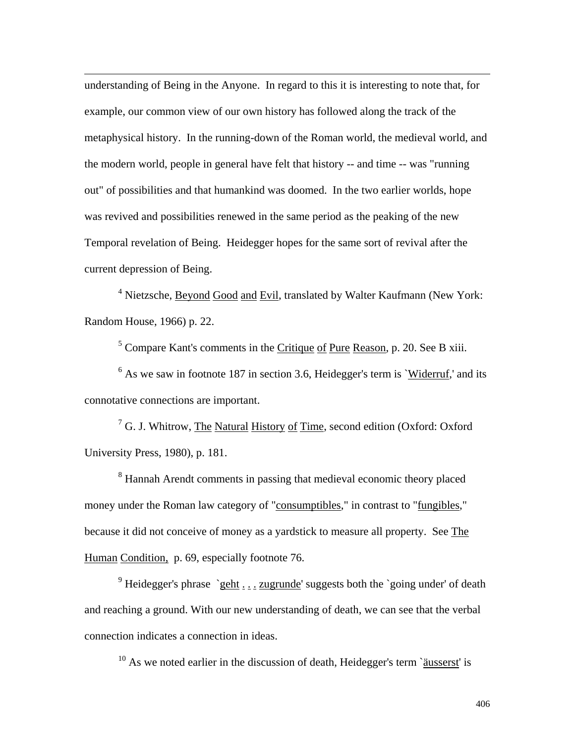understanding of Being in the Anyone. In regard to this it is interesting to note that, for example, our common view of our own history has followed along the track of the metaphysical history. In the running-down of the Roman world, the medieval world, and the modern world, people in general have felt that history -- and time -- was "running out" of possibilities and that humankind was doomed. In the two earlier worlds, hope was revived and possibilities renewed in the same period as the peaking of the new Temporal revelation of Being. Heidegger hopes for the same sort of revival after the current depression of Being.

[4] Nietzsche, Beyond Good and Evil, translated by Walter Kaufmann (New York: Random House, 1966) p. 22.

[5] Compare Kant's comments in the Critique of Pure Reason, p. 20. See B xiii.

[6] As we saw in footnote 187 in section 3.6, Heidegger's term is `Widerruf,' and its connotative connections are important.

[7] G. J. Whitrow, The Natural History of Time, second edition (Oxford: Oxford University Press, 1980), p. 181.

[8] Hannah Arendt comments in passing that medieval economic theory placed money under the Roman law category of "consumptibles," in contrast to "fungibles," because it did not conceive of money as a yardstick to measure all property. See The Human Condition, p. 69, especially footnote 76.

[9] Heidegger's phrase `geht . . . zugrunde' suggests both the `going under' of death and reaching a ground. With our new understanding of death, we can see that the verbal connection indicates a connection in ideas.

[10] As we noted earlier in the discussion of death, Heidegger's term `äusserst' is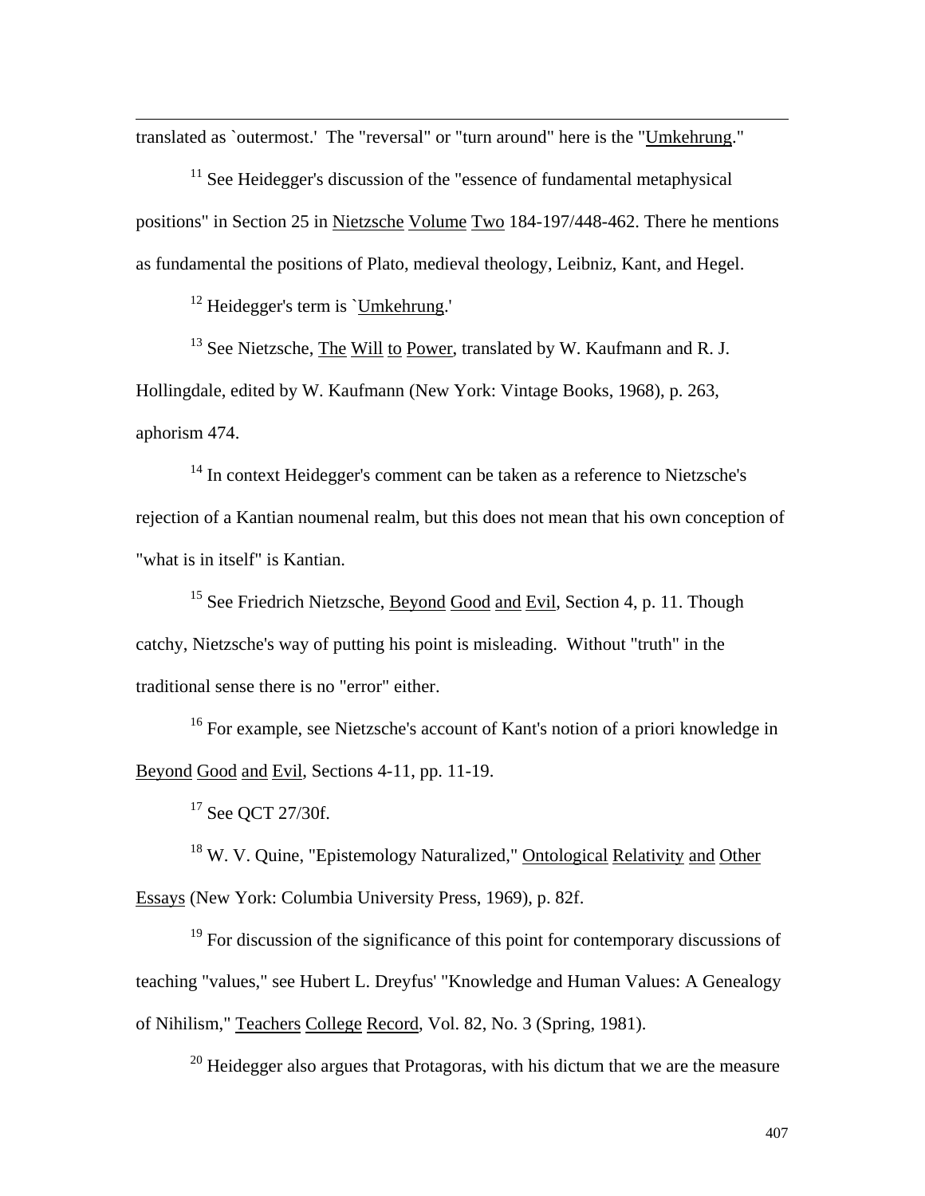translated as `outermost.' The "reversal" or "turn around" here is the "Umkehrung."

[11] See Heidegger's discussion of the "essence of fundamental metaphysical positions" in Section 25 in Nietzsche Volume Two 184-197/448-462. There he mentions as fundamental the positions of Plato, medieval theology, Leibniz, Kant, and Hegel.

[12] Heidegger's term is `Umkehrung.'

[13] See Nietzsche, The Will to Power, translated by W. Kaufmann and R. J. Hollingdale, edited by W. Kaufmann (New York: Vintage Books, 1968), p. 263, aphorism 474.

[14] In context Heidegger's comment can be taken as a reference to Nietzsche's rejection of a Kantian noumenal realm, but this does not mean that his own conception of "what is in itself" is Kantian.

[15] See Friedrich Nietzsche, Beyond Good and Evil, Section 4, p. 11. Though catchy, Nietzsche's way of putting his point is misleading. Without "truth" in the traditional sense there is no "error" either.

[16] For example, see Nietzsche's account of Kant's notion of a priori knowledge in Beyond Good and Evil, Sections 4-11, pp. 11-19.

[17] See QCT 27/30f.

[18] W. V. Quine, "Epistemology Naturalized," Ontological Relativity and Other Essays (New York: Columbia University Press, 1969), p. 82f.

[19] For discussion of the significance of this point for contemporary discussions of teaching "values," see Hubert L. Dreyfus' "Knowledge and Human Values: A Genealogy of Nihilism," Teachers College Record, Vol. 82, No. 3 (Spring, 1981).

[20] Heidegger also argues that Protagoras, with his dictum that we are the measure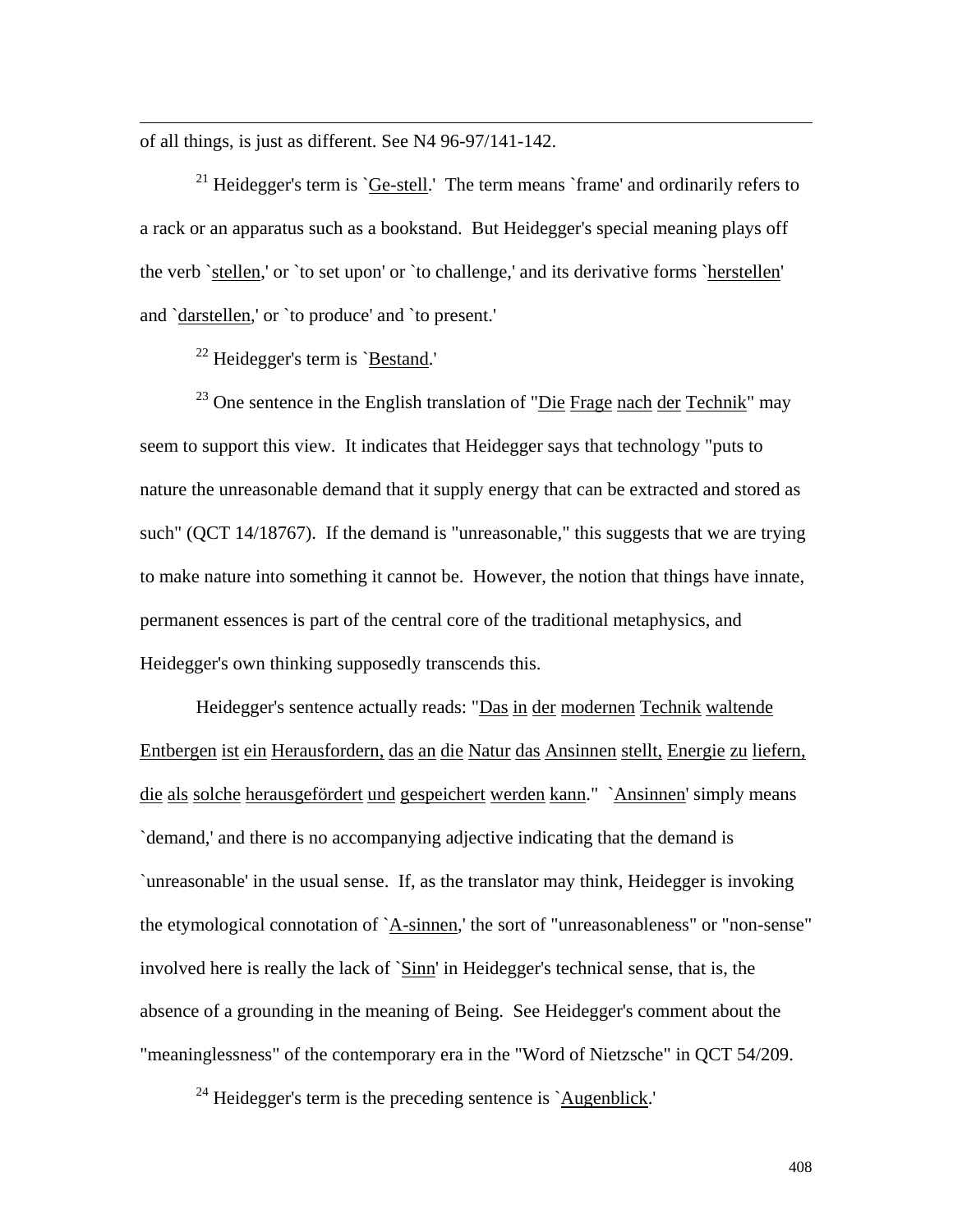of all things, is just as different. See N4 96-97/141-142.

[21] Heidegger's term is `Ge-stell.' The term means `frame' and ordinarily refers to a rack or an apparatus such as a bookstand. But Heidegger's special meaning plays off the verb `stellen,' or `to set upon' or `to challenge,' and its derivative forms `herstellen' and `darstellen,' or `to produce' and `to present.'

[22] Heidegger's term is `Bestand.'

[23] One sentence in the English translation of "Die Frage nach der Technik" may seem to support this view. It indicates that Heidegger says that technology "puts to nature the unreasonable demand that it supply energy that can be extracted and stored as such" (QCT 14/18767). If the demand is "unreasonable," this suggests that we are trying to make nature into something it cannot be. However, the notion that things have innate, permanent essences is part of the central core of the traditional metaphysics, and Heidegger's own thinking supposedly transcends this.

Heidegger's sentence actually reads: "Das in der modernen Technik waltende Entbergen ist ein Herausfordern, das an die Natur das Ansinnen stellt, Energie zu liefern, die als solche herausgefördert und gespeichert werden kann." `Ansinnen' simply means `demand,' and there is no accompanying adjective indicating that the demand is `unreasonable' in the usual sense. If, as the translator may think, Heidegger is invoking the etymological connotation of `A-sinnen,' the sort of "unreasonableness" or "non-sense" involved here is really the lack of `Sinn' in Heidegger's technical sense, that is, the absence of a grounding in the meaning of Being. See Heidegger's comment about the "meaninglessness" of the contemporary era in the "Word of Nietzsche" in QCT 54/209.

[24] Heidegger's term is the preceding sentence is `Augenblick.'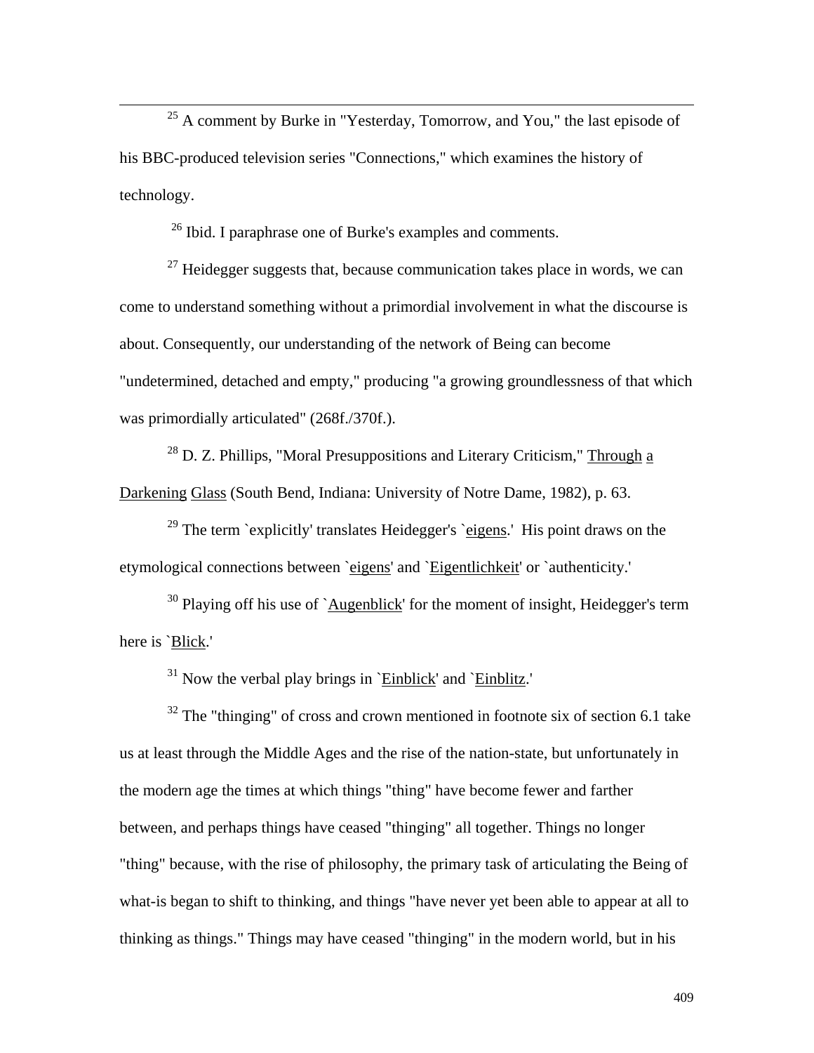[25] A comment by Burke in "Yesterday, Tomorrow, and You," the last episode of his BBC-produced television series "Connections," which examines the history of technology.

[26] Ibid. I paraphrase one of Burke's examples and comments.

[27] Heidegger suggests that, because communication takes place in words, we can come to understand something without a primordial involvement in what the discourse is about. Consequently, our understanding of the network of Being can become "undetermined, detached and empty," producing "a growing groundlessness of that which was primordially articulated" (268f./370f.).

[28] D. Z. Phillips, "Moral Presuppositions and Literary Criticism," Through a Darkening Glass (South Bend, Indiana: University of Notre Dame, 1982), p. 63.

[29] The term `explicitly' translates Heidegger's `eigens.' His point draws on the etymological connections between `eigens' and `Eigentlichkeit' or `authenticity.'

[30] Playing off his use of `Augenblick' for the moment of insight, Heidegger's term here is `Blick.'

[31] Now the verbal play brings in `Einblick' and `Einblitz.'

[32] The "thinging" of cross and crown mentioned in footnote six of section 6.1 take us at least through the Middle Ages and the rise of the nation-state, but unfortunately in the modern age the times at which things "thing" have become fewer and farther between, and perhaps things have ceased "thinging" all together. Things no longer "thing" because, with the rise of philosophy, the primary task of articulating the Being of what-is began to shift to thinking, and things "have never yet been able to appear at all to thinking as things." Things may have ceased "thinging" in the modern world, but in his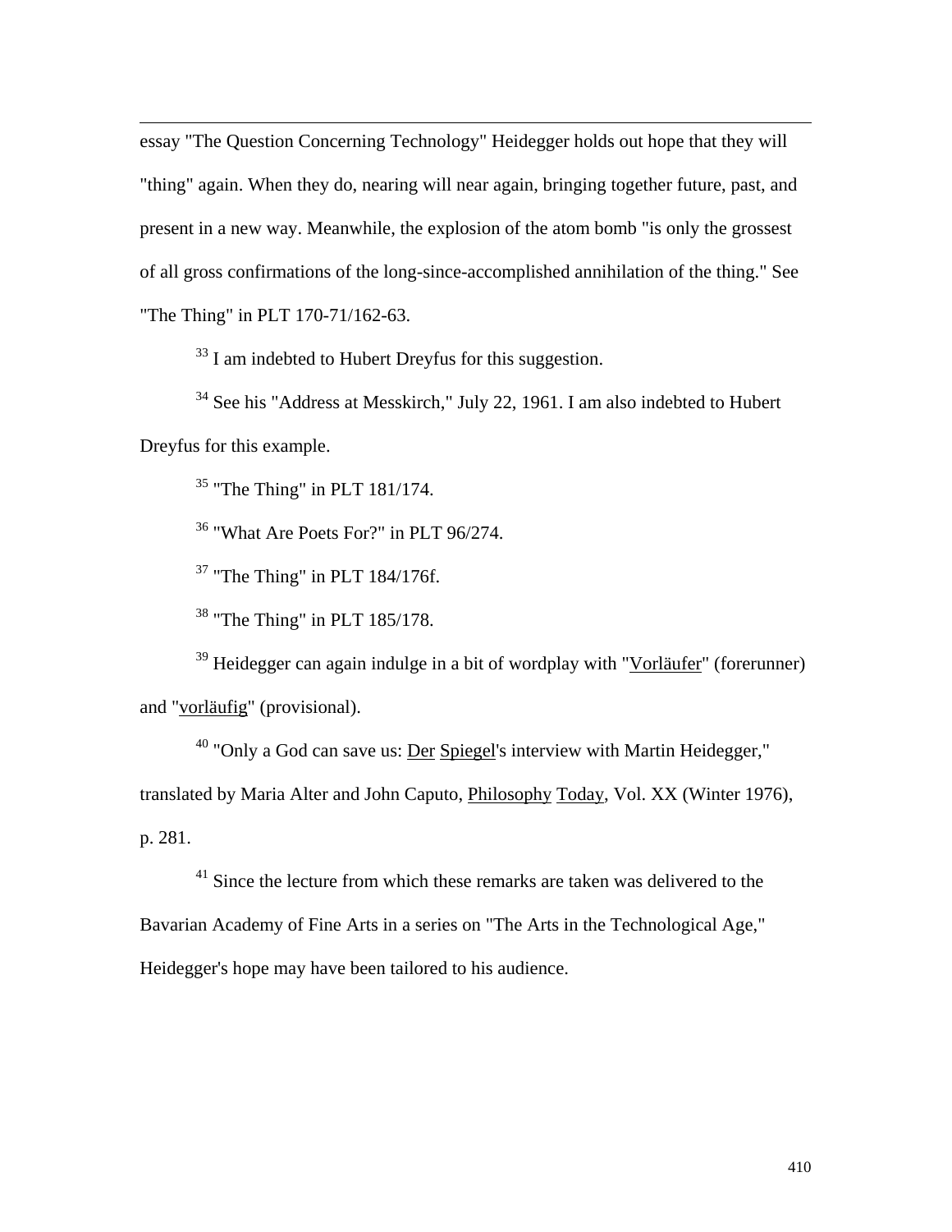essay "The Question Concerning Technology" Heidegger holds out hope that they will "thing" again. When they do, nearing will near again, bringing together future, past, and present in a new way. Meanwhile, the explosion of the atom bomb "is only the grossest of all gross confirmations of the long-since-accomplished annihilation of the thing." See "The Thing" in PLT 170-71/162-63.

[33] I am indebted to Hubert Dreyfus for this suggestion.

[34] See his "Address at Messkirch," July 22, 1961. I am also indebted to Hubert Dreyfus for this example.

[35] "The Thing" in PLT 181/174.

[36] "What Are Poets For?" in PLT 96/274.

[37] "The Thing" in PLT 184/176f.

[38] "The Thing" in PLT 185/178.

[39] Heidegger can again indulge in a bit of wordplay with "Vorläufer" (forerunner) and "vorläufig" (provisional).

[40] "Only a God can save us: Der Spiegel's interview with Martin Heidegger," translated by Maria Alter and John Caputo, Philosophy Today, Vol. XX (Winter 1976), p. 281.

[41] Since the lecture from which these remarks are taken was delivered to the Bavarian Academy of Fine Arts in a series on "The Arts in the Technological Age," Heidegger's hope may have been tailored to his audience.